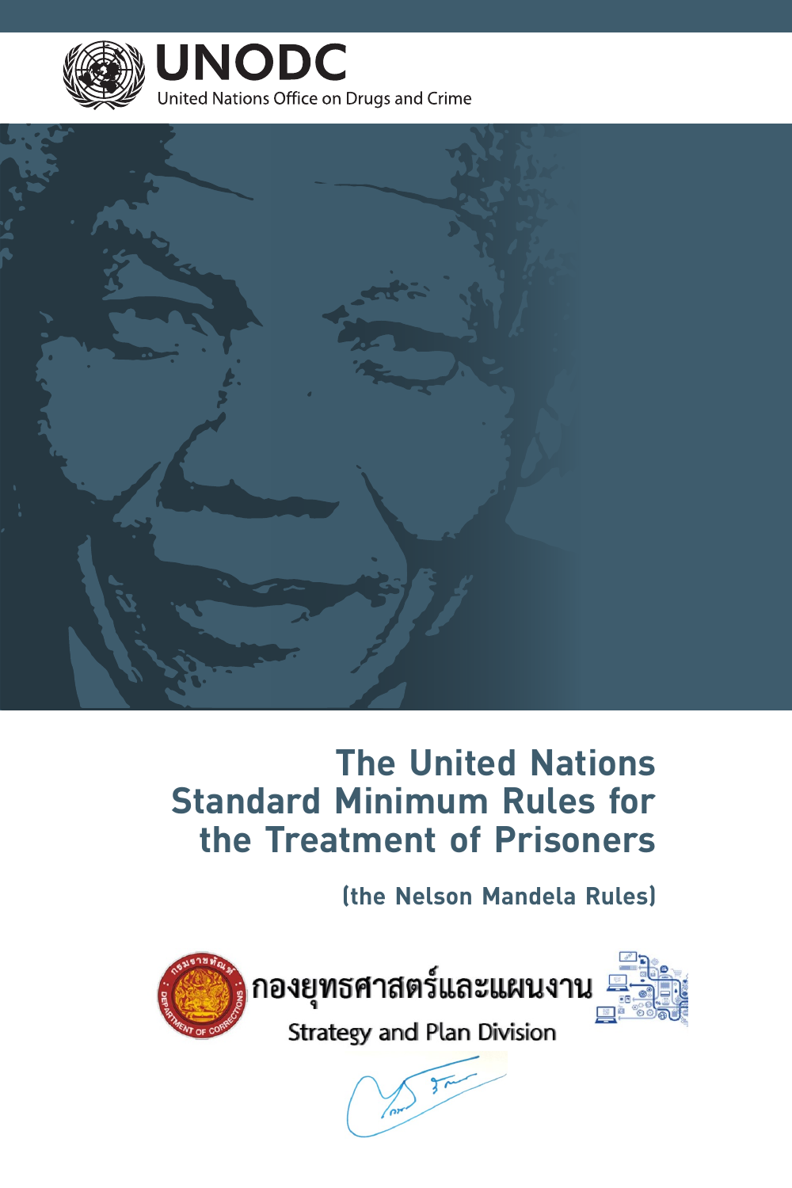UNODC

United Nations Office on Drugs and Crime

# The United Nations Standard Minimum Rules for the Treatment of Prisoners

## (the Nelson Mandela Rules)

กองยุทธศาสตร์และแผนงาน

Strategy and Plan Division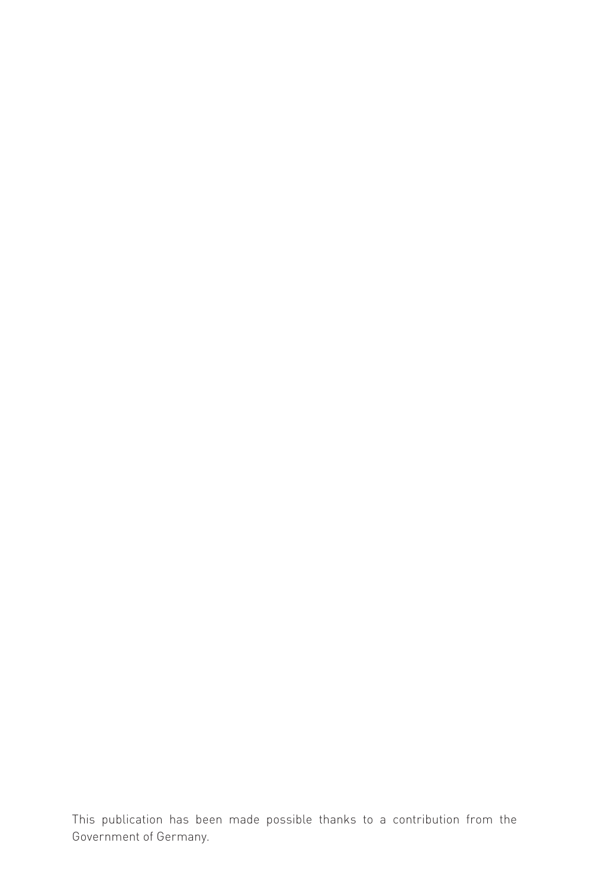This publication has been made possible thanks to a contribution from the Government of Germany.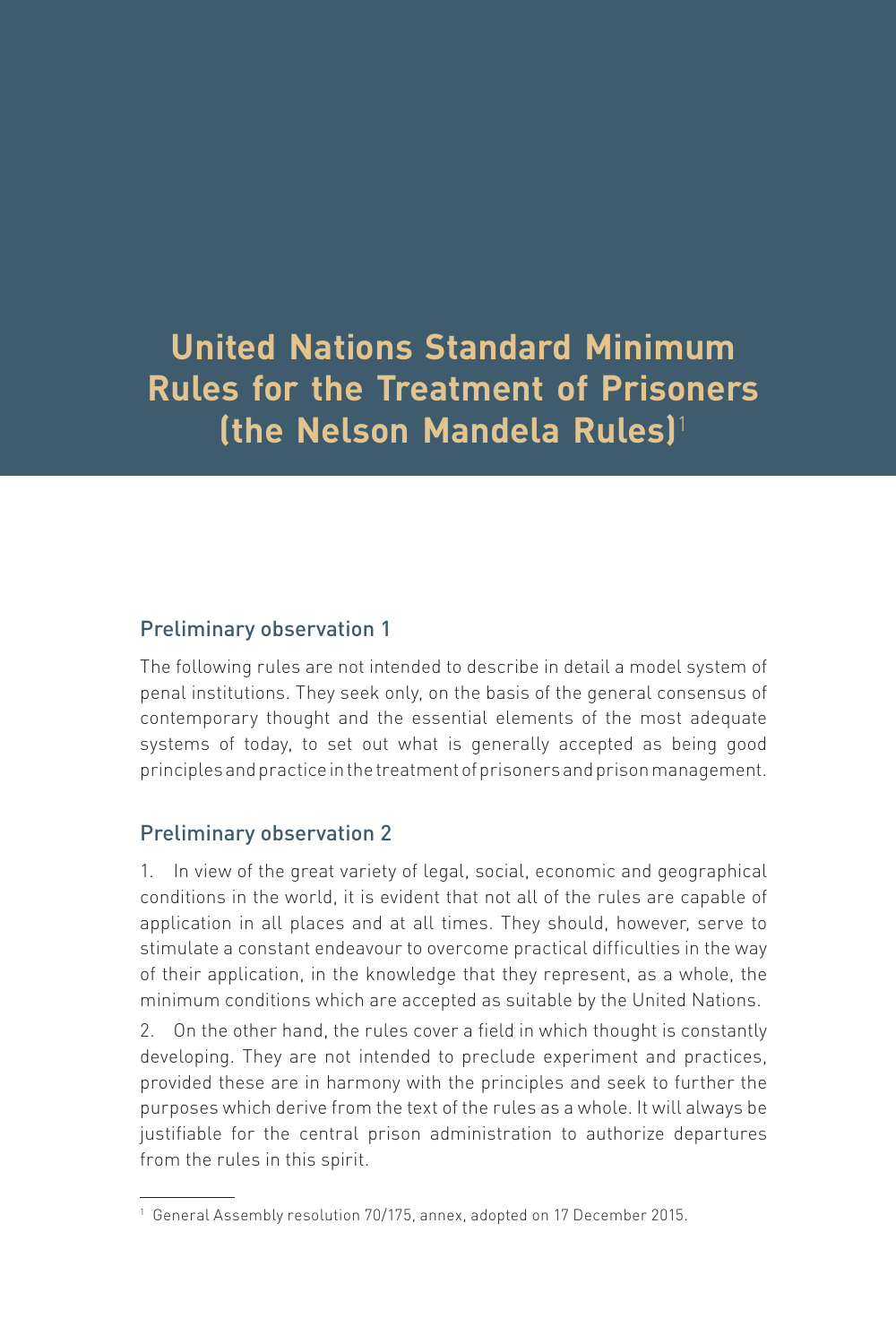# United Nations Standard Minimum Rules for the Treatment of Prisoners (the Nelson Mandela Rules)[1]

## Preliminary observation 1

The following rules are not intended to describe in detail a model system of penal institutions. They seek only, on the basis of the general consensus of contemporary thought and the essential elements of the most adequate systems of today, to set out what is generally accepted as being good principles and practice in the treatment of prisoners and prison management.

## Preliminary observation 2

1. In view of the great variety of legal, social, economic and geographical conditions in the world, it is evident that not all of the rules are capable of application in all places and at all times. They should, however, serve to stimulate a constant endeavour to overcome practical difficulties in the way of their application, in the knowledge that they represent, as a whole, the minimum conditions which are accepted as suitable by the United Nations.

2. On the other hand, the rules cover a field in which thought is constantly developing. They are not intended to preclude experiment and practices, provided these are in harmony with the principles and seek to further the purposes which derive from the text of the rules as a whole. It will always be justifiable for the central prison administration to authorize departures from the rules in this spirit.

---

[1] General Assembly resolution 70/175, annex, adopted on 17 December 2015.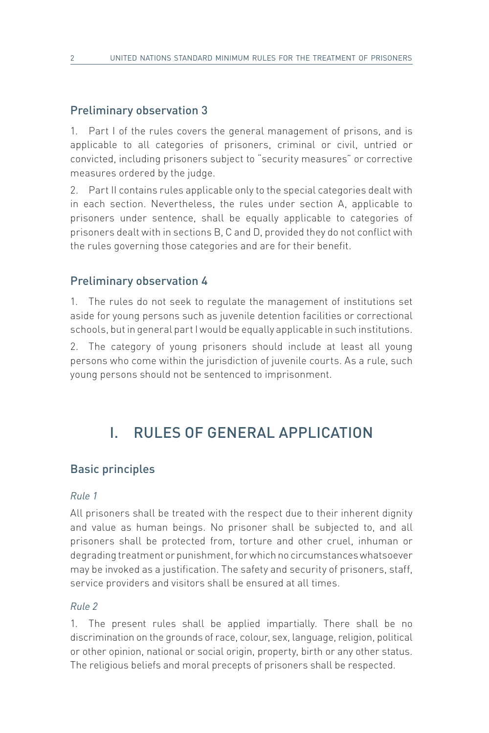## Preliminary observation 3

1. Part I of the rules covers the general management of prisons, and is applicable to all categories of prisoners, criminal or civil, untried or convicted, including prisoners subject to "security measures" or corrective measures ordered by the judge.

2. Part II contains rules applicable only to the special categories dealt with in each section. Nevertheless, the rules under section A, applicable to prisoners under sentence, shall be equally applicable to categories of prisoners dealt with in sections B, C and D, provided they do not conflict with the rules governing those categories and are for their benefit.

## Preliminary observation 4

1. The rules do not seek to regulate the management of institutions set aside for young persons such as juvenile detention facilities or correctional schools, but in general part I would be equally applicable in such institutions.

2. The category of young prisoners should include at least all young persons who come within the jurisdiction of juvenile courts. As a rule, such young persons should not be sentenced to imprisonment.

# I. RULES OF GENERAL APPLICATION

## Basic principles

*Rule 1*

All prisoners shall be treated with the respect due to their inherent dignity and value as human beings. No prisoner shall be subjected to, and all prisoners shall be protected from, torture and other cruel, inhuman or degrading treatment or punishment, for which no circumstances whatsoever may be invoked as a justification. The safety and security of prisoners, staff, service providers and visitors shall be ensured at all times.

*Rule 2*

1. The present rules shall be applied impartially. There shall be no discrimination on the grounds of race, colour, sex, language, religion, political or other opinion, national or social origin, property, birth or any other status. The religious beliefs and moral precepts of prisoners shall be respected.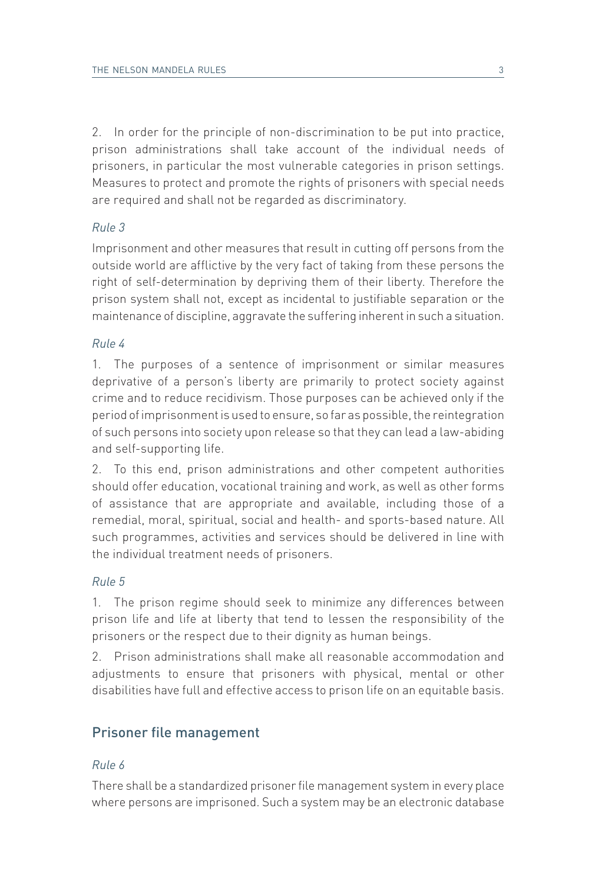2. In order for the principle of non-discrimination to be put into practice, prison administrations shall take account of the individual needs of prisoners, in particular the most vulnerable categories in prison settings. Measures to protect and promote the rights of prisoners with special needs are required and shall not be regarded as discriminatory.

*Rule 3*

Imprisonment and other measures that result in cutting off persons from the outside world are afflictive by the very fact of taking from these persons the right of self-determination by depriving them of their liberty. Therefore the prison system shall not, except as incidental to justifiable separation or the maintenance of discipline, aggravate the suffering inherent in such a situation.

*Rule 4*

1. The purposes of a sentence of imprisonment or similar measures deprivative of a person's liberty are primarily to protect society against crime and to reduce recidivism. Those purposes can be achieved only if the period of imprisonment is used to ensure, so far as possible, the reintegration of such persons into society upon release so that they can lead a law-abiding and self-supporting life.

2. To this end, prison administrations and other competent authorities should offer education, vocational training and work, as well as other forms of assistance that are appropriate and available, including those of a remedial, moral, spiritual, social and health- and sports-based nature. All such programmes, activities and services should be delivered in line with the individual treatment needs of prisoners.

*Rule 5*

1. The prison regime should seek to minimize any differences between prison life and life at liberty that tend to lessen the responsibility of the prisoners or the respect due to their dignity as human beings.

2. Prison administrations shall make all reasonable accommodation and adjustments to ensure that prisoners with physical, mental or other disabilities have full and effective access to prison life on an equitable basis.

## Prisoner file management

*Rule 6*

There shall be a standardized prisoner file management system in every place where persons are imprisoned. Such a system may be an electronic database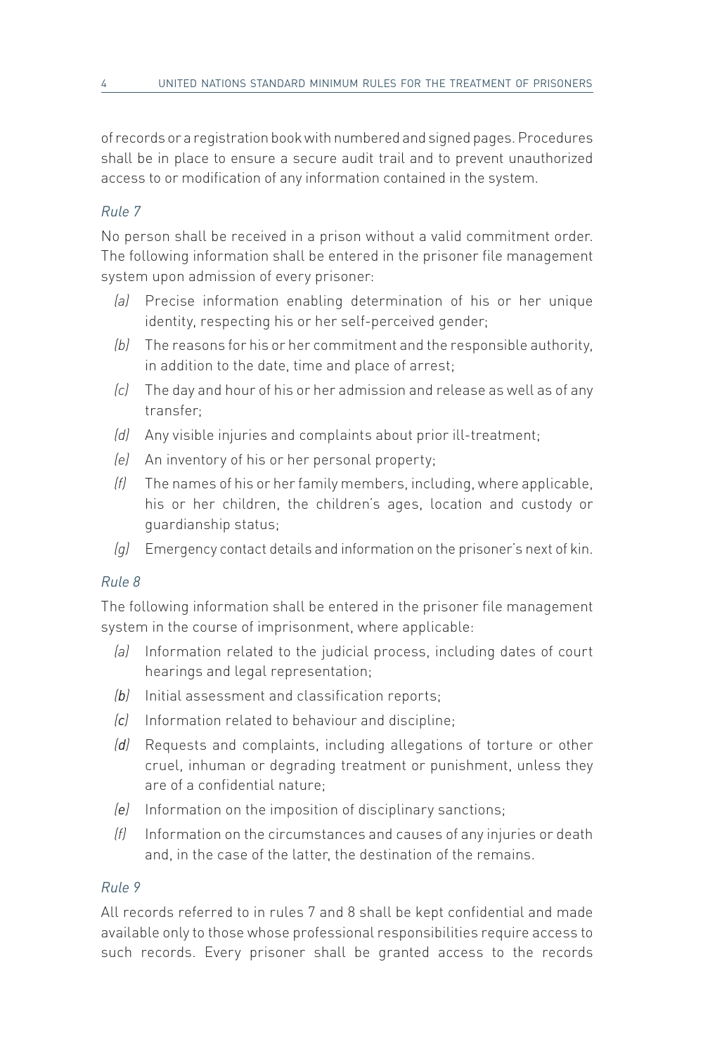of records or a registration book with numbered and signed pages. Procedures shall be in place to ensure a secure audit trail and to prevent unauthorized access to or modification of any information contained in the system.

*Rule 7*

No person shall be received in a prison without a valid commitment order. The following information shall be entered in the prisoner file management system upon admission of every prisoner:

*(a)* Precise information enabling determination of his or her unique identity, respecting his or her self-perceived gender;

*(b)* The reasons for his or her commitment and the responsible authority, in addition to the date, time and place of arrest;

*(c)* The day and hour of his or her admission and release as well as of any transfer;

*(d)* Any visible injuries and complaints about prior ill-treatment;

*(e)* An inventory of his or her personal property;

*(f)* The names of his or her family members, including, where applicable, his or her children, the children's ages, location and custody or guardianship status;

*(g)* Emergency contact details and information on the prisoner's next of kin.

*Rule 8*

The following information shall be entered in the prisoner file management system in the course of imprisonment, where applicable:

*(a)* Information related to the judicial process, including dates of court hearings and legal representation;

*(b)* Initial assessment and classification reports;

*(c)* Information related to behaviour and discipline;

*(d)* Requests and complaints, including allegations of torture or other cruel, inhuman or degrading treatment or punishment, unless they are of a confidential nature;

*(e)* Information on the imposition of disciplinary sanctions;

*(f)* Information on the circumstances and causes of any injuries or death and, in the case of the latter, the destination of the remains.

*Rule 9*

All records referred to in rules 7 and 8 shall be kept confidential and made available only to those whose professional responsibilities require access to such records. Every prisoner shall be granted access to the records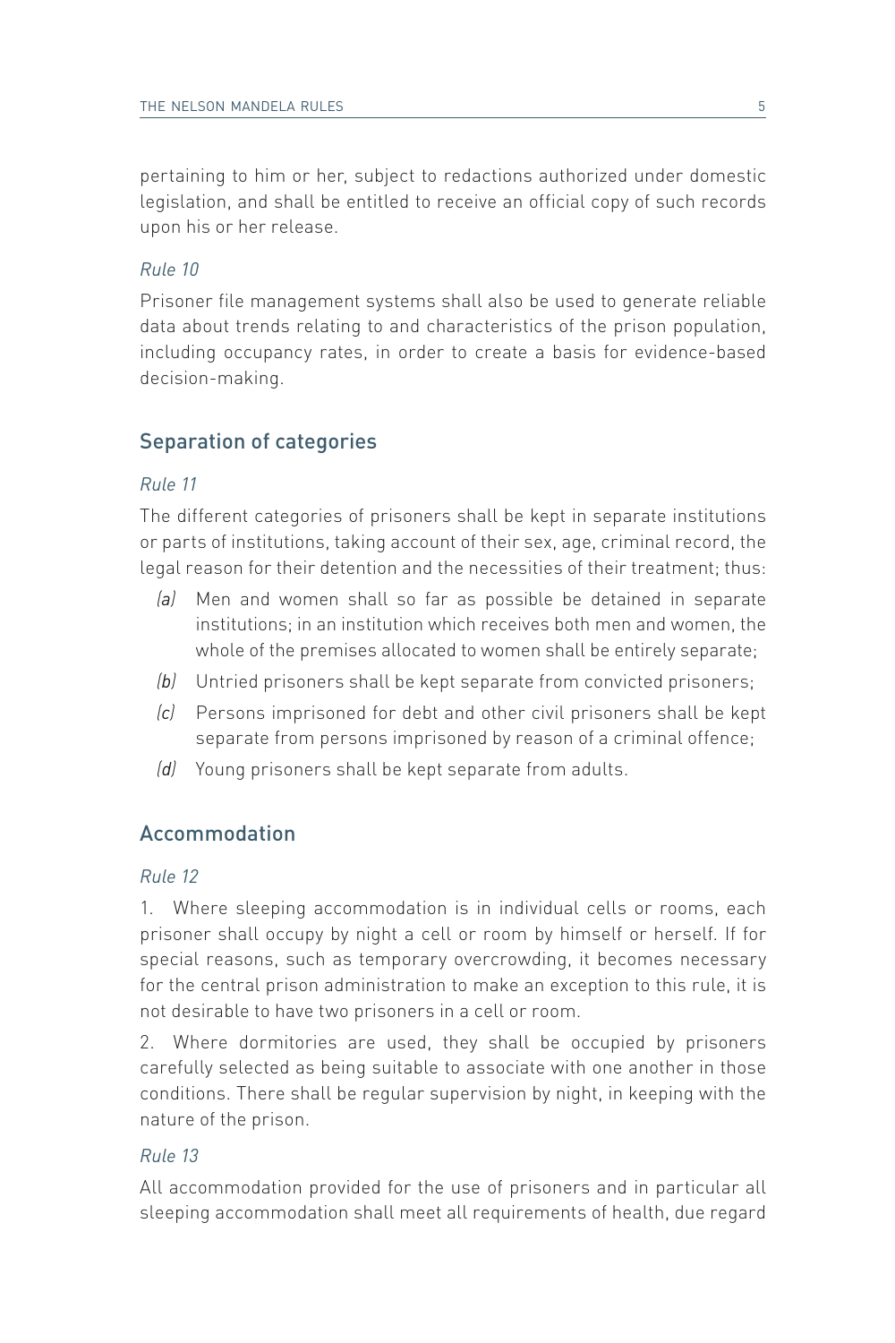pertaining to him or her, subject to redactions authorized under domestic legislation, and shall be entitled to receive an official copy of such records upon his or her release.

*Rule 10*

Prisoner file management systems shall also be used to generate reliable data about trends relating to and characteristics of the prison population, including occupancy rates, in order to create a basis for evidence-based decision-making.

## Separation of categories

*Rule 11*

The different categories of prisoners shall be kept in separate institutions or parts of institutions, taking account of their sex, age, criminal record, the legal reason for their detention and the necessities of their treatment; thus:

- *(a)* Men and women shall so far as possible be detained in separate institutions; in an institution which receives both men and women, the whole of the premises allocated to women shall be entirely separate;
- *(b)* Untried prisoners shall be kept separate from convicted prisoners;
- *(c)* Persons imprisoned for debt and other civil prisoners shall be kept separate from persons imprisoned by reason of a criminal offence;
- *(d)* Young prisoners shall be kept separate from adults.

## Accommodation

*Rule 12*

1. Where sleeping accommodation is in individual cells or rooms, each prisoner shall occupy by night a cell or room by himself or herself. If for special reasons, such as temporary overcrowding, it becomes necessary for the central prison administration to make an exception to this rule, it is not desirable to have two prisoners in a cell or room.

2. Where dormitories are used, they shall be occupied by prisoners carefully selected as being suitable to associate with one another in those conditions. There shall be regular supervision by night, in keeping with the nature of the prison.

*Rule 13*

All accommodation provided for the use of prisoners and in particular all sleeping accommodation shall meet all requirements of health, due regard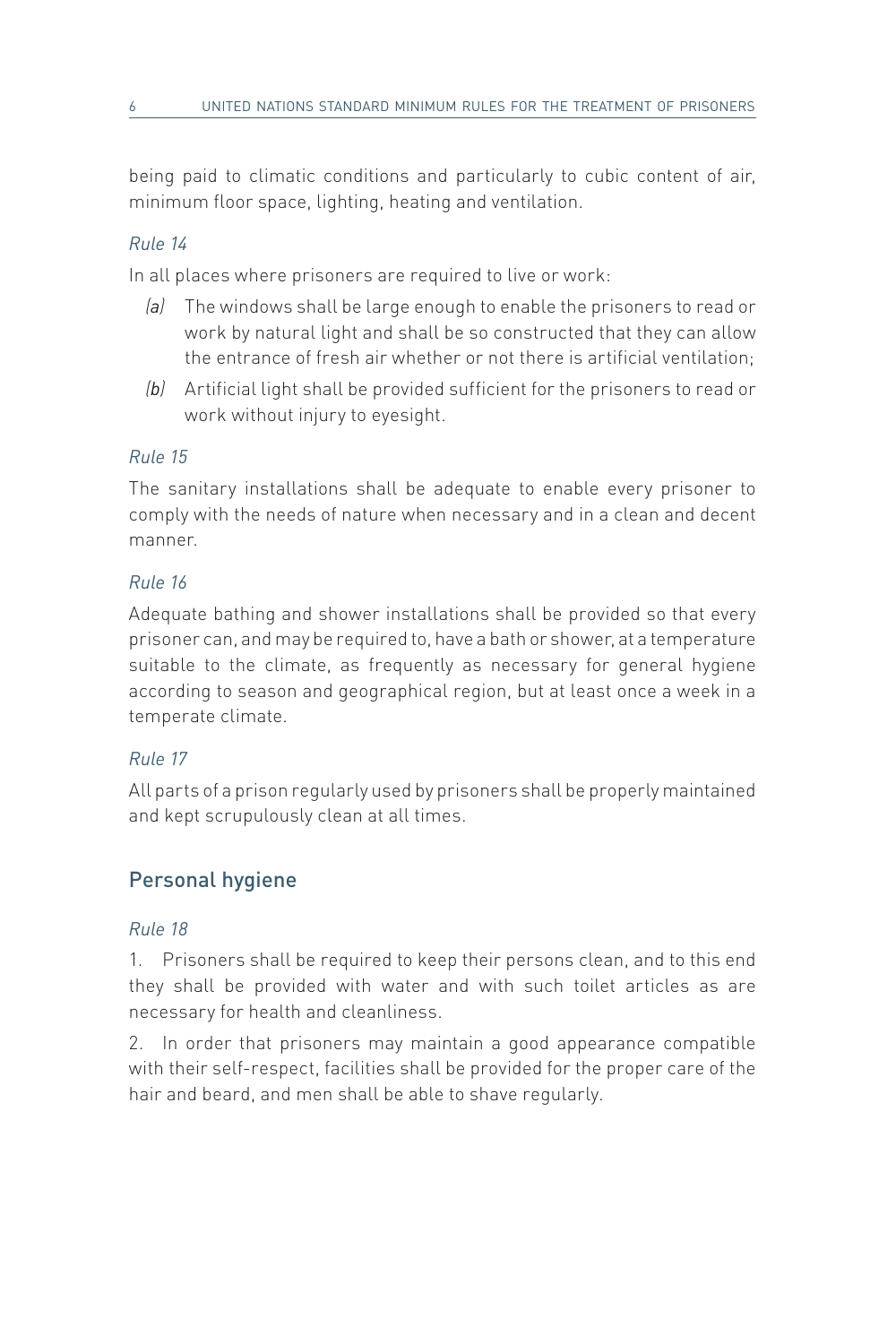being paid to climatic conditions and particularly to cubic content of air, minimum floor space, lighting, heating and ventilation.

*Rule 14*

In all places where prisoners are required to live or work:

*(a)* The windows shall be large enough to enable the prisoners to read or work by natural light and shall be so constructed that they can allow the entrance of fresh air whether or not there is artificial ventilation;

*(b)* Artificial light shall be provided sufficient for the prisoners to read or work without injury to eyesight.

*Rule 15*

The sanitary installations shall be adequate to enable every prisoner to comply with the needs of nature when necessary and in a clean and decent manner.

*Rule 16*

Adequate bathing and shower installations shall be provided so that every prisoner can, and may be required to, have a bath or shower, at a temperature suitable to the climate, as frequently as necessary for general hygiene according to season and geographical region, but at least once a week in a temperate climate.

*Rule 17*

All parts of a prison regularly used by prisoners shall be properly maintained and kept scrupulously clean at all times.

## Personal hygiene

*Rule 18*

1. Prisoners shall be required to keep their persons clean, and to this end they shall be provided with water and with such toilet articles as are necessary for health and cleanliness.

2. In order that prisoners may maintain a good appearance compatible with their self-respect, facilities shall be provided for the proper care of the hair and beard, and men shall be able to shave regularly.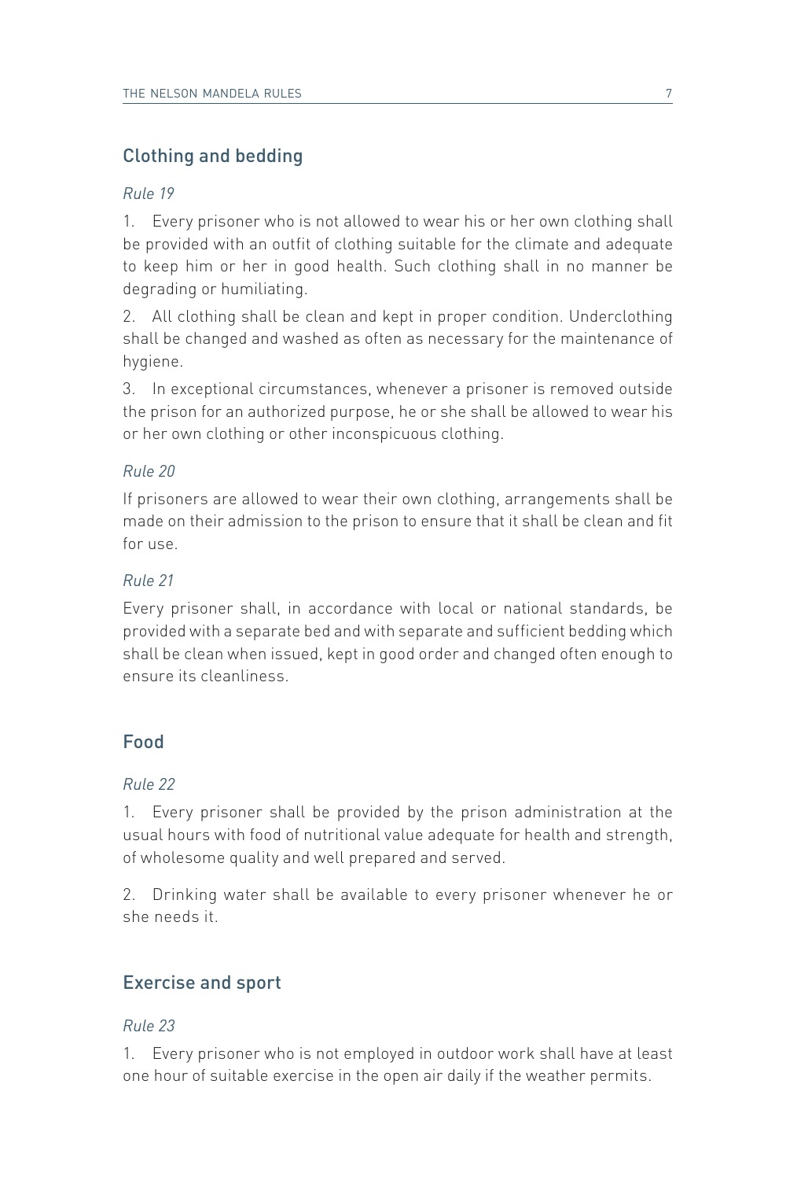## Clothing and bedding

*Rule 19*

1. Every prisoner who is not allowed to wear his or her own clothing shall be provided with an outfit of clothing suitable for the climate and adequate to keep him or her in good health. Such clothing shall in no manner be degrading or humiliating.

2. All clothing shall be clean and kept in proper condition. Underclothing shall be changed and washed as often as necessary for the maintenance of hygiene.

3. In exceptional circumstances, whenever a prisoner is removed outside the prison for an authorized purpose, he or she shall be allowed to wear his or her own clothing or other inconspicuous clothing.

*Rule 20*

If prisoners are allowed to wear their own clothing, arrangements shall be made on their admission to the prison to ensure that it shall be clean and fit for use.

*Rule 21*

Every prisoner shall, in accordance with local or national standards, be provided with a separate bed and with separate and sufficient bedding which shall be clean when issued, kept in good order and changed often enough to ensure its cleanliness.

## Food

*Rule 22*

1. Every prisoner shall be provided by the prison administration at the usual hours with food of nutritional value adequate for health and strength, of wholesome quality and well prepared and served.

2. Drinking water shall be available to every prisoner whenever he or she needs it.

## Exercise and sport

*Rule 23*

1. Every prisoner who is not employed in outdoor work shall have at least one hour of suitable exercise in the open air daily if the weather permits.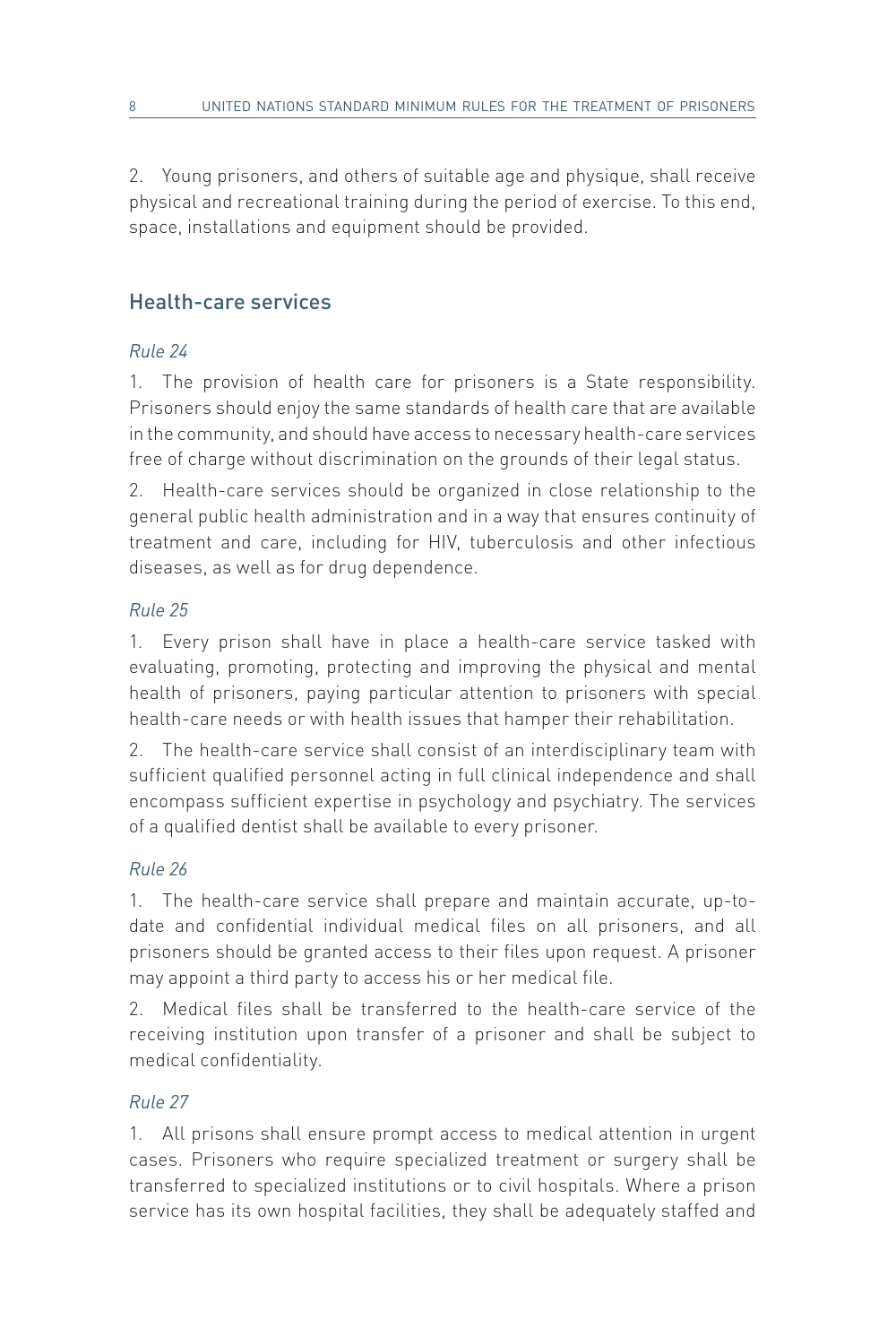2. Young prisoners, and others of suitable age and physique, shall receive physical and recreational training during the period of exercise. To this end, space, installations and equipment should be provided.

## Health-care services

*Rule 24*

1. The provision of health care for prisoners is a State responsibility. Prisoners should enjoy the same standards of health care that are available in the community, and should have access to necessary health-care services free of charge without discrimination on the grounds of their legal status.

2. Health-care services should be organized in close relationship to the general public health administration and in a way that ensures continuity of treatment and care, including for HIV, tuberculosis and other infectious diseases, as well as for drug dependence.

*Rule 25*

1. Every prison shall have in place a health-care service tasked with evaluating, promoting, protecting and improving the physical and mental health of prisoners, paying particular attention to prisoners with special health-care needs or with health issues that hamper their rehabilitation.

2. The health-care service shall consist of an interdisciplinary team with sufficient qualified personnel acting in full clinical independence and shall encompass sufficient expertise in psychology and psychiatry. The services of a qualified dentist shall be available to every prisoner.

*Rule 26*

1. The health-care service shall prepare and maintain accurate, up-to-date and confidential individual medical files on all prisoners, and all prisoners should be granted access to their files upon request. A prisoner may appoint a third party to access his or her medical file.

2. Medical files shall be transferred to the health-care service of the receiving institution upon transfer of a prisoner and shall be subject to medical confidentiality.

*Rule 27*

1. All prisons shall ensure prompt access to medical attention in urgent cases. Prisoners who require specialized treatment or surgery shall be transferred to specialized institutions or to civil hospitals. Where a prison service has its own hospital facilities, they shall be adequately staffed and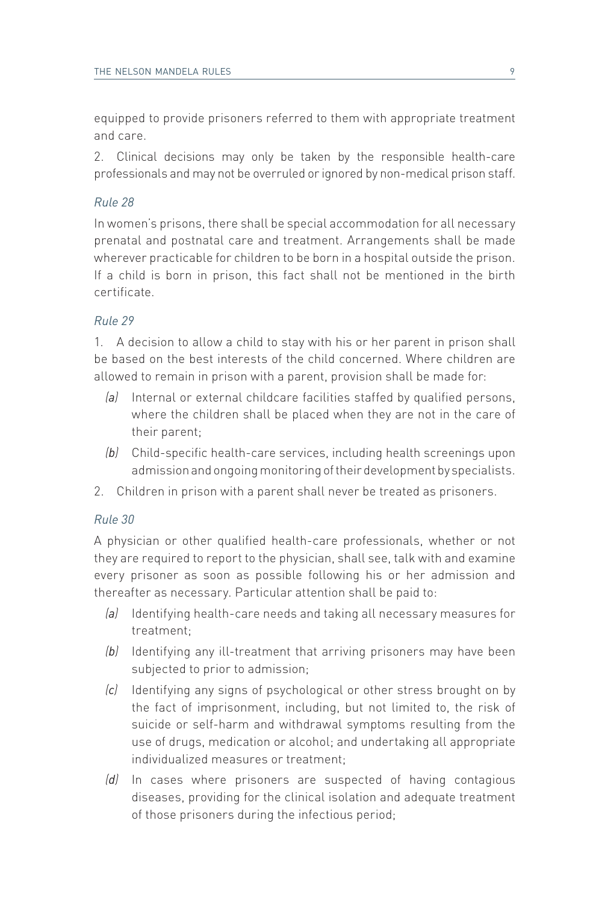equipped to provide prisoners referred to them with appropriate treatment and care.

2. Clinical decisions may only be taken by the responsible health-care professionals and may not be overruled or ignored by non-medical prison staff.

*Rule 28*

In women's prisons, there shall be special accommodation for all necessary prenatal and postnatal care and treatment. Arrangements shall be made wherever practicable for children to be born in a hospital outside the prison. If a child is born in prison, this fact shall not be mentioned in the birth certificate.

*Rule 29*

1. A decision to allow a child to stay with his or her parent in prison shall be based on the best interests of the child concerned. Where children are allowed to remain in prison with a parent, provision shall be made for:

   *(a)* Internal or external childcare facilities staffed by qualified persons, where the children shall be placed when they are not in the care of their parent;

   *(b)* Child-specific health-care services, including health screenings upon admission and ongoing monitoring of their development by specialists.

2. Children in prison with a parent shall never be treated as prisoners.

*Rule 30*

A physician or other qualified health-care professionals, whether or not they are required to report to the physician, shall see, talk with and examine every prisoner as soon as possible following his or her admission and thereafter as necessary. Particular attention shall be paid to:

*(a)* Identifying health-care needs and taking all necessary measures for treatment;

*(b)* Identifying any ill-treatment that arriving prisoners may have been subjected to prior to admission;

*(c)* Identifying any signs of psychological or other stress brought on by the fact of imprisonment, including, but not limited to, the risk of suicide or self-harm and withdrawal symptoms resulting from the use of drugs, medication or alcohol; and undertaking all appropriate individualized measures or treatment;

*(d)* In cases where prisoners are suspected of having contagious diseases, providing for the clinical isolation and adequate treatment of those prisoners during the infectious period;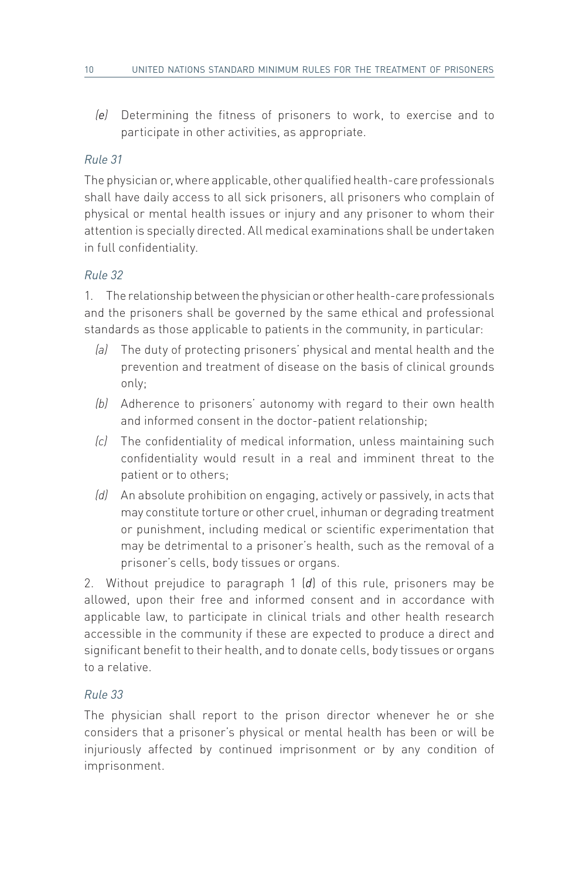*(e)* Determining the fitness of prisoners to work, to exercise and to participate in other activities, as appropriate.

*Rule 31*

The physician or, where applicable, other qualified health-care professionals shall have daily access to all sick prisoners, all prisoners who complain of physical or mental health issues or injury and any prisoner to whom their attention is specially directed. All medical examinations shall be undertaken in full confidentiality.

*Rule 32*

1. The relationship between the physician or other health-care professionals and the prisoners shall be governed by the same ethical and professional standards as those applicable to patients in the community, in particular:

*(a)* The duty of protecting prisoners' physical and mental health and the prevention and treatment of disease on the basis of clinical grounds only;

*(b)* Adherence to prisoners' autonomy with regard to their own health and informed consent in the doctor-patient relationship;

*(c)* The confidentiality of medical information, unless maintaining such confidentiality would result in a real and imminent threat to the patient or to others;

*(d)* An absolute prohibition on engaging, actively or passively, in acts that may constitute torture or other cruel, inhuman or degrading treatment or punishment, including medical or scientific experimentation that may be detrimental to a prisoner's health, such as the removal of a prisoner's cells, body tissues or organs.

2. Without prejudice to paragraph 1 (*d*) of this rule, prisoners may be allowed, upon their free and informed consent and in accordance with applicable law, to participate in clinical trials and other health research accessible in the community if these are expected to produce a direct and significant benefit to their health, and to donate cells, body tissues or organs to a relative.

*Rule 33*

The physician shall report to the prison director whenever he or she considers that a prisoner's physical or mental health has been or will be injuriously affected by continued imprisonment or by any condition of imprisonment.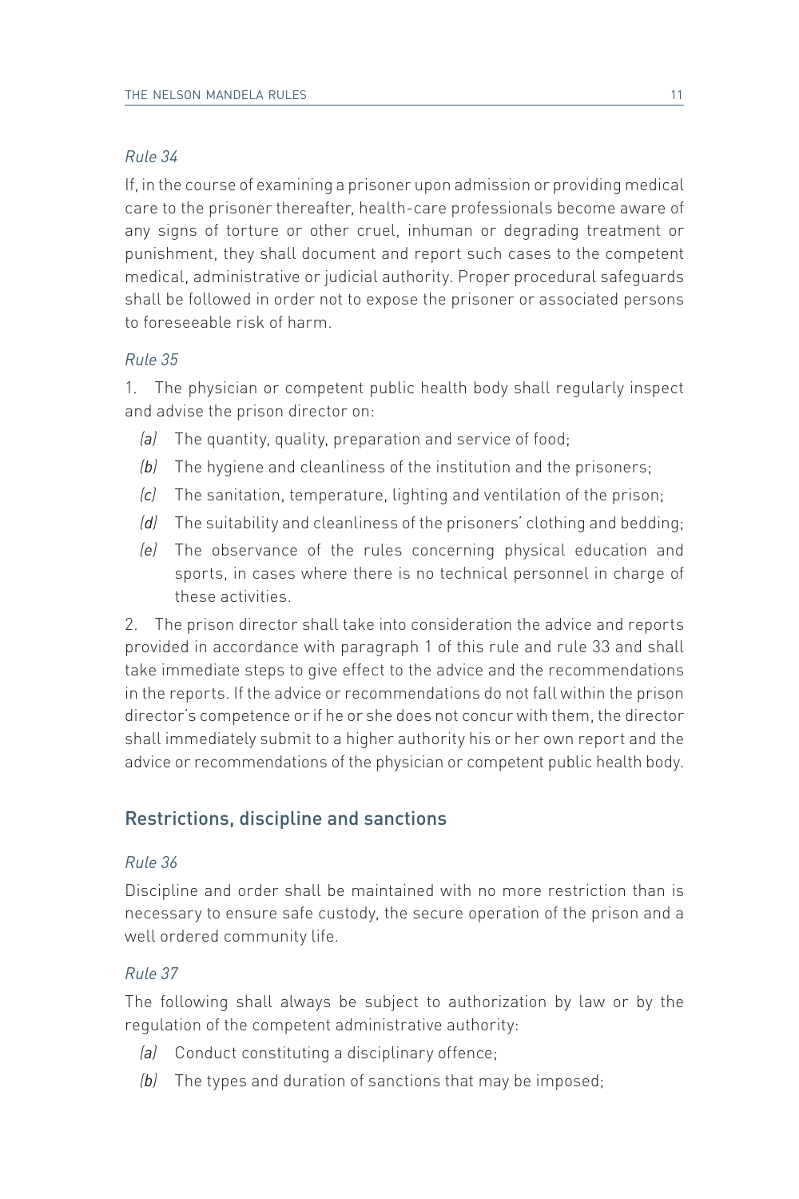*Rule 34*

If, in the course of examining a prisoner upon admission or providing medical care to the prisoner thereafter, health-care professionals become aware of any signs of torture or other cruel, inhuman or degrading treatment or punishment, they shall document and report such cases to the competent medical, administrative or judicial authority. Proper procedural safeguards shall be followed in order not to expose the prisoner or associated persons to foreseeable risk of harm.

*Rule 35*

1. The physician or competent public health body shall regularly inspect and advise the prison director on:

- *(a)* The quantity, quality, preparation and service of food;
- *(b)* The hygiene and cleanliness of the institution and the prisoners;
- *(c)* The sanitation, temperature, lighting and ventilation of the prison;
- *(d)* The suitability and cleanliness of the prisoners' clothing and bedding;
- *(e)* The observance of the rules concerning physical education and sports, in cases where there is no technical personnel in charge of these activities.

2. The prison director shall take into consideration the advice and reports provided in accordance with paragraph 1 of this rule and rule 33 and shall take immediate steps to give effect to the advice and the recommendations in the reports. If the advice or recommendations do not fall within the prison director's competence or if he or she does not concur with them, the director shall immediately submit to a higher authority his or her own report and the advice or recommendations of the physician or competent public health body.

## Restrictions, discipline and sanctions

*Rule 36*

Discipline and order shall be maintained with no more restriction than is necessary to ensure safe custody, the secure operation of the prison and a well ordered community life.

*Rule 37*

The following shall always be subject to authorization by law or by the regulation of the competent administrative authority:

- *(a)* Conduct constituting a disciplinary offence;
- *(b)* The types and duration of sanctions that may be imposed;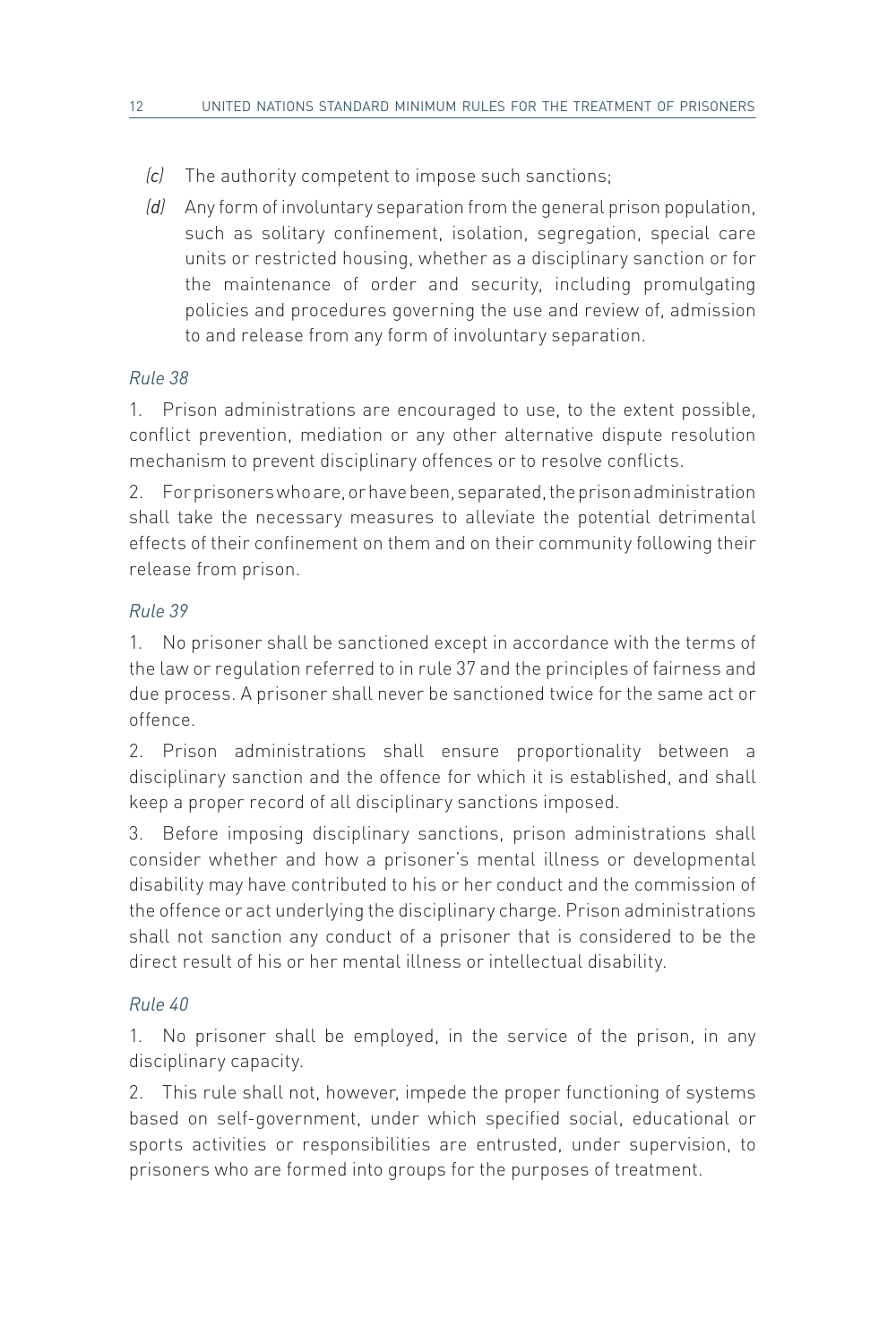*(c)* The authority competent to impose such sanctions;

*(d)* Any form of involuntary separation from the general prison population, such as solitary confinement, isolation, segregation, special care units or restricted housing, whether as a disciplinary sanction or for the maintenance of order and security, including promulgating policies and procedures governing the use and review of, admission to and release from any form of involuntary separation.

*Rule 38*

1. Prison administrations are encouraged to use, to the extent possible, conflict prevention, mediation or any other alternative dispute resolution mechanism to prevent disciplinary offences or to resolve conflicts.

2. For prisoners who are, or have been, separated, the prison administration shall take the necessary measures to alleviate the potential detrimental effects of their confinement on them and on their community following their release from prison.

*Rule 39*

1. No prisoner shall be sanctioned except in accordance with the terms of the law or regulation referred to in rule 37 and the principles of fairness and due process. A prisoner shall never be sanctioned twice for the same act or offence.

2. Prison administrations shall ensure proportionality between a disciplinary sanction and the offence for which it is established, and shall keep a proper record of all disciplinary sanctions imposed.

3. Before imposing disciplinary sanctions, prison administrations shall consider whether and how a prisoner's mental illness or developmental disability may have contributed to his or her conduct and the commission of the offence or act underlying the disciplinary charge. Prison administrations shall not sanction any conduct of a prisoner that is considered to be the direct result of his or her mental illness or intellectual disability.

*Rule 40*

1. No prisoner shall be employed, in the service of the prison, in any disciplinary capacity.

2. This rule shall not, however, impede the proper functioning of systems based on self-government, under which specified social, educational or sports activities or responsibilities are entrusted, under supervision, to prisoners who are formed into groups for the purposes of treatment.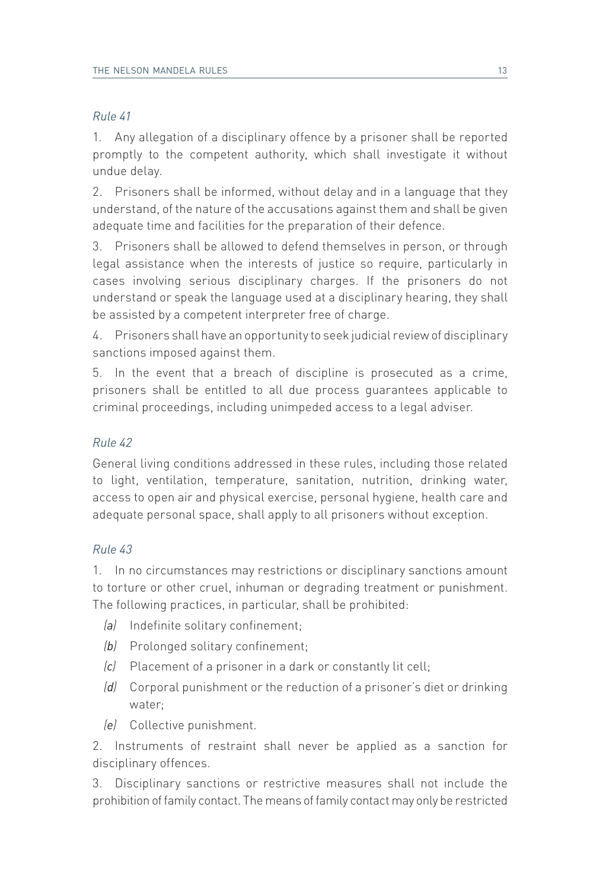*Rule 41*

1. Any allegation of a disciplinary offence by a prisoner shall be reported promptly to the competent authority, which shall investigate it without undue delay.

2. Prisoners shall be informed, without delay and in a language that they understand, of the nature of the accusations against them and shall be given adequate time and facilities for the preparation of their defence.

3. Prisoners shall be allowed to defend themselves in person, or through legal assistance when the interests of justice so require, particularly in cases involving serious disciplinary charges. If the prisoners do not understand or speak the language used at a disciplinary hearing, they shall be assisted by a competent interpreter free of charge.

4. Prisoners shall have an opportunity to seek judicial review of disciplinary sanctions imposed against them.

5. In the event that a breach of discipline is prosecuted as a crime, prisoners shall be entitled to all due process guarantees applicable to criminal proceedings, including unimpeded access to a legal adviser.

*Rule 42*

General living conditions addressed in these rules, including those related to light, ventilation, temperature, sanitation, nutrition, drinking water, access to open air and physical exercise, personal hygiene, health care and adequate personal space, shall apply to all prisoners without exception.

*Rule 43*

1. In no circumstances may restrictions or disciplinary sanctions amount to torture or other cruel, inhuman or degrading treatment or punishment. The following practices, in particular, shall be prohibited:

*(a)* Indefinite solitary confinement;

*(b)* Prolonged solitary confinement;

*(c)* Placement of a prisoner in a dark or constantly lit cell;

*(d)* Corporal punishment or the reduction of a prisoner's diet or drinking water;

*(e)* Collective punishment.

2. Instruments of restraint shall never be applied as a sanction for disciplinary offences.

3. Disciplinary sanctions or restrictive measures shall not include the prohibition of family contact. The means of family contact may only be restricted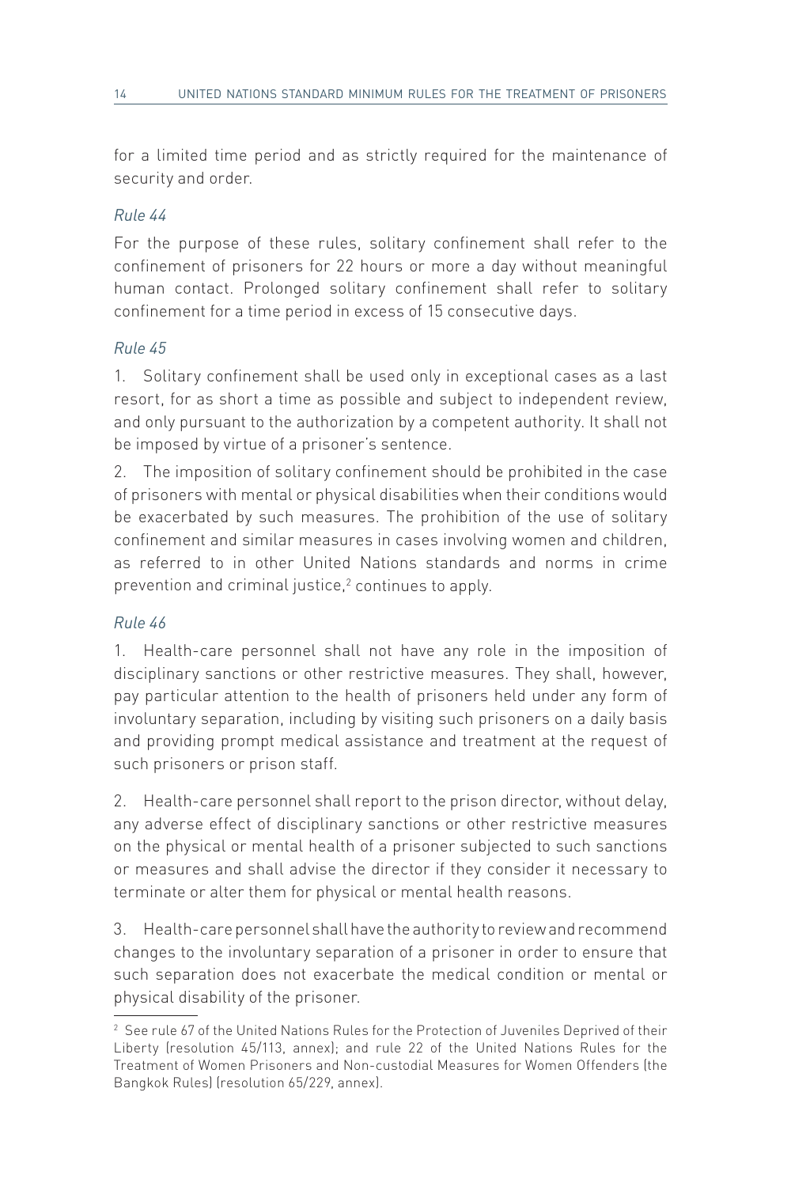for a limited time period and as strictly required for the maintenance of security and order.

*Rule 44*

For the purpose of these rules, solitary confinement shall refer to the confinement of prisoners for 22 hours or more a day without meaningful human contact. Prolonged solitary confinement shall refer to solitary confinement for a time period in excess of 15 consecutive days.

*Rule 45*

1. Solitary confinement shall be used only in exceptional cases as a last resort, for as short a time as possible and subject to independent review, and only pursuant to the authorization by a competent authority. It shall not be imposed by virtue of a prisoner's sentence.

2. The imposition of solitary confinement should be prohibited in the case of prisoners with mental or physical disabilities when their conditions would be exacerbated by such measures. The prohibition of the use of solitary confinement and similar measures in cases involving women and children, as referred to in other United Nations standards and norms in crime prevention and criminal justice,[2] continues to apply.

*Rule 46*

1. Health-care personnel shall not have any role in the imposition of disciplinary sanctions or other restrictive measures. They shall, however, pay particular attention to the health of prisoners held under any form of involuntary separation, including by visiting such prisoners on a daily basis and providing prompt medical assistance and treatment at the request of such prisoners or prison staff.

2. Health-care personnel shall report to the prison director, without delay, any adverse effect of disciplinary sanctions or other restrictive measures on the physical or mental health of a prisoner subjected to such sanctions or measures and shall advise the director if they consider it necessary to terminate or alter them for physical or mental health reasons.

3. Health-care personnel shall have the authority to review and recommend changes to the involuntary separation of a prisoner in order to ensure that such separation does not exacerbate the medical condition or mental or physical disability of the prisoner.

---

[2] See rule 67 of the United Nations Rules for the Protection of Juveniles Deprived of their Liberty (resolution 45/113, annex); and rule 22 of the United Nations Rules for the Treatment of Women Prisoners and Non-custodial Measures for Women Offenders (the Bangkok Rules) (resolution 65/229, annex).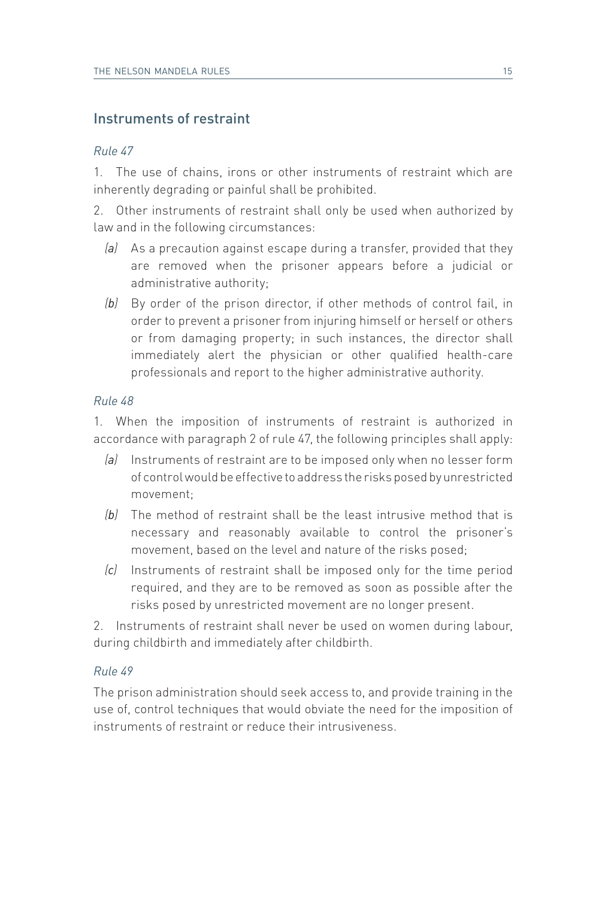## Instruments of restraint

*Rule 47*

1. The use of chains, irons or other instruments of restraint which are inherently degrading or painful shall be prohibited.

2. Other instruments of restraint shall only be used when authorized by law and in the following circumstances:

   *(a)* As a precaution against escape during a transfer, provided that they are removed when the prisoner appears before a judicial or administrative authority;

   *(b)* By order of the prison director, if other methods of control fail, in order to prevent a prisoner from injuring himself or herself or others or from damaging property; in such instances, the director shall immediately alert the physician or other qualified health-care professionals and report to the higher administrative authority.

*Rule 48*

1. When the imposition of instruments of restraint is authorized in accordance with paragraph 2 of rule 47, the following principles shall apply:

   *(a)* Instruments of restraint are to be imposed only when no lesser form of control would be effective to address the risks posed by unrestricted movement;

   *(b)* The method of restraint shall be the least intrusive method that is necessary and reasonably available to control the prisoner's movement, based on the level and nature of the risks posed;

   *(c)* Instruments of restraint shall be imposed only for the time period required, and they are to be removed as soon as possible after the risks posed by unrestricted movement are no longer present.

2. Instruments of restraint shall never be used on women during labour, during childbirth and immediately after childbirth.

*Rule 49*

The prison administration should seek access to, and provide training in the use of, control techniques that would obviate the need for the imposition of instruments of restraint or reduce their intrusiveness.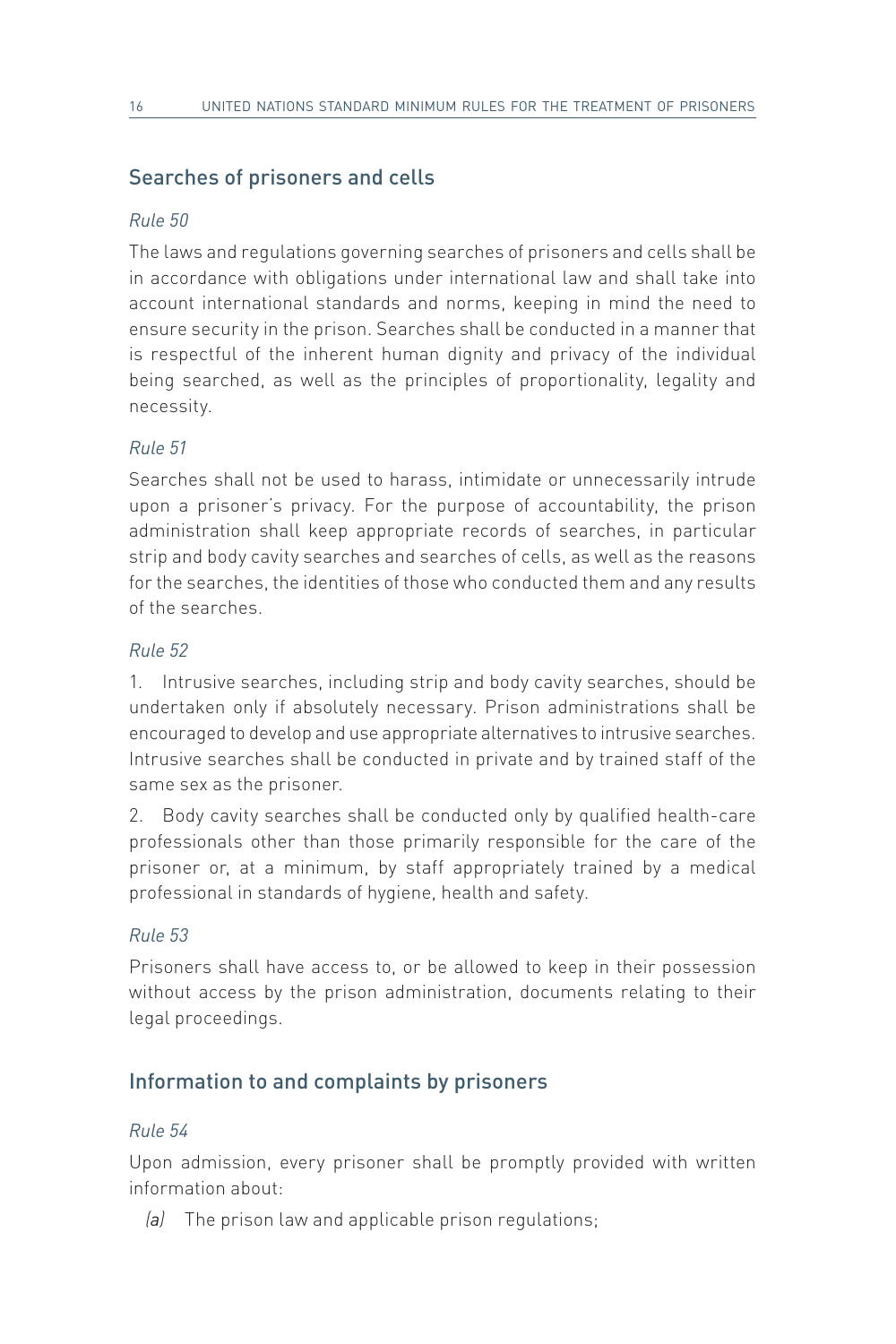## Searches of prisoners and cells

*Rule 50*

The laws and regulations governing searches of prisoners and cells shall be in accordance with obligations under international law and shall take into account international standards and norms, keeping in mind the need to ensure security in the prison. Searches shall be conducted in a manner that is respectful of the inherent human dignity and privacy of the individual being searched, as well as the principles of proportionality, legality and necessity.

*Rule 51*

Searches shall not be used to harass, intimidate or unnecessarily intrude upon a prisoner's privacy. For the purpose of accountability, the prison administration shall keep appropriate records of searches, in particular strip and body cavity searches and searches of cells, as well as the reasons for the searches, the identities of those who conducted them and any results of the searches.

*Rule 52*

1. Intrusive searches, including strip and body cavity searches, should be undertaken only if absolutely necessary. Prison administrations shall be encouraged to develop and use appropriate alternatives to intrusive searches. Intrusive searches shall be conducted in private and by trained staff of the same sex as the prisoner.

2. Body cavity searches shall be conducted only by qualified health-care professionals other than those primarily responsible for the care of the prisoner or, at a minimum, by staff appropriately trained by a medical professional in standards of hygiene, health and safety.

*Rule 53*

Prisoners shall have access to, or be allowed to keep in their possession without access by the prison administration, documents relating to their legal proceedings.

## Information to and complaints by prisoners

*Rule 54*

Upon admission, every prisoner shall be promptly provided with written information about:

*(a)* The prison law and applicable prison regulations;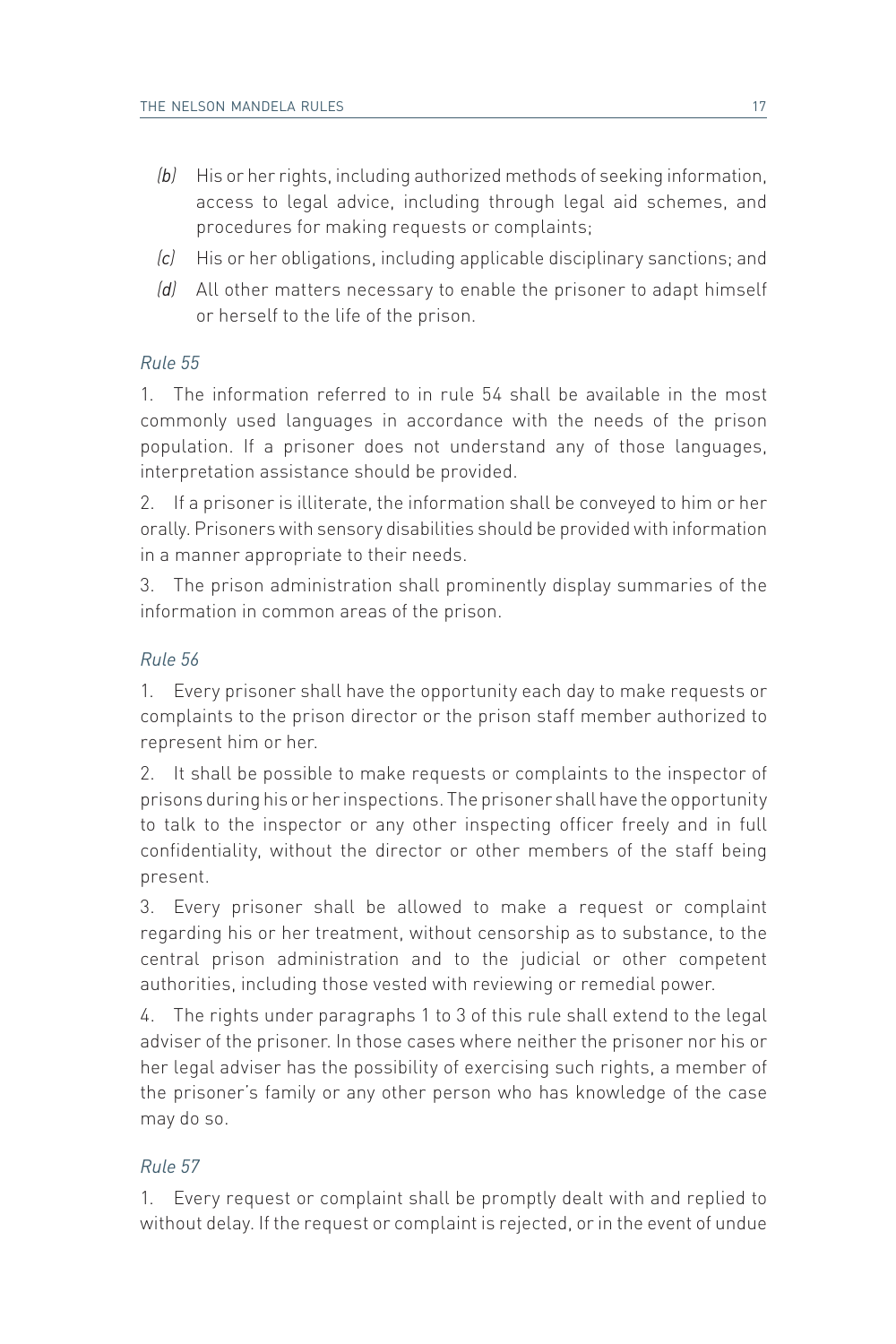*(b)* His or her rights, including authorized methods of seeking information, access to legal advice, including through legal aid schemes, and procedures for making requests or complaints;

*(c)* His or her obligations, including applicable disciplinary sanctions; and

*(d)* All other matters necessary to enable the prisoner to adapt himself or herself to the life of the prison.

*Rule 55*

1. The information referred to in rule 54 shall be available in the most commonly used languages in accordance with the needs of the prison population. If a prisoner does not understand any of those languages, interpretation assistance should be provided.

2. If a prisoner is illiterate, the information shall be conveyed to him or her orally. Prisoners with sensory disabilities should be provided with information in a manner appropriate to their needs.

3. The prison administration shall prominently display summaries of the information in common areas of the prison.

*Rule 56*

1. Every prisoner shall have the opportunity each day to make requests or complaints to the prison director or the prison staff member authorized to represent him or her.

2. It shall be possible to make requests or complaints to the inspector of prisons during his or her inspections. The prisoner shall have the opportunity to talk to the inspector or any other inspecting officer freely and in full confidentiality, without the director or other members of the staff being present.

3. Every prisoner shall be allowed to make a request or complaint regarding his or her treatment, without censorship as to substance, to the central prison administration and to the judicial or other competent authorities, including those vested with reviewing or remedial power.

4. The rights under paragraphs 1 to 3 of this rule shall extend to the legal adviser of the prisoner. In those cases where neither the prisoner nor his or her legal adviser has the possibility of exercising such rights, a member of the prisoner's family or any other person who has knowledge of the case may do so.

*Rule 57*

1. Every request or complaint shall be promptly dealt with and replied to without delay. If the request or complaint is rejected, or in the event of undue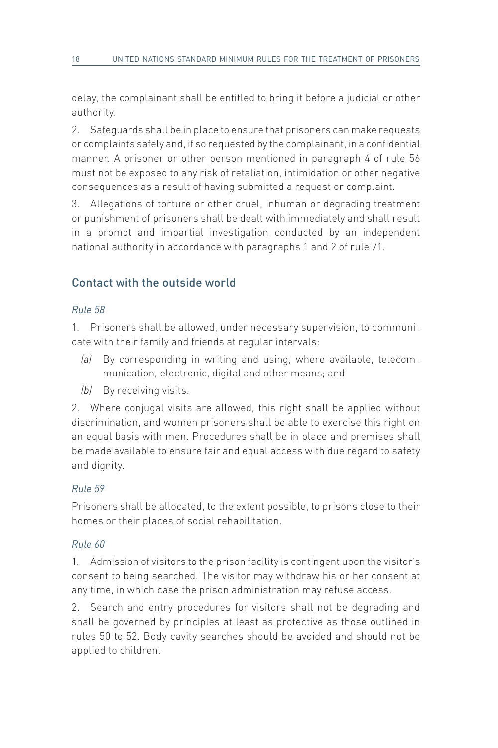delay, the complainant shall be entitled to bring it before a judicial or other authority.

2. Safeguards shall be in place to ensure that prisoners can make requests or complaints safely and, if so requested by the complainant, in a confidential manner. A prisoner or other person mentioned in paragraph 4 of rule 56 must not be exposed to any risk of retaliation, intimidation or other negative consequences as a result of having submitted a request or complaint.

3. Allegations of torture or other cruel, inhuman or degrading treatment or punishment of prisoners shall be dealt with immediately and shall result in a prompt and impartial investigation conducted by an independent national authority in accordance with paragraphs 1 and 2 of rule 71.

## Contact with the outside world

*Rule 58*

1. Prisoners shall be allowed, under necessary supervision, to communicate with their family and friends at regular intervals:

   *(a)* By corresponding in writing and using, where available, telecommunication, electronic, digital and other means; and

   *(b)* By receiving visits.

2. Where conjugal visits are allowed, this right shall be applied without discrimination, and women prisoners shall be able to exercise this right on an equal basis with men. Procedures shall be in place and premises shall be made available to ensure fair and equal access with due regard to safety and dignity.

*Rule 59*

Prisoners shall be allocated, to the extent possible, to prisons close to their homes or their places of social rehabilitation.

*Rule 60*

1. Admission of visitors to the prison facility is contingent upon the visitor's consent to being searched. The visitor may withdraw his or her consent at any time, in which case the prison administration may refuse access.

2. Search and entry procedures for visitors shall not be degrading and shall be governed by principles at least as protective as those outlined in rules 50 to 52. Body cavity searches should be avoided and should not be applied to children.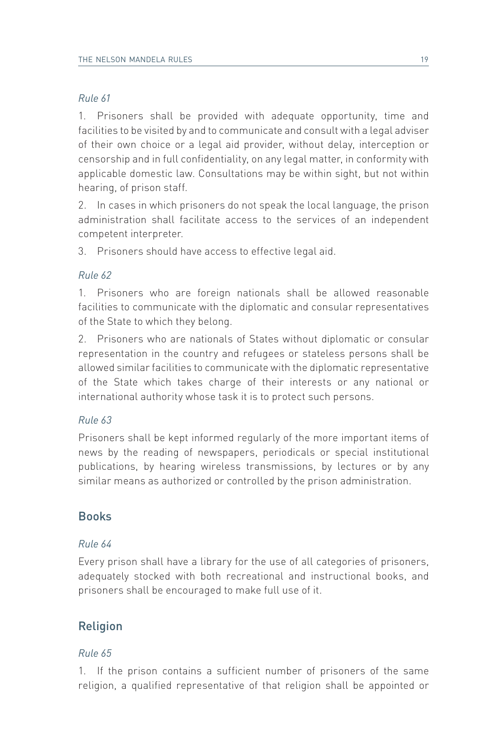*Rule 61*

1. Prisoners shall be provided with adequate opportunity, time and facilities to be visited by and to communicate and consult with a legal adviser of their own choice or a legal aid provider, without delay, interception or censorship and in full confidentiality, on any legal matter, in conformity with applicable domestic law. Consultations may be within sight, but not within hearing, of prison staff.

2. In cases in which prisoners do not speak the local language, the prison administration shall facilitate access to the services of an independent competent interpreter.

3. Prisoners should have access to effective legal aid.

*Rule 62*

1. Prisoners who are foreign nationals shall be allowed reasonable facilities to communicate with the diplomatic and consular representatives of the State to which they belong.

2. Prisoners who are nationals of States without diplomatic or consular representation in the country and refugees or stateless persons shall be allowed similar facilities to communicate with the diplomatic representative of the State which takes charge of their interests or any national or international authority whose task it is to protect such persons.

*Rule 63*

Prisoners shall be kept informed regularly of the more important items of news by the reading of newspapers, periodicals or special institutional publications, by hearing wireless transmissions, by lectures or by any similar means as authorized or controlled by the prison administration.

## Books

*Rule 64*

Every prison shall have a library for the use of all categories of prisoners, adequately stocked with both recreational and instructional books, and prisoners shall be encouraged to make full use of it.

## Religion

*Rule 65*

1. If the prison contains a sufficient number of prisoners of the same religion, a qualified representative of that religion shall be appointed or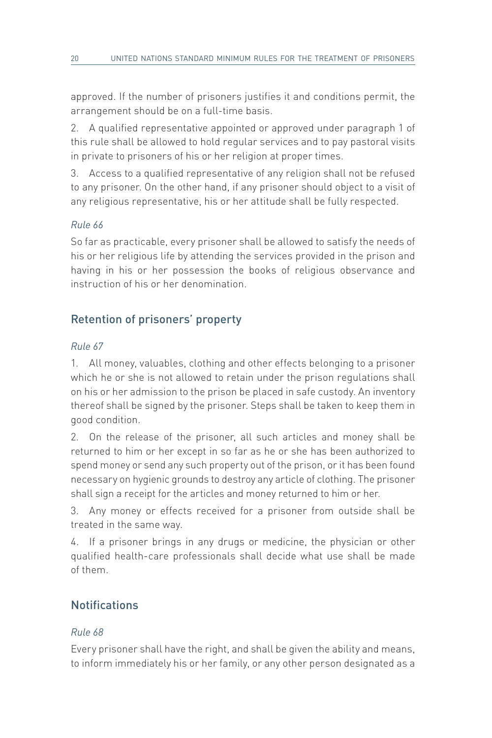approved. If the number of prisoners justifies it and conditions permit, the arrangement should be on a full-time basis.

2. A qualified representative appointed or approved under paragraph 1 of this rule shall be allowed to hold regular services and to pay pastoral visits in private to prisoners of his or her religion at proper times.

3. Access to a qualified representative of any religion shall not be refused to any prisoner. On the other hand, if any prisoner should object to a visit of any religious representative, his or her attitude shall be fully respected.

*Rule 66*

So far as practicable, every prisoner shall be allowed to satisfy the needs of his or her religious life by attending the services provided in the prison and having in his or her possession the books of religious observance and instruction of his or her denomination.

## Retention of prisoners' property

*Rule 67*

1. All money, valuables, clothing and other effects belonging to a prisoner which he or she is not allowed to retain under the prison regulations shall on his or her admission to the prison be placed in safe custody. An inventory thereof shall be signed by the prisoner. Steps shall be taken to keep them in good condition.

2. On the release of the prisoner, all such articles and money shall be returned to him or her except in so far as he or she has been authorized to spend money or send any such property out of the prison, or it has been found necessary on hygienic grounds to destroy any article of clothing. The prisoner shall sign a receipt for the articles and money returned to him or her.

3. Any money or effects received for a prisoner from outside shall be treated in the same way.

4. If a prisoner brings in any drugs or medicine, the physician or other qualified health-care professionals shall decide what use shall be made of them.

## Notifications

*Rule 68*

Every prisoner shall have the right, and shall be given the ability and means, to inform immediately his or her family, or any other person designated as a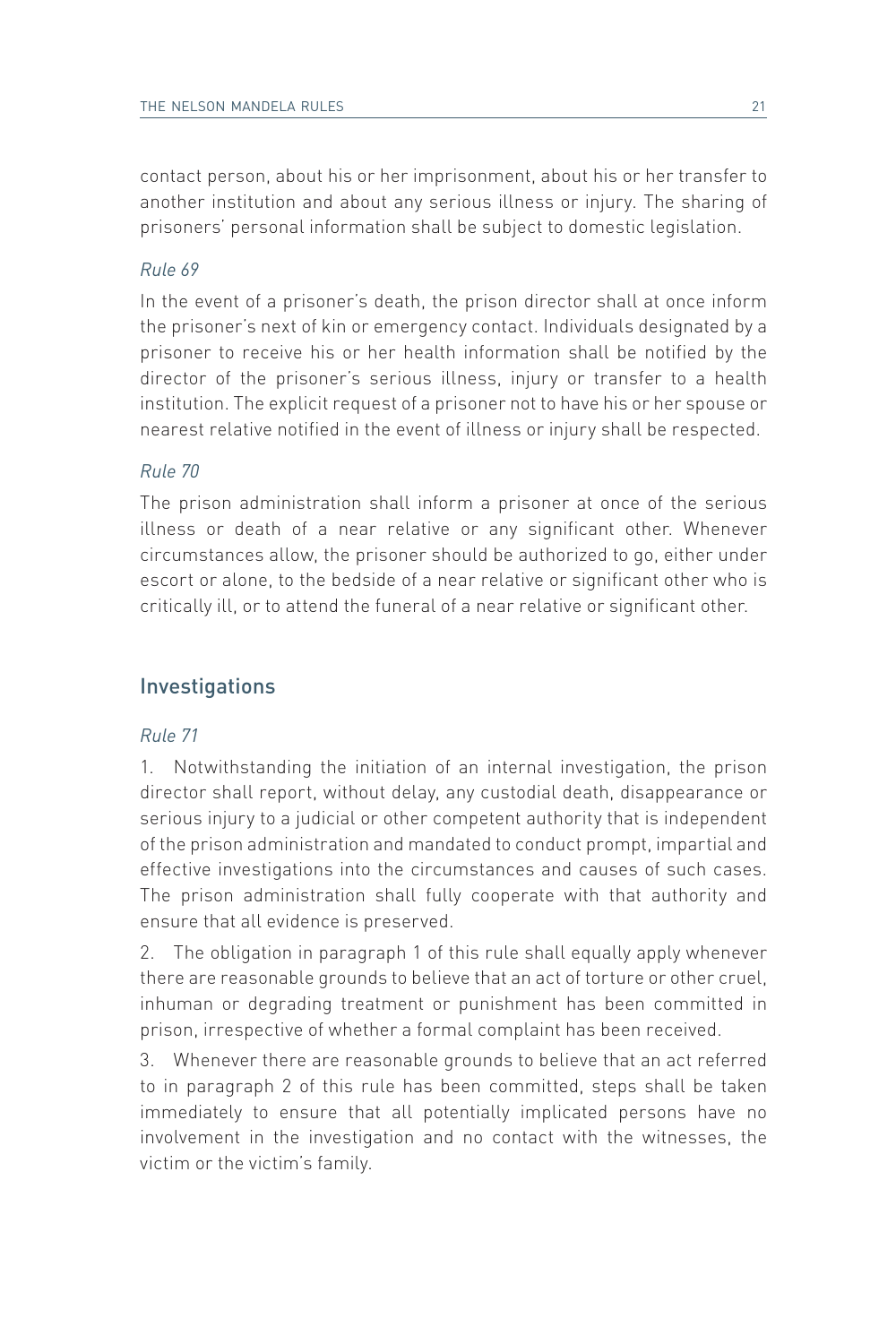contact person, about his or her imprisonment, about his or her transfer to another institution and about any serious illness or injury. The sharing of prisoners' personal information shall be subject to domestic legislation.

*Rule 69*

In the event of a prisoner's death, the prison director shall at once inform the prisoner's next of kin or emergency contact. Individuals designated by a prisoner to receive his or her health information shall be notified by the director of the prisoner's serious illness, injury or transfer to a health institution. The explicit request of a prisoner not to have his or her spouse or nearest relative notified in the event of illness or injury shall be respected.

*Rule 70*

The prison administration shall inform a prisoner at once of the serious illness or death of a near relative or any significant other. Whenever circumstances allow, the prisoner should be authorized to go, either under escort or alone, to the bedside of a near relative or significant other who is critically ill, or to attend the funeral of a near relative or significant other.

## Investigations

*Rule 71*

1. Notwithstanding the initiation of an internal investigation, the prison director shall report, without delay, any custodial death, disappearance or serious injury to a judicial or other competent authority that is independent of the prison administration and mandated to conduct prompt, impartial and effective investigations into the circumstances and causes of such cases. The prison administration shall fully cooperate with that authority and ensure that all evidence is preserved.

2. The obligation in paragraph 1 of this rule shall equally apply whenever there are reasonable grounds to believe that an act of torture or other cruel, inhuman or degrading treatment or punishment has been committed in prison, irrespective of whether a formal complaint has been received.

3. Whenever there are reasonable grounds to believe that an act referred to in paragraph 2 of this rule has been committed, steps shall be taken immediately to ensure that all potentially implicated persons have no involvement in the investigation and no contact with the witnesses, the victim or the victim's family.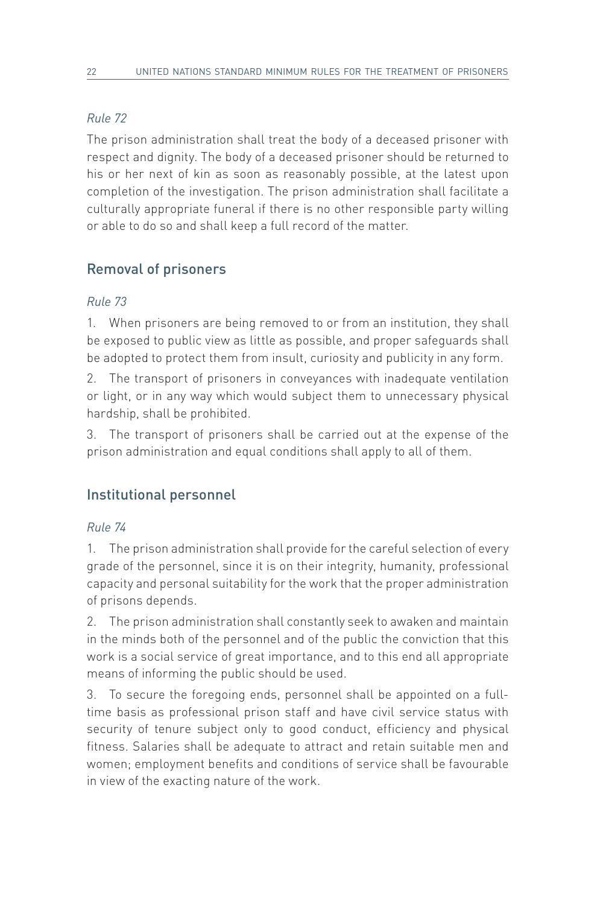*Rule 72*

The prison administration shall treat the body of a deceased prisoner with respect and dignity. The body of a deceased prisoner should be returned to his or her next of kin as soon as reasonably possible, at the latest upon completion of the investigation. The prison administration shall facilitate a culturally appropriate funeral if there is no other responsible party willing or able to do so and shall keep a full record of the matter.

## Removal of prisoners

*Rule 73*

1. When prisoners are being removed to or from an institution, they shall be exposed to public view as little as possible, and proper safeguards shall be adopted to protect them from insult, curiosity and publicity in any form.

2. The transport of prisoners in conveyances with inadequate ventilation or light, or in any way which would subject them to unnecessary physical hardship, shall be prohibited.

3. The transport of prisoners shall be carried out at the expense of the prison administration and equal conditions shall apply to all of them.

## Institutional personnel

*Rule 74*

1. The prison administration shall provide for the careful selection of every grade of the personnel, since it is on their integrity, humanity, professional capacity and personal suitability for the work that the proper administration of prisons depends.

2. The prison administration shall constantly seek to awaken and maintain in the minds both of the personnel and of the public the conviction that this work is a social service of great importance, and to this end all appropriate means of informing the public should be used.

3. To secure the foregoing ends, personnel shall be appointed on a full-time basis as professional prison staff and have civil service status with security of tenure subject only to good conduct, efficiency and physical fitness. Salaries shall be adequate to attract and retain suitable men and women; employment benefits and conditions of service shall be favourable in view of the exacting nature of the work.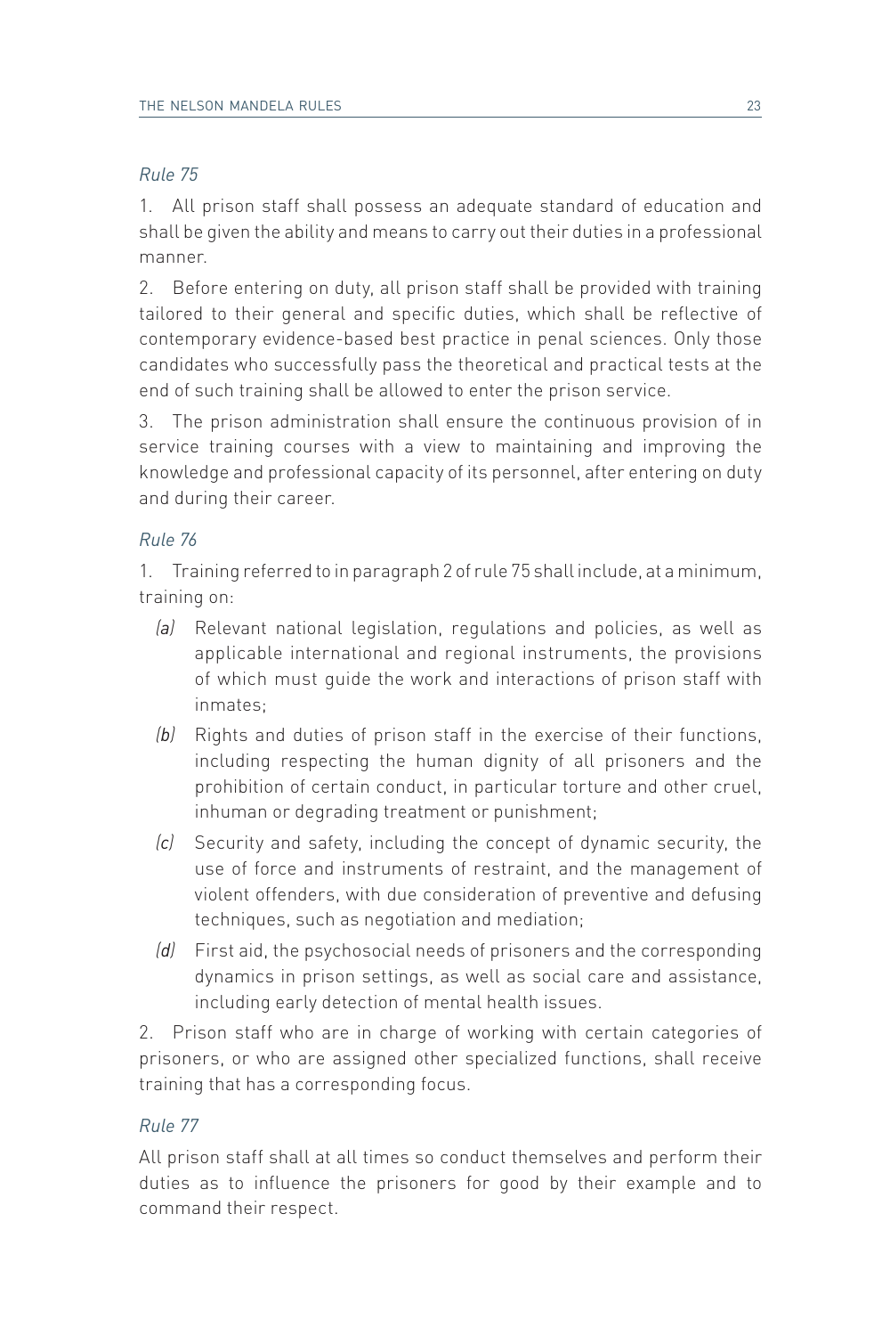*Rule 75*

1. All prison staff shall possess an adequate standard of education and shall be given the ability and means to carry out their duties in a professional manner.

2. Before entering on duty, all prison staff shall be provided with training tailored to their general and specific duties, which shall be reflective of contemporary evidence-based best practice in penal sciences. Only those candidates who successfully pass the theoretical and practical tests at the end of such training shall be allowed to enter the prison service.

3. The prison administration shall ensure the continuous provision of in service training courses with a view to maintaining and improving the knowledge and professional capacity of its personnel, after entering on duty and during their career.

*Rule 76*

1. Training referred to in paragraph 2 of rule 75 shall include, at a minimum, training on:

   *(a)* Relevant national legislation, regulations and policies, as well as applicable international and regional instruments, the provisions of which must guide the work and interactions of prison staff with inmates;

   *(b)* Rights and duties of prison staff in the exercise of their functions, including respecting the human dignity of all prisoners and the prohibition of certain conduct, in particular torture and other cruel, inhuman or degrading treatment or punishment;

   *(c)* Security and safety, including the concept of dynamic security, the use of force and instruments of restraint, and the management of violent offenders, with due consideration of preventive and defusing techniques, such as negotiation and mediation;

   *(d)* First aid, the psychosocial needs of prisoners and the corresponding dynamics in prison settings, as well as social care and assistance, including early detection of mental health issues.

2. Prison staff who are in charge of working with certain categories of prisoners, or who are assigned other specialized functions, shall receive training that has a corresponding focus.

*Rule 77*

All prison staff shall at all times so conduct themselves and perform their duties as to influence the prisoners for good by their example and to command their respect.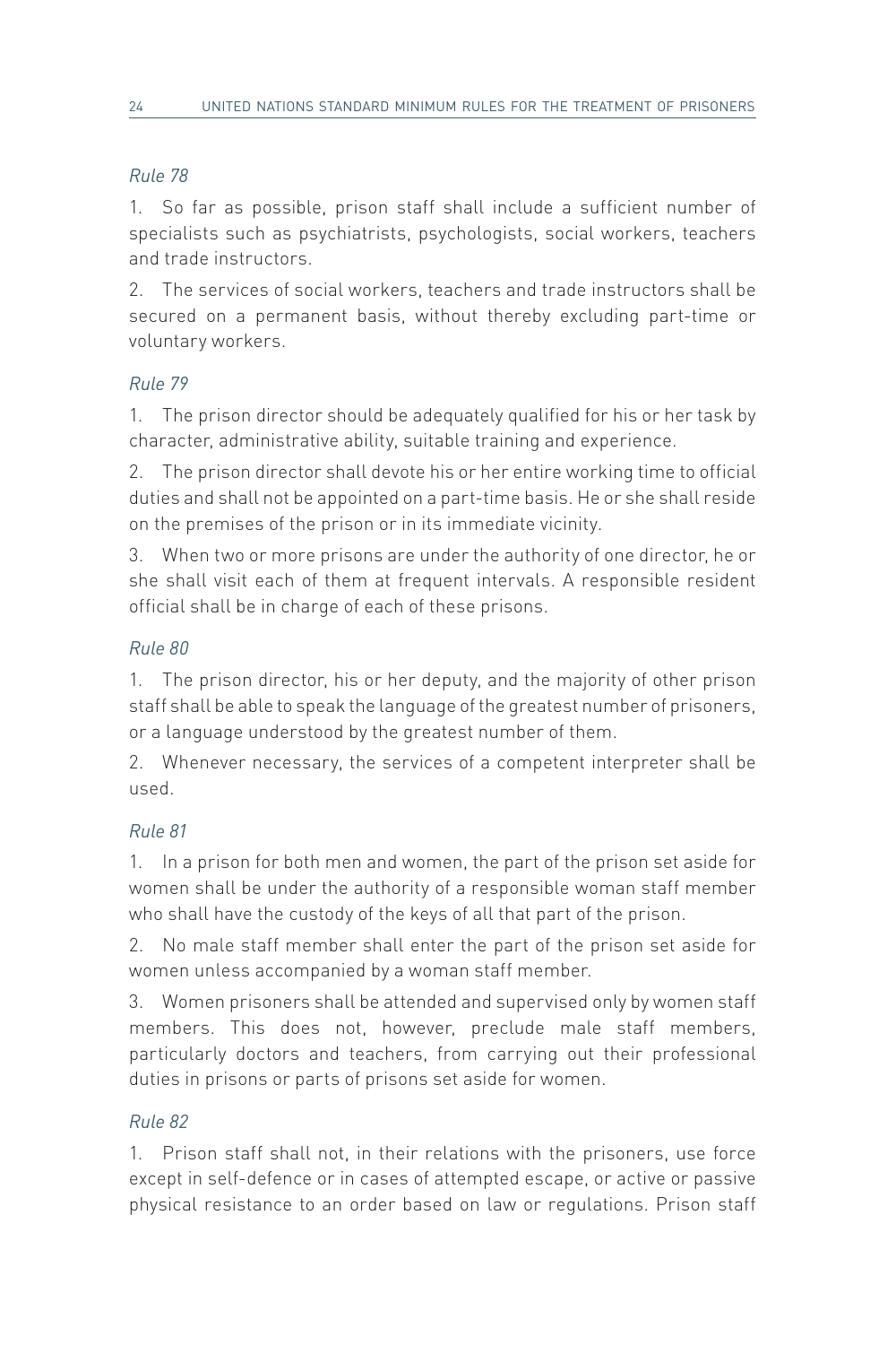*Rule 78*

1. So far as possible, prison staff shall include a sufficient number of specialists such as psychiatrists, psychologists, social workers, teachers and trade instructors.

2. The services of social workers, teachers and trade instructors shall be secured on a permanent basis, without thereby excluding part-time or voluntary workers.

*Rule 79*

1. The prison director should be adequately qualified for his or her task by character, administrative ability, suitable training and experience.

2. The prison director shall devote his or her entire working time to official duties and shall not be appointed on a part-time basis. He or she shall reside on the premises of the prison or in its immediate vicinity.

3. When two or more prisons are under the authority of one director, he or she shall visit each of them at frequent intervals. A responsible resident official shall be in charge of each of these prisons.

*Rule 80*

1. The prison director, his or her deputy, and the majority of other prison staff shall be able to speak the language of the greatest number of prisoners, or a language understood by the greatest number of them.

2. Whenever necessary, the services of a competent interpreter shall be used.

*Rule 81*

1. In a prison for both men and women, the part of the prison set aside for women shall be under the authority of a responsible woman staff member who shall have the custody of the keys of all that part of the prison.

2. No male staff member shall enter the part of the prison set aside for women unless accompanied by a woman staff member.

3. Women prisoners shall be attended and supervised only by women staff members. This does not, however, preclude male staff members, particularly doctors and teachers, from carrying out their professional duties in prisons or parts of prisons set aside for women.

*Rule 82*

1. Prison staff shall not, in their relations with the prisoners, use force except in self-defence or in cases of attempted escape, or active or passive physical resistance to an order based on law or regulations. Prison staff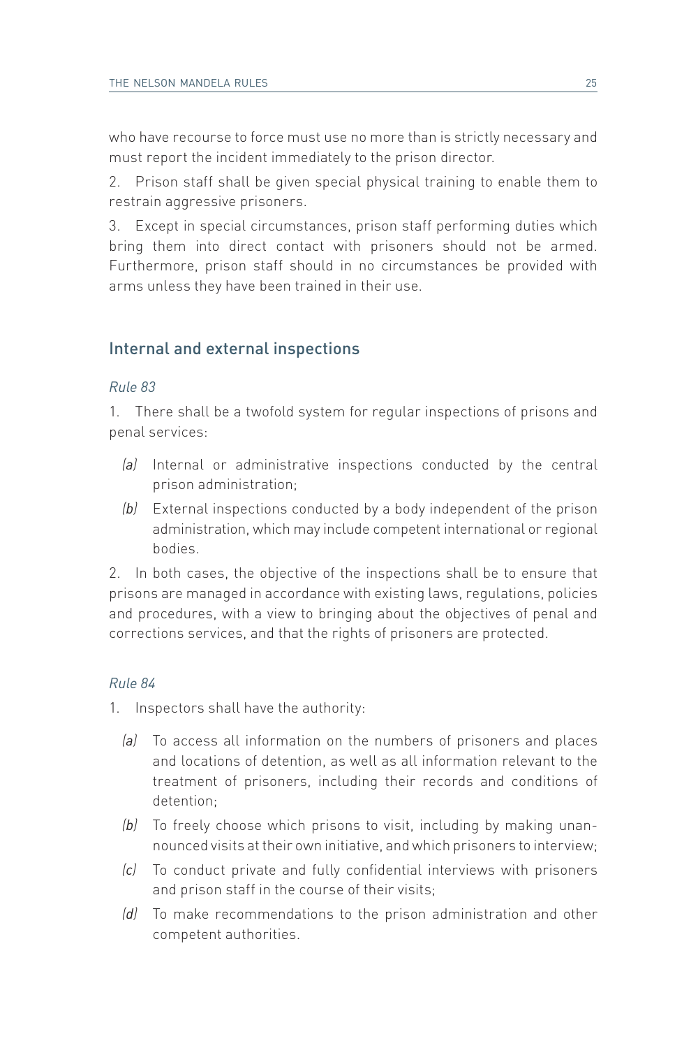who have recourse to force must use no more than is strictly necessary and must report the incident immediately to the prison director.

2. Prison staff shall be given special physical training to enable them to restrain aggressive prisoners.

3. Except in special circumstances, prison staff performing duties which bring them into direct contact with prisoners should not be armed. Furthermore, prison staff should in no circumstances be provided with arms unless they have been trained in their use.

## Internal and external inspections

*Rule 83*

1. There shall be a twofold system for regular inspections of prisons and penal services:

   *(a)* Internal or administrative inspections conducted by the central prison administration;

   *(b)* External inspections conducted by a body independent of the prison administration, which may include competent international or regional bodies.

2. In both cases, the objective of the inspections shall be to ensure that prisons are managed in accordance with existing laws, regulations, policies and procedures, with a view to bringing about the objectives of penal and corrections services, and that the rights of prisoners are protected.

*Rule 84*

1. Inspectors shall have the authority:

   *(a)* To access all information on the numbers of prisoners and places and locations of detention, as well as all information relevant to the treatment of prisoners, including their records and conditions of detention;

   *(b)* To freely choose which prisons to visit, including by making unannounced visits at their own initiative, and which prisoners to interview;

   *(c)* To conduct private and fully confidential interviews with prisoners and prison staff in the course of their visits;

   *(d)* To make recommendations to the prison administration and other competent authorities.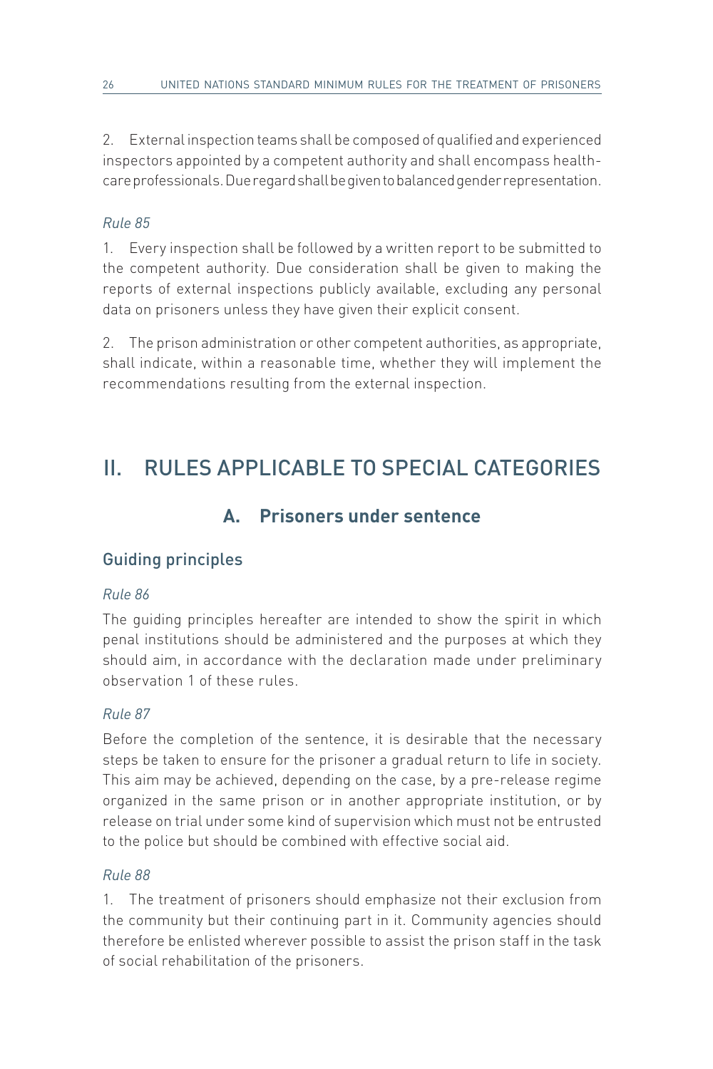2. External inspection teams shall be composed of qualified and experienced inspectors appointed by a competent authority and shall encompass health-care professionals. Due regard shall be given to balanced gender representation.

*Rule 85*

1. Every inspection shall be followed by a written report to be submitted to the competent authority. Due consideration shall be given to making the reports of external inspections publicly available, excluding any personal data on prisoners unless they have given their explicit consent.

2. The prison administration or other competent authorities, as appropriate, shall indicate, within a reasonable time, whether they will implement the recommendations resulting from the external inspection.

# II. RULES APPLICABLE TO SPECIAL CATEGORIES

## A. Prisoners under sentence

### Guiding principles

*Rule 86*

The guiding principles hereafter are intended to show the spirit in which penal institutions should be administered and the purposes at which they should aim, in accordance with the declaration made under preliminary observation 1 of these rules.

*Rule 87*

Before the completion of the sentence, it is desirable that the necessary steps be taken to ensure for the prisoner a gradual return to life in society. This aim may be achieved, depending on the case, by a pre-release regime organized in the same prison or in another appropriate institution, or by release on trial under some kind of supervision which must not be entrusted to the police but should be combined with effective social aid.

*Rule 88*

1. The treatment of prisoners should emphasize not their exclusion from the community but their continuing part in it. Community agencies should therefore be enlisted wherever possible to assist the prison staff in the task of social rehabilitation of the prisoners.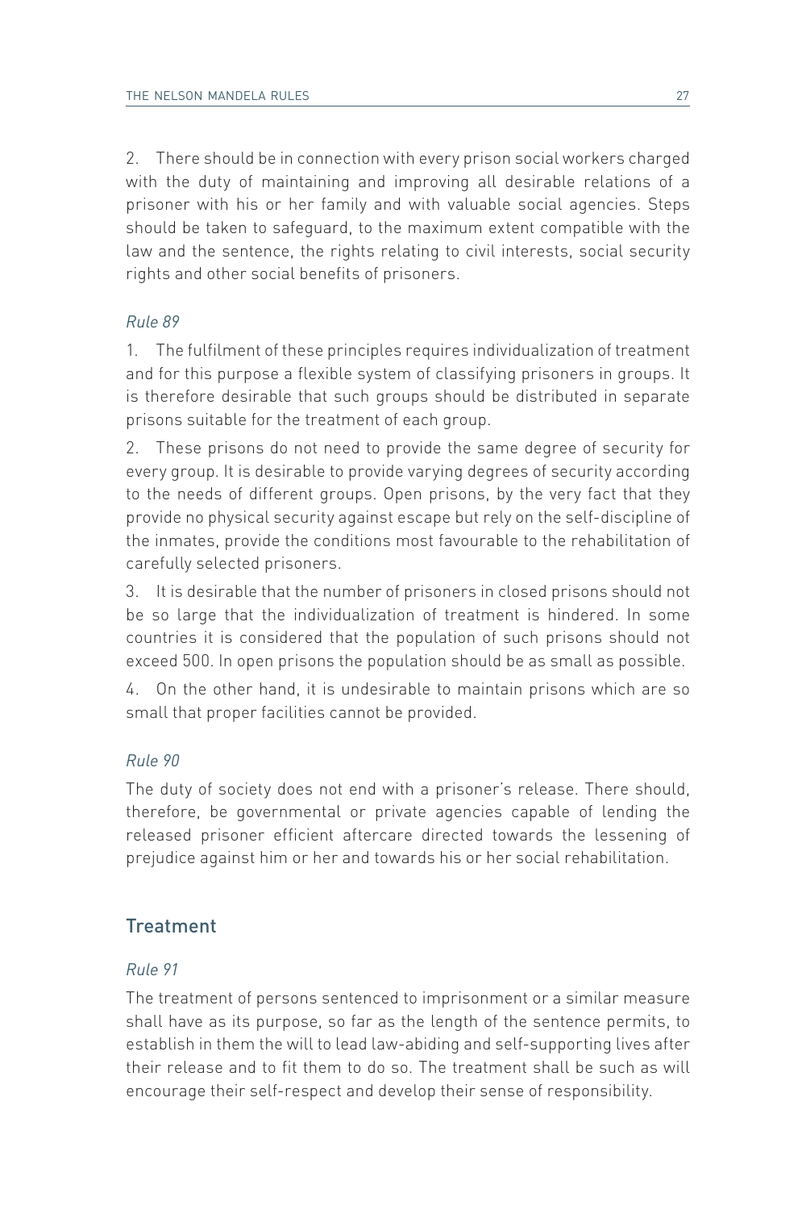2. There should be in connection with every prison social workers charged with the duty of maintaining and improving all desirable relations of a prisoner with his or her family and with valuable social agencies. Steps should be taken to safeguard, to the maximum extent compatible with the law and the sentence, the rights relating to civil interests, social security rights and other social benefits of prisoners.

*Rule 89*

1. The fulfilment of these principles requires individualization of treatment and for this purpose a flexible system of classifying prisoners in groups. It is therefore desirable that such groups should be distributed in separate prisons suitable for the treatment of each group.

2. These prisons do not need to provide the same degree of security for every group. It is desirable to provide varying degrees of security according to the needs of different groups. Open prisons, by the very fact that they provide no physical security against escape but rely on the self-discipline of the inmates, provide the conditions most favourable to the rehabilitation of carefully selected prisoners.

3. It is desirable that the number of prisoners in closed prisons should not be so large that the individualization of treatment is hindered. In some countries it is considered that the population of such prisons should not exceed 500. In open prisons the population should be as small as possible.

4. On the other hand, it is undesirable to maintain prisons which are so small that proper facilities cannot be provided.

*Rule 90*

The duty of society does not end with a prisoner's release. There should, therefore, be governmental or private agencies capable of lending the released prisoner efficient aftercare directed towards the lessening of prejudice against him or her and towards his or her social rehabilitation.

## Treatment

*Rule 91*

The treatment of persons sentenced to imprisonment or a similar measure shall have as its purpose, so far as the length of the sentence permits, to establish in them the will to lead law-abiding and self-supporting lives after their release and to fit them to do so. The treatment shall be such as will encourage their self-respect and develop their sense of responsibility.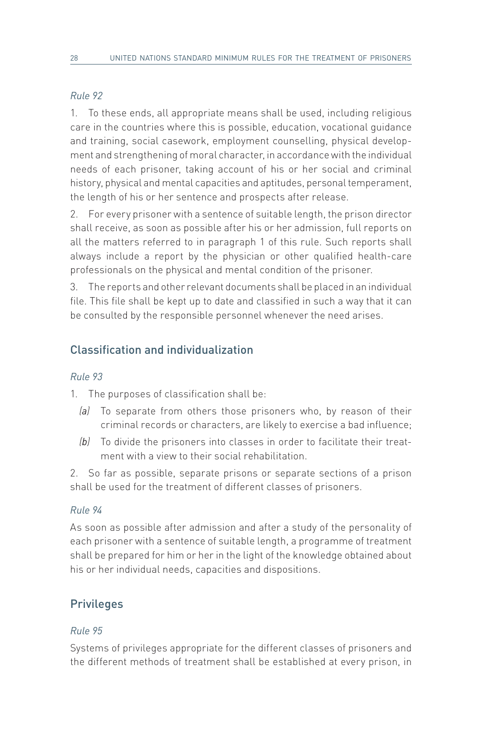*Rule 92*

1. To these ends, all appropriate means shall be used, including religious care in the countries where this is possible, education, vocational guidance and training, social casework, employment counselling, physical development and strengthening of moral character, in accordance with the individual needs of each prisoner, taking account of his or her social and criminal history, physical and mental capacities and aptitudes, personal temperament, the length of his or her sentence and prospects after release.

2. For every prisoner with a sentence of suitable length, the prison director shall receive, as soon as possible after his or her admission, full reports on all the matters referred to in paragraph 1 of this rule. Such reports shall always include a report by the physician or other qualified health-care professionals on the physical and mental condition of the prisoner.

3. The reports and other relevant documents shall be placed in an individual file. This file shall be kept up to date and classified in such a way that it can be consulted by the responsible personnel whenever the need arises.

## Classification and individualization

*Rule 93*

1. The purposes of classification shall be:

   *(a)* To separate from others those prisoners who, by reason of their criminal records or characters, are likely to exercise a bad influence;

   *(b)* To divide the prisoners into classes in order to facilitate their treatment with a view to their social rehabilitation.

2. So far as possible, separate prisons or separate sections of a prison shall be used for the treatment of different classes of prisoners.

*Rule 94*

As soon as possible after admission and after a study of the personality of each prisoner with a sentence of suitable length, a programme of treatment shall be prepared for him or her in the light of the knowledge obtained about his or her individual needs, capacities and dispositions.

## Privileges

*Rule 95*

Systems of privileges appropriate for the different classes of prisoners and the different methods of treatment shall be established at every prison, in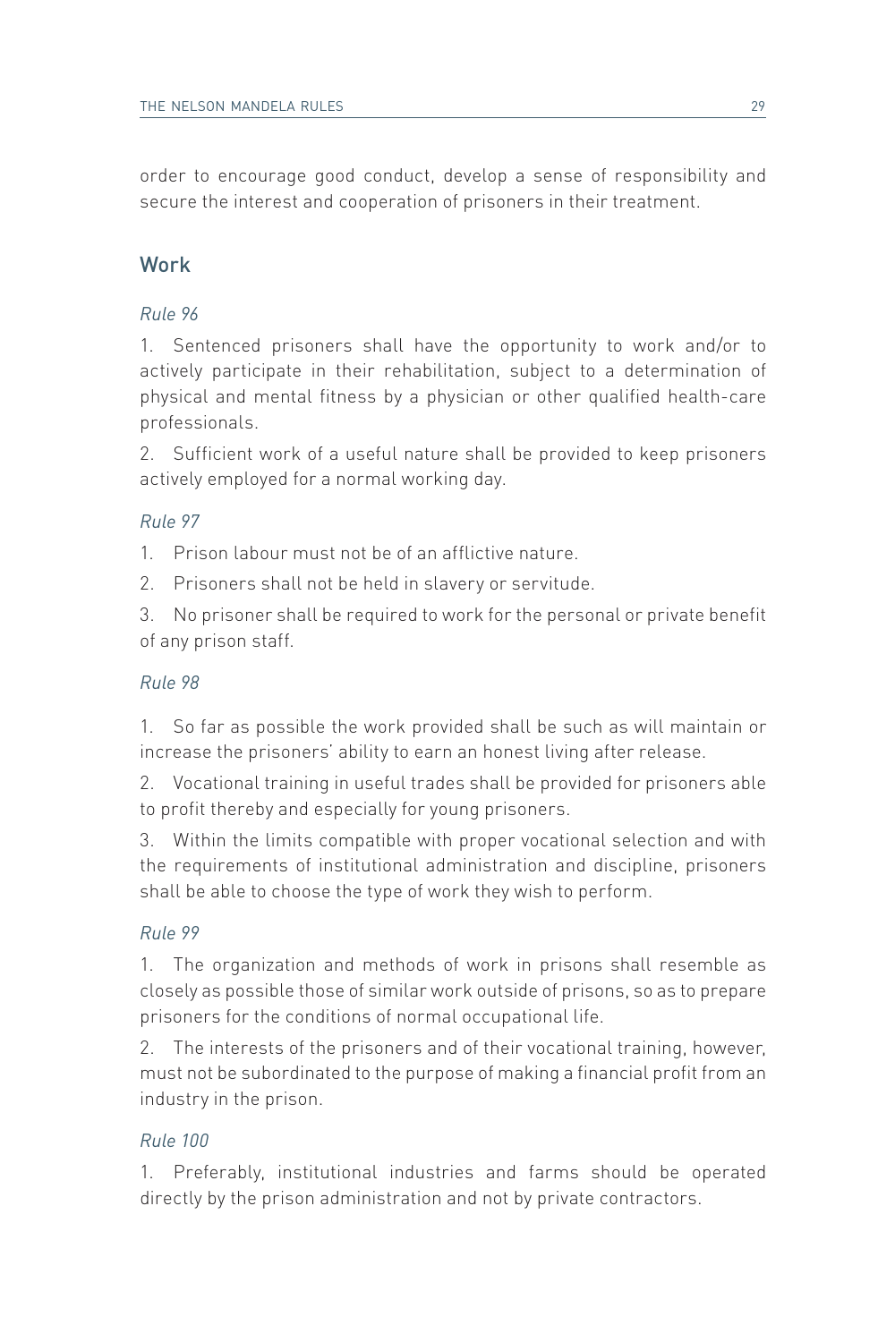order to encourage good conduct, develop a sense of responsibility and secure the interest and cooperation of prisoners in their treatment.

## Work

*Rule 96*

1. Sentenced prisoners shall have the opportunity to work and/or to actively participate in their rehabilitation, subject to a determination of physical and mental fitness by a physician or other qualified health-care professionals.

2. Sufficient work of a useful nature shall be provided to keep prisoners actively employed for a normal working day.

*Rule 97*

1. Prison labour must not be of an afflictive nature.

2. Prisoners shall not be held in slavery or servitude.

3. No prisoner shall be required to work for the personal or private benefit of any prison staff.

*Rule 98*

1. So far as possible the work provided shall be such as will maintain or increase the prisoners' ability to earn an honest living after release.

2. Vocational training in useful trades shall be provided for prisoners able to profit thereby and especially for young prisoners.

3. Within the limits compatible with proper vocational selection and with the requirements of institutional administration and discipline, prisoners shall be able to choose the type of work they wish to perform.

*Rule 99*

1. The organization and methods of work in prisons shall resemble as closely as possible those of similar work outside of prisons, so as to prepare prisoners for the conditions of normal occupational life.

2. The interests of the prisoners and of their vocational training, however, must not be subordinated to the purpose of making a financial profit from an industry in the prison.

*Rule 100*

1. Preferably, institutional industries and farms should be operated directly by the prison administration and not by private contractors.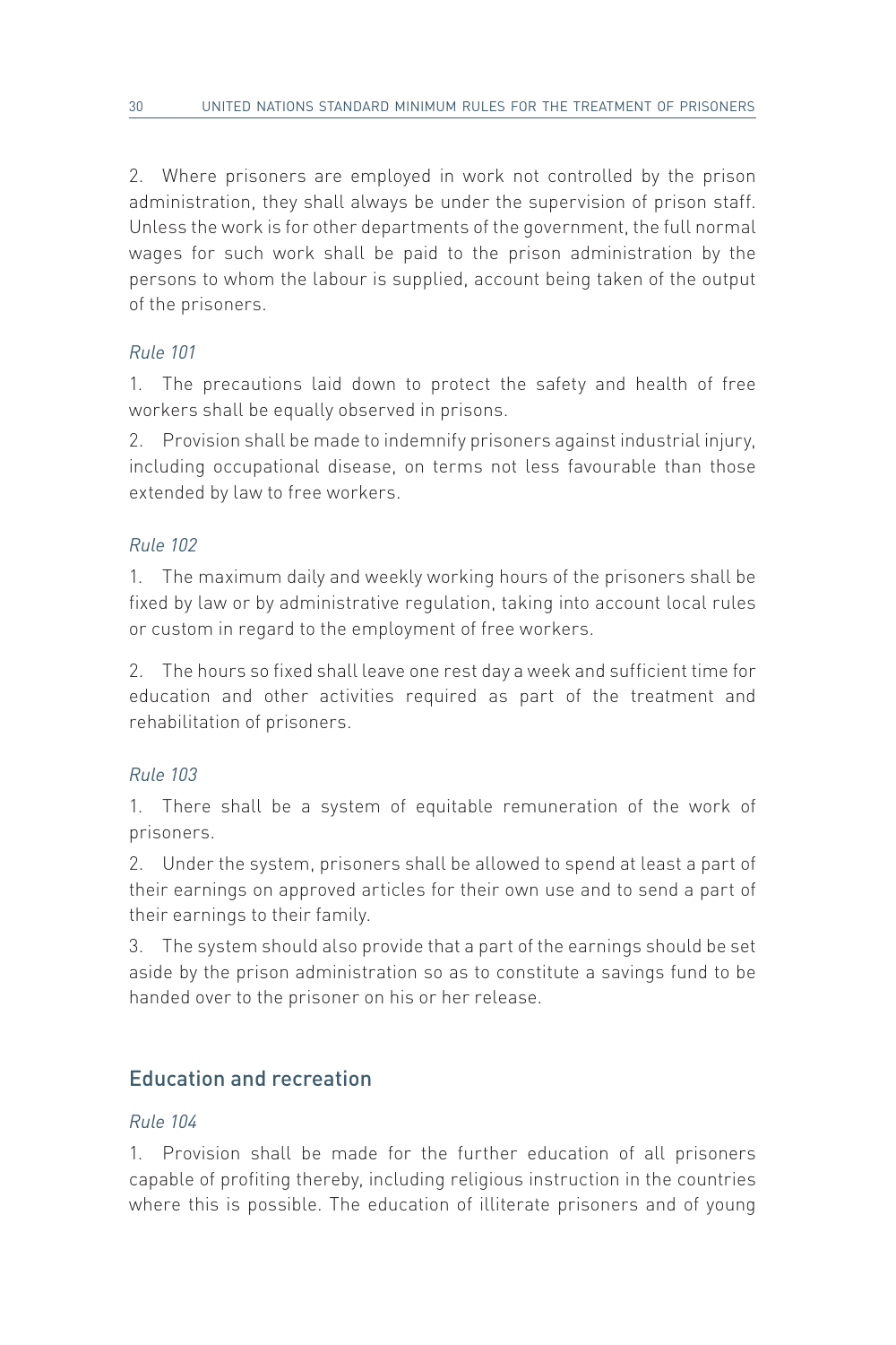2. Where prisoners are employed in work not controlled by the prison administration, they shall always be under the supervision of prison staff. Unless the work is for other departments of the government, the full normal wages for such work shall be paid to the prison administration by the persons to whom the labour is supplied, account being taken of the output of the prisoners.

*Rule 101*

1. The precautions laid down to protect the safety and health of free workers shall be equally observed in prisons.

2. Provision shall be made to indemnify prisoners against industrial injury, including occupational disease, on terms not less favourable than those extended by law to free workers.

*Rule 102*

1. The maximum daily and weekly working hours of the prisoners shall be fixed by law or by administrative regulation, taking into account local rules or custom in regard to the employment of free workers.

2. The hours so fixed shall leave one rest day a week and sufficient time for education and other activities required as part of the treatment and rehabilitation of prisoners.

*Rule 103*

1. There shall be a system of equitable remuneration of the work of prisoners.

2. Under the system, prisoners shall be allowed to spend at least a part of their earnings on approved articles for their own use and to send a part of their earnings to their family.

3. The system should also provide that a part of the earnings should be set aside by the prison administration so as to constitute a savings fund to be handed over to the prisoner on his or her release.

## Education and recreation

*Rule 104*

1. Provision shall be made for the further education of all prisoners capable of profiting thereby, including religious instruction in the countries where this is possible. The education of illiterate prisoners and of young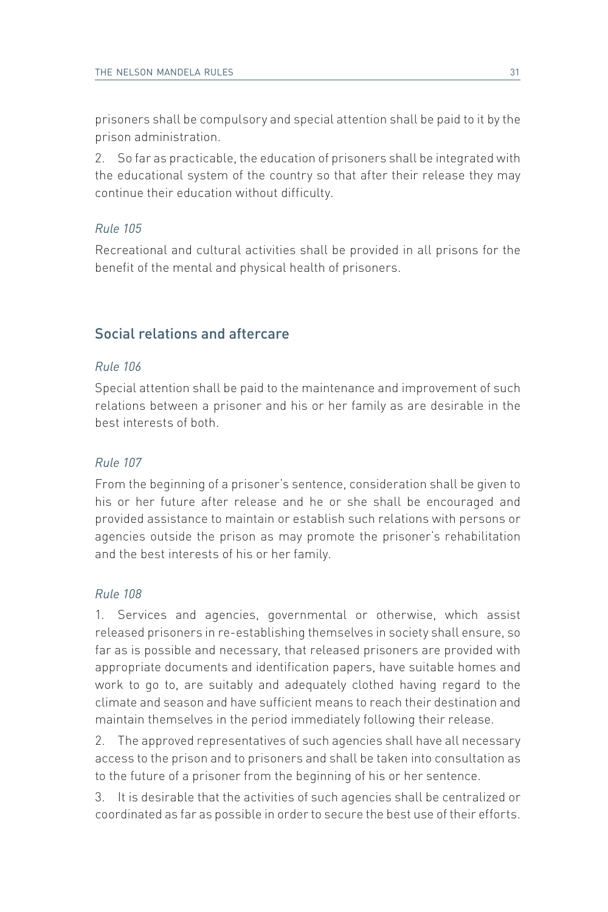prisoners shall be compulsory and special attention shall be paid to it by the prison administration.

2. So far as practicable, the education of prisoners shall be integrated with the educational system of the country so that after their release they may continue their education without difficulty.

*Rule 105*

Recreational and cultural activities shall be provided in all prisons for the benefit of the mental and physical health of prisoners.

## Social relations and aftercare

*Rule 106*

Special attention shall be paid to the maintenance and improvement of such relations between a prisoner and his or her family as are desirable in the best interests of both.

*Rule 107*

From the beginning of a prisoner's sentence, consideration shall be given to his or her future after release and he or she shall be encouraged and provided assistance to maintain or establish such relations with persons or agencies outside the prison as may promote the prisoner's rehabilitation and the best interests of his or her family.

*Rule 108*

1. Services and agencies, governmental or otherwise, which assist released prisoners in re-establishing themselves in society shall ensure, so far as is possible and necessary, that released prisoners are provided with appropriate documents and identification papers, have suitable homes and work to go to, are suitably and adequately clothed having regard to the climate and season and have sufficient means to reach their destination and maintain themselves in the period immediately following their release.

2. The approved representatives of such agencies shall have all necessary access to the prison and to prisoners and shall be taken into consultation as to the future of a prisoner from the beginning of his or her sentence.

3. It is desirable that the activities of such agencies shall be centralized or coordinated as far as possible in order to secure the best use of their efforts.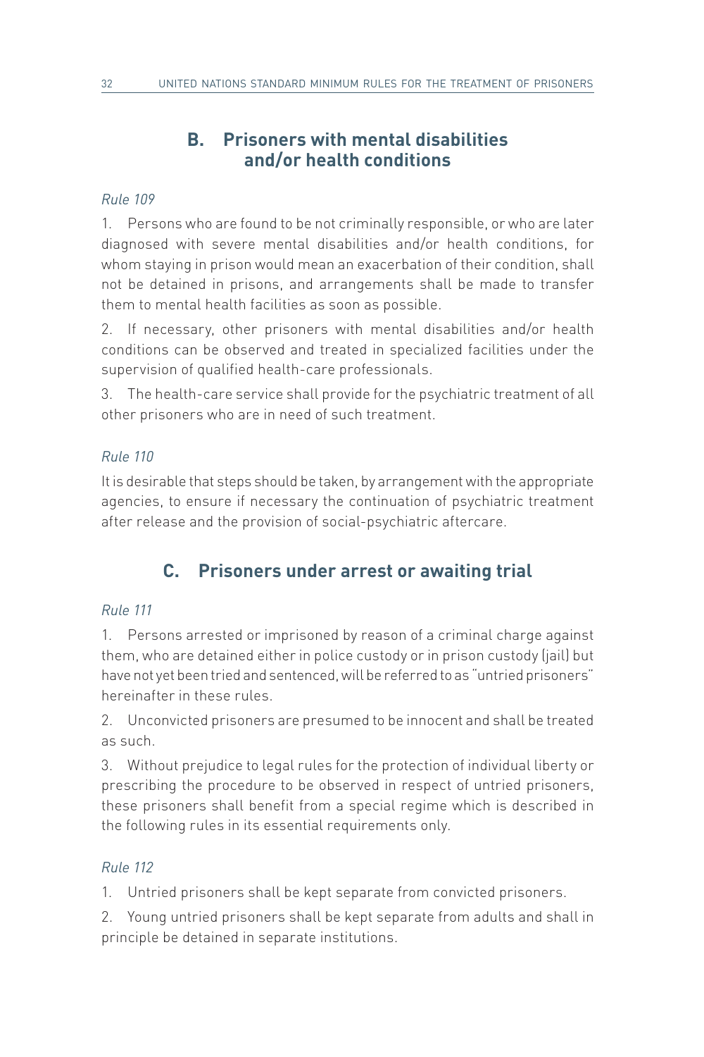## B. Prisoners with mental disabilities and/or health conditions

*Rule 109*

1. Persons who are found to be not criminally responsible, or who are later diagnosed with severe mental disabilities and/or health conditions, for whom staying in prison would mean an exacerbation of their condition, shall not be detained in prisons, and arrangements shall be made to transfer them to mental health facilities as soon as possible.

2. If necessary, other prisoners with mental disabilities and/or health conditions can be observed and treated in specialized facilities under the supervision of qualified health-care professionals.

3. The health-care service shall provide for the psychiatric treatment of all other prisoners who are in need of such treatment.

*Rule 110*

It is desirable that steps should be taken, by arrangement with the appropriate agencies, to ensure if necessary the continuation of psychiatric treatment after release and the provision of social-psychiatric aftercare.

## C. Prisoners under arrest or awaiting trial

*Rule 111*

1. Persons arrested or imprisoned by reason of a criminal charge against them, who are detained either in police custody or in prison custody (jail) but have not yet been tried and sentenced, will be referred to as "untried prisoners" hereinafter in these rules.

2. Unconvicted prisoners are presumed to be innocent and shall be treated as such.

3. Without prejudice to legal rules for the protection of individual liberty or prescribing the procedure to be observed in respect of untried prisoners, these prisoners shall benefit from a special regime which is described in the following rules in its essential requirements only.

*Rule 112*

1. Untried prisoners shall be kept separate from convicted prisoners.

2. Young untried prisoners shall be kept separate from adults and shall in principle be detained in separate institutions.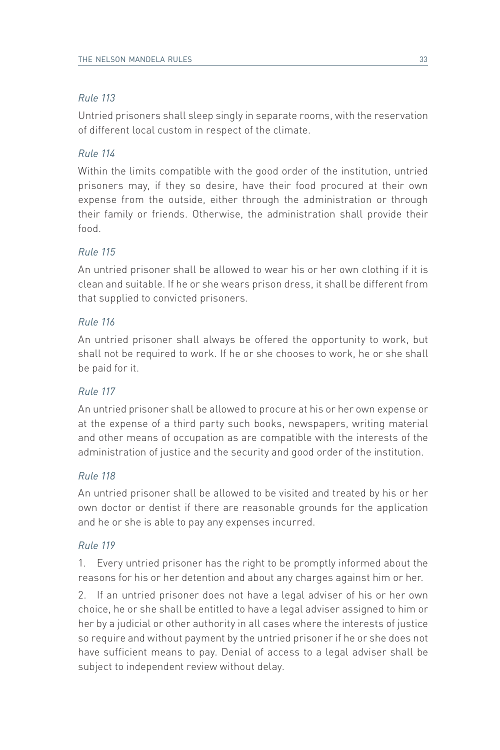*Rule 113*

Untried prisoners shall sleep singly in separate rooms, with the reservation of different local custom in respect of the climate.

*Rule 114*

Within the limits compatible with the good order of the institution, untried prisoners may, if they so desire, have their food procured at their own expense from the outside, either through the administration or through their family or friends. Otherwise, the administration shall provide their food.

*Rule 115*

An untried prisoner shall be allowed to wear his or her own clothing if it is clean and suitable. If he or she wears prison dress, it shall be different from that supplied to convicted prisoners.

*Rule 116*

An untried prisoner shall always be offered the opportunity to work, but shall not be required to work. If he or she chooses to work, he or she shall be paid for it.

*Rule 117*

An untried prisoner shall be allowed to procure at his or her own expense or at the expense of a third party such books, newspapers, writing material and other means of occupation as are compatible with the interests of the administration of justice and the security and good order of the institution.

*Rule 118*

An untried prisoner shall be allowed to be visited and treated by his or her own doctor or dentist if there are reasonable grounds for the application and he or she is able to pay any expenses incurred.

*Rule 119*

1. Every untried prisoner has the right to be promptly informed about the reasons for his or her detention and about any charges against him or her.

2. If an untried prisoner does not have a legal adviser of his or her own choice, he or she shall be entitled to have a legal adviser assigned to him or her by a judicial or other authority in all cases where the interests of justice so require and without payment by the untried prisoner if he or she does not have sufficient means to pay. Denial of access to a legal adviser shall be subject to independent review without delay.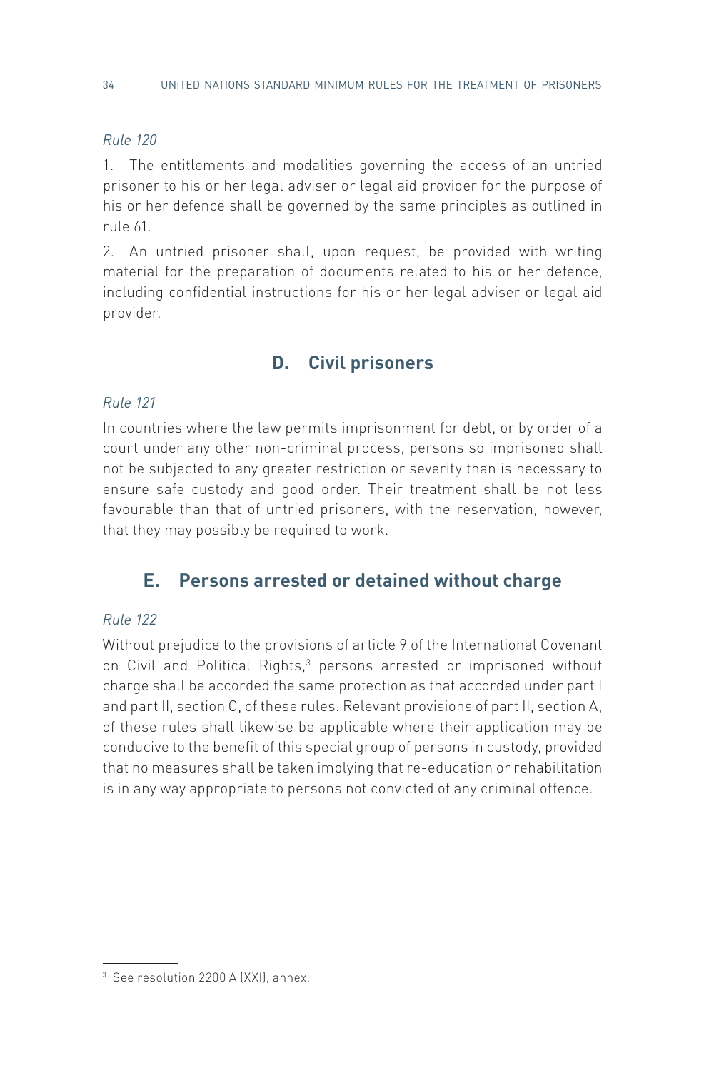*Rule 120*

1. The entitlements and modalities governing the access of an untried prisoner to his or her legal adviser or legal aid provider for the purpose of his or her defence shall be governed by the same principles as outlined in rule 61.

2. An untried prisoner shall, upon request, be provided with writing material for the preparation of documents related to his or her defence, including confidential instructions for his or her legal adviser or legal aid provider.

## D. Civil prisoners

*Rule 121*

In countries where the law permits imprisonment for debt, or by order of a court under any other non-criminal process, persons so imprisoned shall not be subjected to any greater restriction or severity than is necessary to ensure safe custody and good order. Their treatment shall be not less favourable than that of untried prisoners, with the reservation, however, that they may possibly be required to work.

## E. Persons arrested or detained without charge

*Rule 122*

Without prejudice to the provisions of article 9 of the International Covenant on Civil and Political Rights,[3] persons arrested or imprisoned without charge shall be accorded the same protection as that accorded under part I and part II, section C, of these rules. Relevant provisions of part II, section A, of these rules shall likewise be applicable where their application may be conducive to the benefit of this special group of persons in custody, provided that no measures shall be taken implying that re-education or rehabilitation is in any way appropriate to persons not convicted of any criminal offence.

[3] See resolution 2200 A (XXI), annex.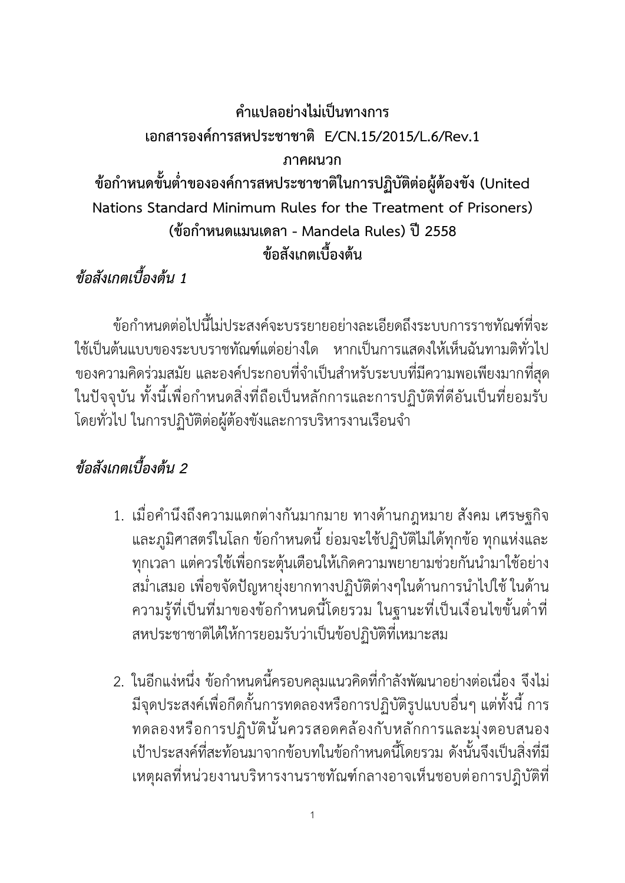**คำแปลอย่างไม่เป็นทางการ**

**เอกสารองค์การสหประชาชาติ E/CN.15/2015/L.6/Rev.1**

**ภาคผนวก**

# ข้อกำหนดขั้นต่ำขององค์การสหประชาชาติในการปฏิบัติต่อผู้ต้องขัง (United Nations Standard Minimum Rules for the Treatment of Prisoners) (ข้อกำหนดแมนเดลา - Mandela Rules) ปี 2558

## ข้อสังเกตเบื้องต้น

### *ข้อสังเกตเบื้องต้น 1*

ข้อกำหนดต่อไปนี้ไม่ประสงค์จะบรรยายอย่างละเอียดถึงระบบการราชทัณฑ์ที่จะใช้เป็นต้นแบบของระบบราชทัณฑ์แต่อย่างใด หากเป็นการแสดงให้เห็นฉันทามติทั่วไปของความคิดร่วมสมัย และองค์ประกอบที่จำเป็นสำหรับระบบที่มีความพอเพียงมากที่สุดในปัจจุบัน ทั้งนี้เพื่อกำหนดสิ่งที่ถือเป็นหลักการและการปฏิบัติที่ดีอันเป็นที่ยอมรับโดยทั่วไป ในการปฏิบัติต่อผู้ต้องขังและการบริหารงานเรือนจำ

### *ข้อสังเกตเบื้องต้น 2*

1. เมื่อคำนึงถึงความแตกต่างกันมากมาย ทางด้านกฎหมาย สังคม เศรษฐกิจ และภูมิศาสตร์ในโลก ข้อกำหนดนี้ ย่อมจะใช้ปฏิบัติไม่ได้ทุกข้อ ทุกแห่งและทุกเวลา แต่ควรใช้เพื่อกระตุ้นเตือนให้เกิดความพยายามช่วยกันนำมาใช้อย่างสม่ำเสมอ เพื่อขจัดปัญหายุ่งยากทางปฏิบัติต่างๆในด้านการนำไปใช้ ในด้านความรู้ที่เป็นที่มาของข้อกำหนดนี้โดยรวม ในฐานะที่เป็นเงื่อนไขขั้นต่ำที่สหประชาชาติได้ให้การยอมรับว่าเป็นข้อปฏิบัติที่เหมาะสม

2. ในอีกแง่หนึ่ง ข้อกำหนดนี้ครอบคลุมแนวคิดที่กำลังพัฒนาอย่างต่อเนื่อง จึงไม่มีจุดประสงค์เพื่อกีดกั้นการทดลองหรือการปฏิบัติรูปแบบอื่นๆ แต่ทั้งนี้ การทดลองหรือการปฏิบัตินั้นควรสอดคล้องกับหลักการและมุ่งตอบสนองเป้าประสงค์ที่สะท้อนมาจากข้อบทในข้อกำหนดนี้โดยรวม ดังนั้นจึงเป็นสิ่งที่มีเหตุผลที่หน่วยงานบริหารงานราชทัณฑ์กลางอาจเห็นชอบต่อการปฏิบัติที่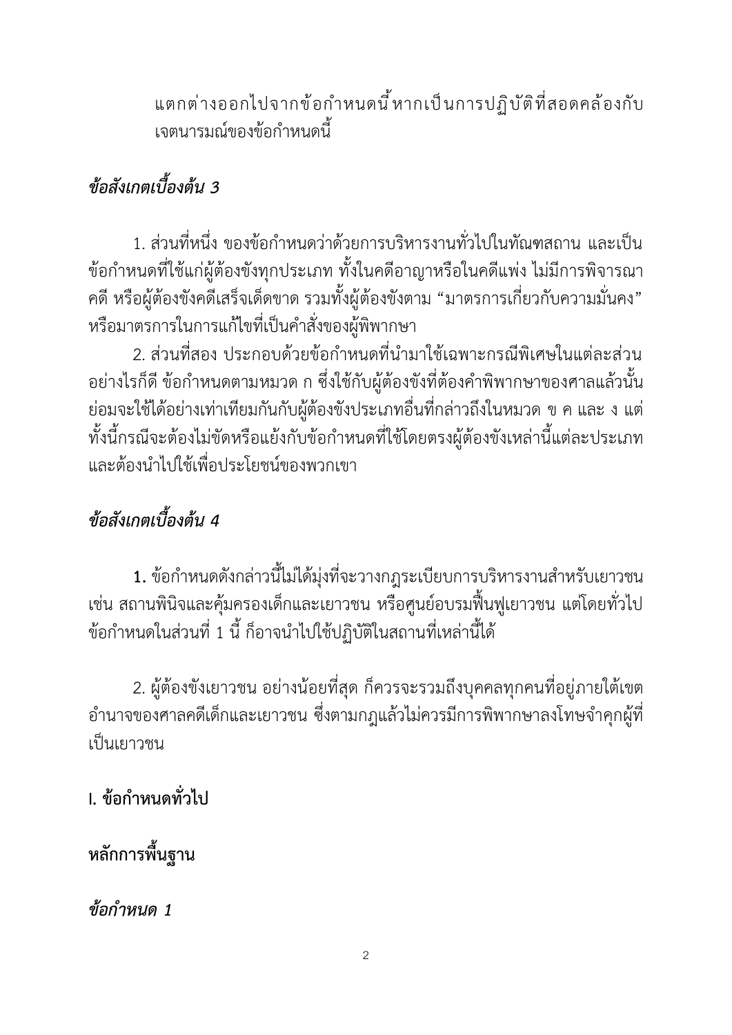แตกต่างออกไปจากข้อกำหนดนี้หากเป็นการปฏิบัติที่สอดคล้องกับเจตนารมณ์ของข้อกำหนดนี้

***ข้อสังเกตเบื้องต้น 3***

1. ส่วนที่หนึ่ง ของข้อกำหนดว่าด้วยการบริหารงานทั่วไปในทัณฑสถาน และเป็นข้อกำหนดที่ใช้แก่ผู้ต้องขังทุกประเภท ทั้งในคดีอาญาหรือในคดีแพ่ง ไม่มีการพิจารณาคดี หรือผู้ต้องขังคดีเสร็จเด็ดขาด รวมทั้งผู้ต้องขังตาม "มาตรการเกี่ยวกับความมั่นคง" หรือมาตรการในการแก้ไขที่เป็นคำสั่งของผู้พิพากษา

2. ส่วนที่สอง ประกอบด้วยข้อกำหนดที่นำมาใช้เฉพาะกรณีพิเศษในแต่ละส่วน อย่างไรก็ดี ข้อกำหนดตามหมวด ก ซึ่งใช้กับผู้ต้องขังที่ต้องคำพิพากษาของศาลแล้วนั้น ย่อมจะใช้ได้อย่างเท่าเทียมกันกับผู้ต้องขังประเภทอื่นที่กล่าวถึงในหมวด ข ค และ ง แต่ทั้งนี้กรณีจะต้องไม่ขัดหรือแย้งกับข้อกำหนดที่ใช้โดยตรงผู้ต้องขังเหล่านี้แต่ละประเภท และต้องนำไปใช้เพื่อประโยชน์ของพวกเขา

***ข้อสังเกตเบื้องต้น 4***

**1.** ข้อกำหนดดังกล่าวนี้ไม่ได้มุ่งที่จะวางกฎระเบียบการบริหารงานสำหรับเยาวชน เช่น สถานพินิจและคุ้มครองเด็กและเยาวชน หรือศูนย์อบรมฟื้นฟูเยาวชน แต่โดยทั่วไปข้อกำหนดในส่วนที่ 1 นี้ ก็อาจนำไปใช้ปฏิบัติในสถานที่เหล่านี้ได้

2. ผู้ต้องขังเยาวชน อย่างน้อยที่สุด ก็ควรจะรวมถึงบุคคลทุกคนที่อยู่ภายใต้เขตอำนาจของศาลคดีเด็กและเยาวชน ซึ่งตามกฎแล้วไม่ควรมีการพิพากษาลงโทษจำคุกผู้ที่เป็นเยาวชน

**I. ข้อกำหนดทั่วไป**

**หลักการพื้นฐาน**

***ข้อกำหนด 1***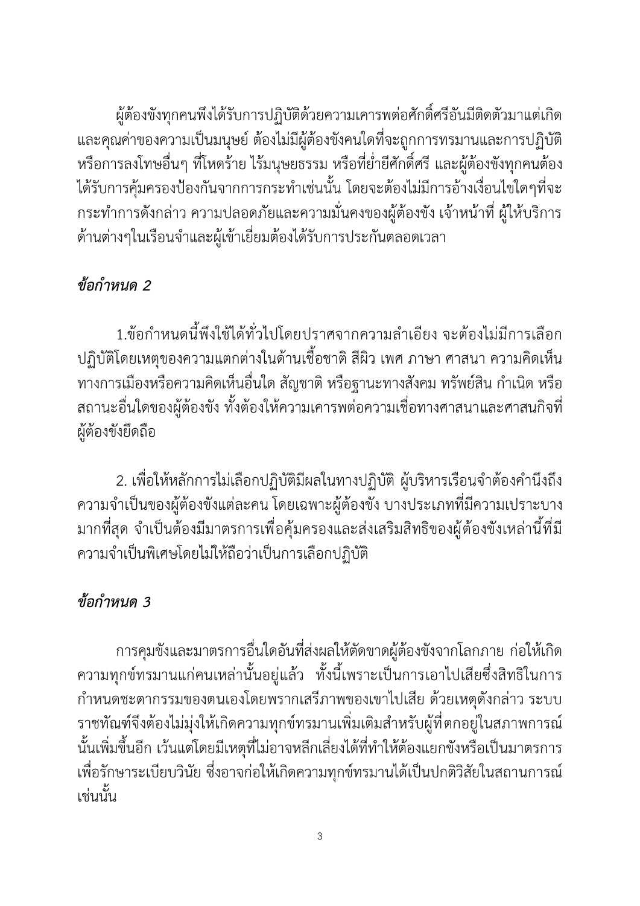ผู้ต้องขังทุกคนพึงได้รับการปฏิบัติด้วยความเคารพต่อศักดิ์ศรีอันมีติดตัวมาแต่เกิดและคุณค่าของความเป็นมนุษย์ ต้องไม่มีผู้ต้องขังคนใดที่จะถูกการทรมานและการปฏิบัติหรือการลงโทษอื่นๆ ที่โหดร้าย ไร้มนุษยธรรม หรือที่ย่ำยีศักดิ์ศรี และผู้ต้องขังทุกคนต้องได้รับการคุ้มครองป้องกันจากการกระทำเช่นนั้น โดยจะต้องไม่มีการอ้างเงื่อนไขใดๆที่จะกระทำการดังกล่าว ความปลอดภัยและความมั่นคงของผู้ต้องขัง เจ้าหน้าที่ ผู้ให้บริการด้านต่างๆในเรือนจำและผู้เข้าเยี่ยมต้องได้รับการประกันตลอดเวลา

### *ข้อกำหนด 2*

1.ข้อกำหนดนี้พึงใช้ได้ทั่วไปโดยปราศจากความลำเอียง จะต้องไม่มีการเลือกปฏิบัติโดยเหตุของความแตกต่างในด้านเชื้อชาติ สีผิว เพศ ภาษา ศาสนา ความคิดเห็นทางการเมืองหรือความคิดเห็นอื่นใด สัญชาติ หรือฐานะทางสังคม ทรัพย์สิน กำเนิด หรือสถานะอื่นใดของผู้ต้องขัง ทั้งต้องให้ความเคารพต่อความเชื่อทางศาสนาและศาสนกิจที่ผู้ต้องขังยึดถือ

2. เพื่อให้หลักการไม่เลือกปฏิบัติมีผลในทางปฏิบัติ ผู้บริหารเรือนจำต้องคำนึงถึงความจำเป็นของผู้ต้องขังแต่ละคน โดยเฉพาะผู้ต้องขัง บางประเภทที่มีความเปราะบางมากที่สุด จำเป็นต้องมีมาตรการเพื่อคุ้มครองและส่งเสริมสิทธิของผู้ต้องขังเหล่านี้ที่มีความจำเป็นพิเศษโดยไม่ให้ถือว่าเป็นการเลือกปฏิบัติ

### *ข้อกำหนด 3*

การคุมขังและมาตรการอื่นใดอันที่ส่งผลให้ตัดขาดผู้ต้องขังจากโลกภาย ก่อให้เกิดความทุกข์ทรมานแก่คนเหล่านั้นอยู่แล้ว ทั้งนี้เพราะเป็นการเอาไปเสียซึ่งสิทธิในการกำหนดชะตากรรมของตนเองโดยพรากเสรีภาพของเขาไปเสีย ด้วยเหตุดังกล่าว ระบบราชทัณฑ์จึงต้องไม่มุ่งให้เกิดความทุกข์ทรมานเพิ่มเติมสำหรับผู้ที่ตกอยู่ในสภาพการณ์นั้นเพิ่มขึ้นอีก เว้นแต่โดยมีเหตุที่ไม่อาจหลีกเลี่ยงได้ที่ทำให้ต้องแยกขังหรือเป็นมาตรการเพื่อรักษาระเบียบวินัย ซึ่งอาจก่อให้เกิดความทุกข์ทรมานได้เป็นปกติวิสัยในสถานการณ์เช่นนั้น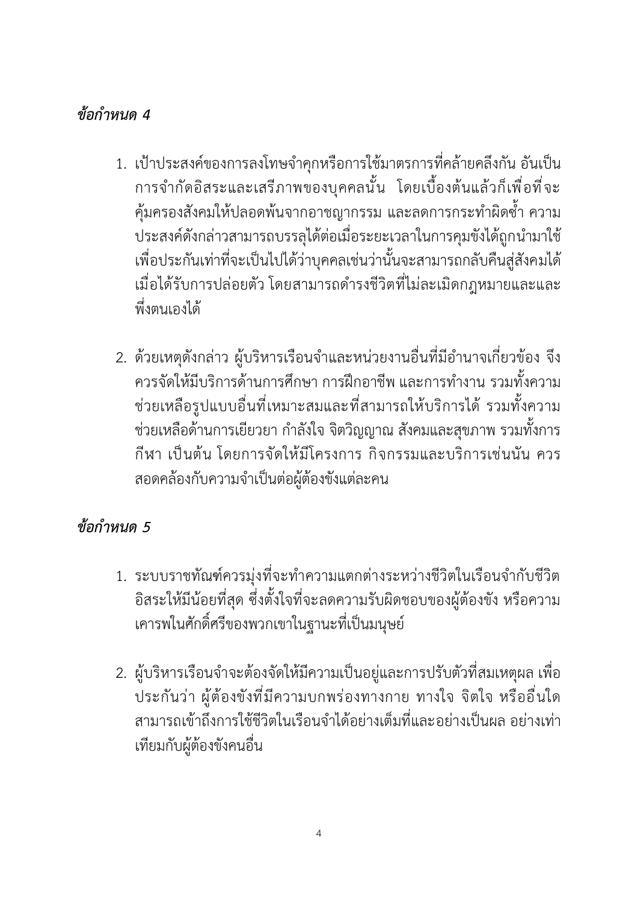***ข้อกำหนด 4***

1. เป้าประสงค์ของการลงโทษจำคุกหรือการใช้มาตรการที่คล้ายคลึงกัน อันเป็นการจำกัดอิสระและเสรีภาพของบุคคลนั้น โดยเบื้องต้นแล้วก็เพื่อที่จะคุ้มครองสังคมให้ปลอดพ้นจากอาชญากรรม และลดการกระทำผิดซ้ำ ความประสงค์ดังกล่าวสามารถบรรลุได้ต่อเมื่อระยะเวลาในการคุมขังได้ถูกนำมาใช้เพื่อประกันเท่าที่จะเป็นไปได้ว่าบุคคลเช่นว่านั้นจะสามารถกลับคืนสู่สังคมได้เมื่อได้รับการปล่อยตัว โดยสามารถดำรงชีวิตที่ไม่ละเมิดกฎหมายและและพึ่งตนเองได้

2. ด้วยเหตุดังกล่าว ผู้บริหารเรือนจำและหน่วยงานอื่นที่มีอำนาจเกี่ยวข้อง จึงควรจัดให้มีบริการด้านการศึกษา การฝึกอาชีพ และการทำงาน รวมทั้งความช่วยเหลือรูปแบบอื่นที่เหมาะสมและที่สามารถให้บริการได้ รวมทั้งความช่วยเหลือด้านการเยียวยา กำลังใจ จิตวิญญาณ สังคมและสุขภาพ รวมทั้งการกีฬา เป็นต้น โดยการจัดให้มีโครงการ กิจกรรมและบริการเช่นนั้น ควรสอดคล้องกับความจำเป็นต่อผู้ต้องขังแต่ละคน

***ข้อกำหนด 5***

1. ระบบราชทัณฑ์ควรมุ่งที่จะทำความแตกต่างระหว่างชีวิตในเรือนจำกับชีวิตอิสระให้มีน้อยที่สุด ซึ่งตั้งใจที่จะลดความรับผิดชอบของผู้ต้องขัง หรือความเคารพในศักดิ์ศรีของพวกเขาในฐานะที่เป็นมนุษย์

2. ผู้บริหารเรือนจำจะต้องจัดให้มีความเป็นอยู่และการปรับตัวที่สมเหตุผล เพื่อประกันว่า ผู้ต้องขังที่มีความบกพร่องทางกาย ทางใจ จิตใจ หรืออื่นใด สามารถเข้าถึงการใช้ชีวิตในเรือนจำได้อย่างเต็มที่และอย่างเป็นผล อย่างเท่าเทียมกับผู้ต้องขังคนอื่น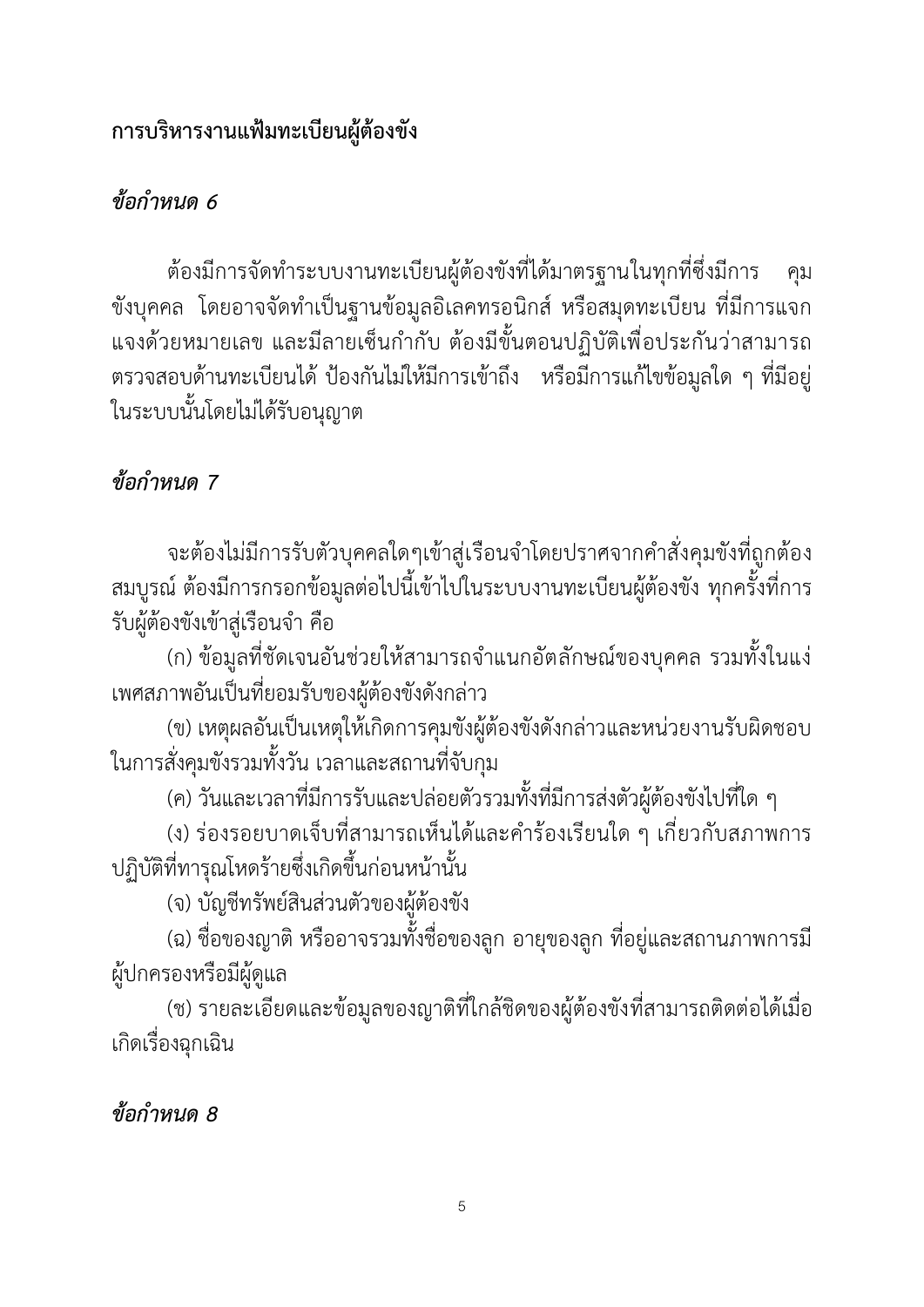**การบริหารงานแฟ้มทะเบียนผู้ต้องขัง**

***ข้อกำหนด 6***

ต้องมีการจัดทำระบบงานทะเบียนผู้ต้องขังที่ได้มาตรฐานในทุกที่ซึ่งมีการ คุมขังบุคคล โดยอาจจัดทำเป็นฐานข้อมูลอิเลคทรอนิกส์ หรือสมุดทะเบียน ที่มีการแจกแจงด้วยหมายเลข และมีลายเซ็นกำกับ ต้องมีขั้นตอนปฏิบัติเพื่อประกันว่าสามารถตรวจสอบด้านทะเบียนได้ ป้องกันไม่ให้มีการเข้าถึง หรือมีการแก้ไขข้อมูลใด ๆ ที่มีอยู่ในระบบนั้นโดยไม่ได้รับอนุญาต

***ข้อกำหนด 7***

จะต้องไม่มีการรับตัวบุคคลใดๆเข้าสู่เรือนจำโดยปราศจากคำสั่งคุมขังที่ถูกต้องสมบูรณ์ ต้องมีการกรอกข้อมูลต่อไปนี้เข้าไปในระบบงานทะเบียนผู้ต้องขัง ทุกครั้งที่การรับผู้ต้องขังเข้าสู่เรือนจำ คือ

(ก) ข้อมูลที่ชัดเจนอันช่วยให้สามารถจำแนกอัตลักษณ์ของบุคคล รวมทั้งในแง่เพศสภาพอันเป็นที่ยอมรับของผู้ต้องขังดังกล่าว

(ข) เหตุผลอันเป็นเหตุให้เกิดการคุมขังผู้ต้องขังดังกล่าวและหน่วยงานรับผิดชอบในการสั่งคุมขังรวมทั้งวัน เวลาและสถานที่จับกุม

(ค) วันและเวลาที่มีการรับและปล่อยตัวรวมทั้งที่มีการส่งตัวผู้ต้องขังไปที่ใด ๆ

(ง) ร่องรอยบาดเจ็บที่สามารถเห็นได้และคำร้องเรียนใด ๆ เกี่ยวกับสภาพการปฏิบัติที่ทารุณโหดร้ายซึ่งเกิดขึ้นก่อนหน้านั้น

(จ) บัญชีทรัพย์สินส่วนตัวของผู้ต้องขัง

(ฉ) ชื่อของญาติ หรืออาจรวมทั้งชื่อของลูก อายุของลูก ที่อยู่และสถานภาพการมีผู้ปกครองหรือมีผู้ดูแล

(ช) รายละเอียดและข้อมูลของญาติที่ใกล้ชิดของผู้ต้องขังที่สามารถติดต่อได้เมื่อเกิดเรื่องฉุกเฉิน

***ข้อกำหนด 8***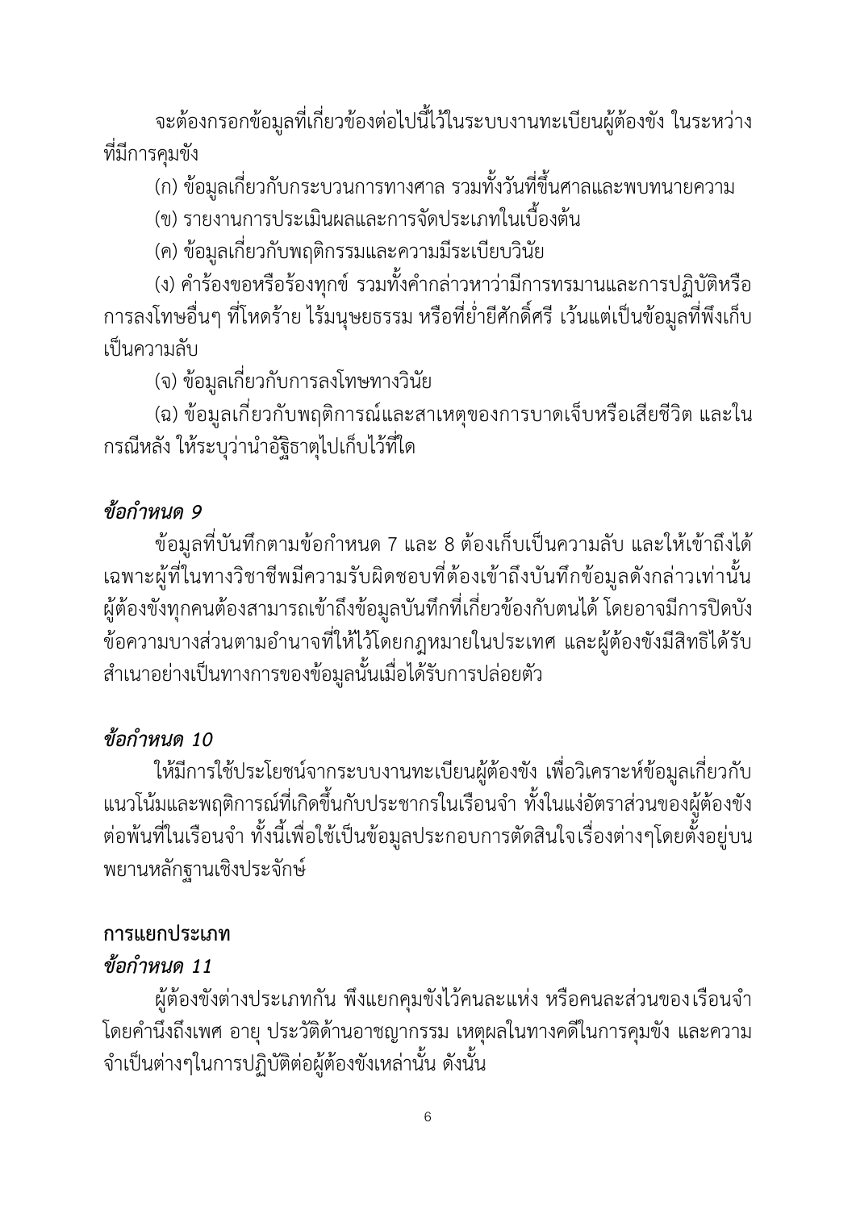จะต้องกรอกข้อมูลที่เกี่ยวข้องต่อไปนี้ไว้ในระบบงานทะเบียนผู้ต้องขัง ในระหว่างที่มีการคุมขัง

(ก) ข้อมูลเกี่ยวกับกระบวนการทางศาล รวมทั้งวันที่ขึ้นศาลและพบทนายความ

(ข) รายงานการประเมินผลและการจัดประเภทในเบื้องต้น

(ค) ข้อมูลเกี่ยวกับพฤติกรรมและความมีระเบียบวินัย

(ง) คำร้องขอหรือร้องทุกข์ รวมทั้งคำกล่าวหาว่ามีการทรมานและการปฏิบัติหรือการลงโทษอื่นๆ ที่โหดร้าย ไร้มนุษยธรรม หรือที่ย่ำยีศักดิ์ศรี เว้นแต่เป็นข้อมูลที่พึงเก็บเป็นความลับ

(จ) ข้อมูลเกี่ยวกับการลงโทษทางวินัย

(ฉ) ข้อมูลเกี่ยวกับพฤติการณ์และสาเหตุของการบาดเจ็บหรือเสียชีวิต และในกรณีหลัง ให้ระบุว่านำอัฐิธาตุไปเก็บไว้ที่ใด

### *ข้อกำหนด 9*

ข้อมูลที่บันทึกตามข้อกำหนด 7 และ 8 ต้องเก็บเป็นความลับ และให้เข้าถึงได้เฉพาะผู้ที่ในทางวิชาชีพมีความรับผิดชอบที่ต้องเข้าถึงบันทึกข้อมูลดังกล่าวเท่านั้น ผู้ต้องขังทุกคนต้องสามารถเข้าถึงข้อมูลบันทึกที่เกี่ยวข้องกับตนได้ โดยอาจมีการปิดบังข้อความบางส่วนตามอำนาจที่ให้ไว้โดยกฎหมายในประเทศ และผู้ต้องขังมีสิทธิได้รับสำเนาอย่างเป็นทางการของข้อมูลนั้นเมื่อได้รับการปล่อยตัว

### *ข้อกำหนด 10*

ให้มีการใช้ประโยชน์จากระบบงานทะเบียนผู้ต้องขัง เพื่อวิเคราะห์ข้อมูลเกี่ยวกับแนวโน้มและพฤติการณ์ที่เกิดขึ้นกับประชากรในเรือนจำ ทั้งในแง่อัตราส่วนของผู้ต้องขังต่อพื้นที่ในเรือนจำ ทั้งนี้เพื่อใช้เป็นข้อมูลประกอบการตัดสินใจเรื่องต่างๆโดยตั้งอยู่บนพยานหลักฐานเชิงประจักษ์

## การแยกประเภท

### *ข้อกำหนด 11*

ผู้ต้องขังต่างประเภทกัน พึงแยกคุมขังไว้คนละแห่ง หรือคนละส่วนของเรือนจำ โดยคำนึงถึงเพศ อายุ ประวัติด้านอาชญากรรม เหตุผลในทางคดีในการคุมขัง และความจำเป็นต่างๆในการปฏิบัติต่อผู้ต้องขังเหล่านั้น ดังนั้น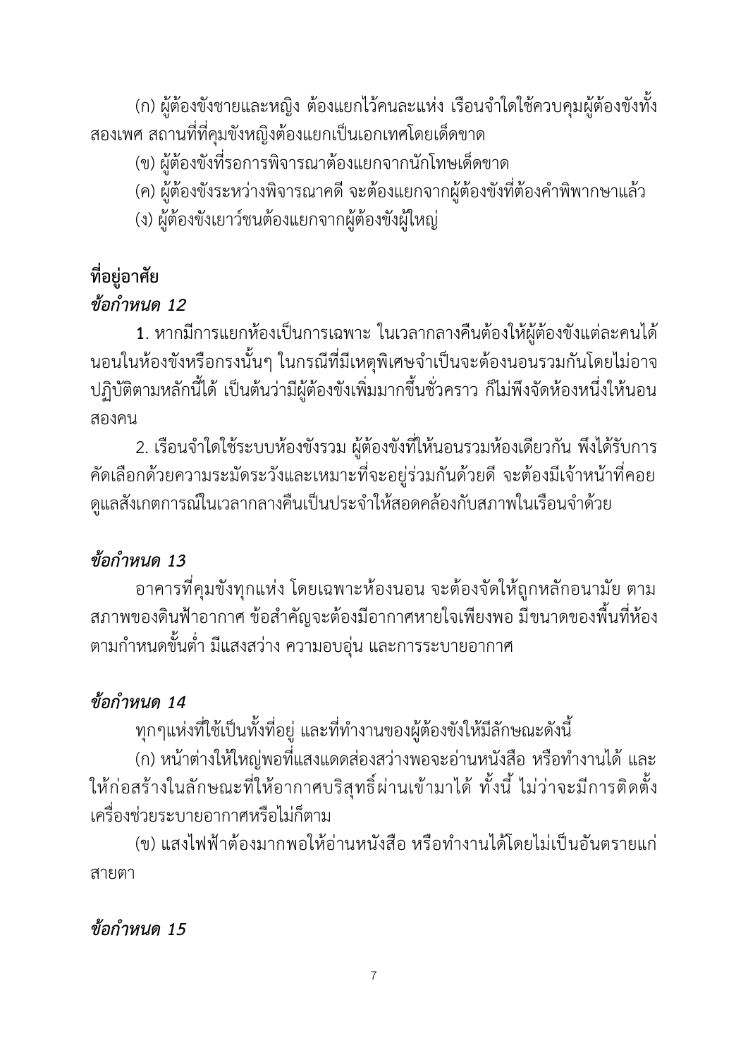(ก) ผู้ต้องขังชายและหญิง ต้องแยกไว้คนละแห่ง เรือนจำใดใช้ควบคุมผู้ต้องขังทั้งสองเพศ สถานที่ที่คุมขังหญิงต้องแยกเป็นเอกเทศโดยเด็ดขาด

(ข) ผู้ต้องขังที่รอการพิจารณาต้องแยกจากนักโทษเด็ดขาด

(ค) ผู้ต้องขังระหว่างพิจารณาคดี จะต้องแยกจากผู้ต้องขังที่ต้องคำพิพากษาแล้ว

(ง) ผู้ต้องขังเยาว์ชนต้องแยกจากผู้ต้องขังผู้ใหญ่

## ที่อยู่อาศัย

### *ข้อกำหนด 12*

1. หากมีการแยกห้องเป็นการเฉพาะ ในเวลากลางคืนต้องให้ผู้ต้องขังแต่ละคนได้นอนในห้องขังหรือกรงนั้นๆ ในกรณีที่มีเหตุพิเศษจำเป็นจะต้องนอนรวมกันโดยไม่อาจปฏิบัติตามหลักนี้ได้ เป็นต้นว่ามีผู้ต้องขังเพิ่มมากขึ้นชั่วคราว ก็ไม่พึงจัดห้องหนึ่งให้นอนสองคน

2. เรือนจำใดใช้ระบบห้องขังรวม ผู้ต้องขังที่ให้นอนรวมห้องเดียวกัน พึงได้รับการคัดเลือกด้วยความระมัดระวังและเหมาะที่จะอยู่ร่วมกันด้วยดี จะต้องมีเจ้าหน้าที่คอยดูแลสังเกตการณ์ในเวลากลางคืนเป็นประจำให้สอดคล้องกับสภาพในเรือนจำด้วย

### *ข้อกำหนด 13*

อาคารที่คุมขังทุกแห่ง โดยเฉพาะห้องนอน จะต้องจัดให้ถูกหลักอนามัย ตามสภาพของดินฟ้าอากาศ ข้อสำคัญจะต้องมีอากาศหายใจเพียงพอ มีขนาดของพื้นที่ห้องตามกำหนดขั้นต่ำ มีแสงสว่าง ความอบอุ่น และการระบายอากาศ

### *ข้อกำหนด 14*

ทุกๆแห่งที่ใช้เป็นทั้งที่อยู่ และที่ทำงานของผู้ต้องขังให้มีลักษณะดังนี้

(ก) หน้าต่างให้ใหญ่พอที่แสงแดดส่องสว่างพอจะอ่านหนังสือ หรือทำงานได้ และให้ก่อสร้างในลักษณะที่ให้อากาศบริสุทธิ์ผ่านเข้ามาได้ ทั้งนี้ ไม่ว่าจะมีการติดตั้งเครื่องช่วยระบายอากาศหรือไม่ก็ตาม

(ข) แสงไฟฟ้าต้องมากพอให้อ่านหนังสือ หรือทำงานได้โดยไม่เป็นอันตรายแก่สายตา

### *ข้อกำหนด 15*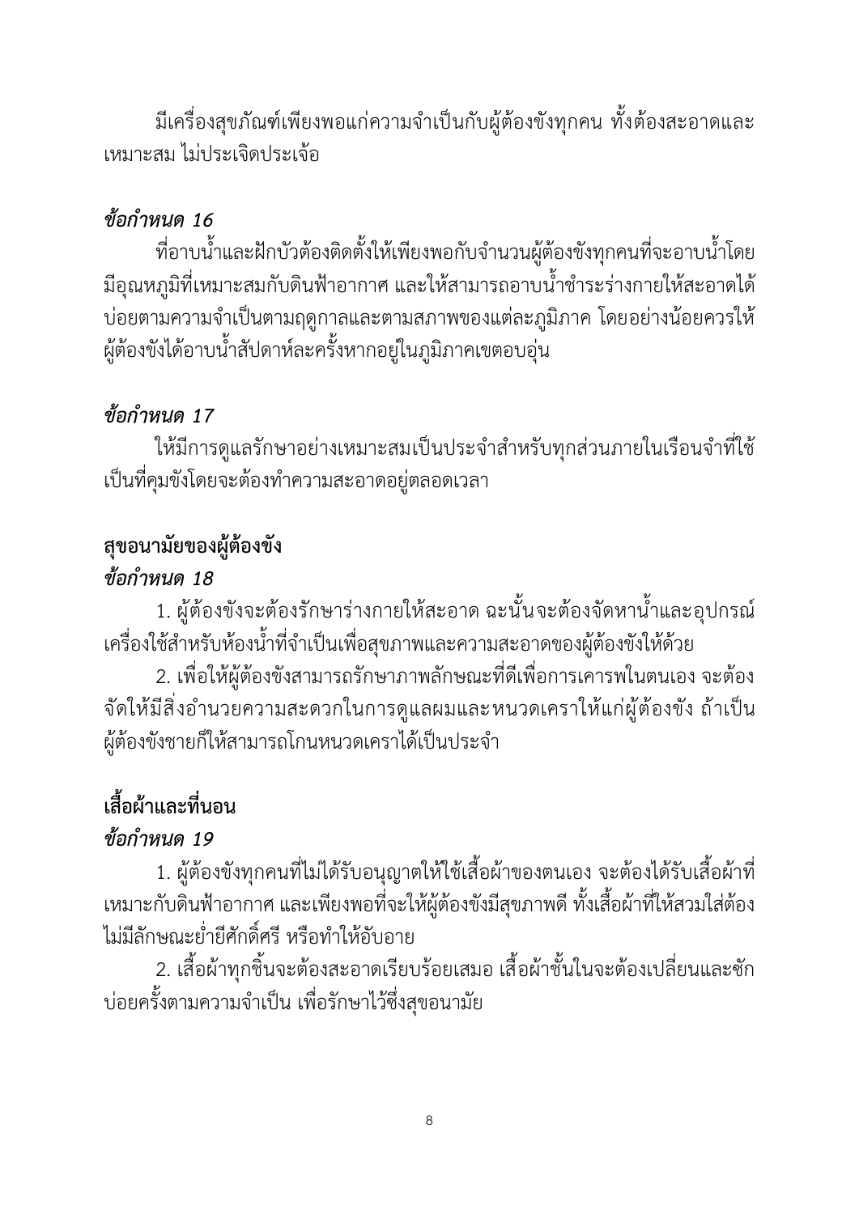มีเครื่องสุขภัณฑ์เพียงพอแก่ความจำเป็นกับผู้ต้องขังทุกคน ทั้งต้องสะอาดและเหมาะสม ไม่ประเจิดประเจ้อ

***ข้อกำหนด 16***

ที่อาบน้ำและฝักบัวต้องติดตั้งให้เพียงพอกับจำนวนผู้ต้องขังทุกคนที่จะอาบน้ำโดยมีอุณหภูมิที่เหมาะสมกับดินฟ้าอากาศ และให้สามารถอาบน้ำชำระร่างกายให้สะอาดได้บ่อยตามความจำเป็นตามฤดูกาลและตามสภาพของแต่ละภูมิภาค โดยอย่างน้อยควรให้ผู้ต้องขังได้อาบน้ำสัปดาห์ละครั้งหากอยู่ในภูมิภาคเขตอบอุ่น

***ข้อกำหนด 17***

ให้มีการดูแลรักษาอย่างเหมาะสมเป็นประจำสำหรับทุกส่วนภายในเรือนจำที่ใช้เป็นที่คุมขังโดยจะต้องทำความสะอาดอยู่ตลอดเวลา

**สุขอนามัยของผู้ต้องขัง**

***ข้อกำหนด 18***

1. ผู้ต้องขังจะต้องรักษาร่างกายให้สะอาด ฉะนั้นจะต้องจัดหาน้ำและอุปกรณ์เครื่องใช้สำหรับห้องน้ำที่จำเป็นเพื่อสุขภาพและความสะอาดของผู้ต้องขังให้ด้วย
2. เพื่อให้ผู้ต้องขังสามารถรักษาภาพลักษณะที่ดีเพื่อการเคารพในตนเอง จะต้องจัดให้มีสิ่งอำนวยความสะดวกในการดูแลผมและหนวดเคราให้แก่ผู้ต้องขัง ถ้าเป็นผู้ต้องขังชายก็ให้สามารถโกนหนวดเคราได้เป็นประจำ

**เสื้อผ้าและที่นอน**

***ข้อกำหนด 19***

1. ผู้ต้องขังทุกคนที่ไม่ได้รับอนุญาตให้ใช้เสื้อผ้าของตนเอง จะต้องได้รับเสื้อผ้าที่เหมาะกับดินฟ้าอากาศ และเพียงพอที่จะให้ผู้ต้องขังมีสุขภาพดี ทั้งเสื้อผ้าที่ให้สวมใส่ต้องไม่มีลักษณะย่ำยีศักดิ์ศรี หรือทำให้อับอาย
2. เสื้อผ้าทุกชิ้นจะต้องสะอาดเรียบร้อยเสมอ เสื้อผ้าชั้นในจะต้องเปลี่ยนและซักบ่อยครั้งตามความจำเป็น เพื่อรักษาไว้ซึ่งสุขอนามัย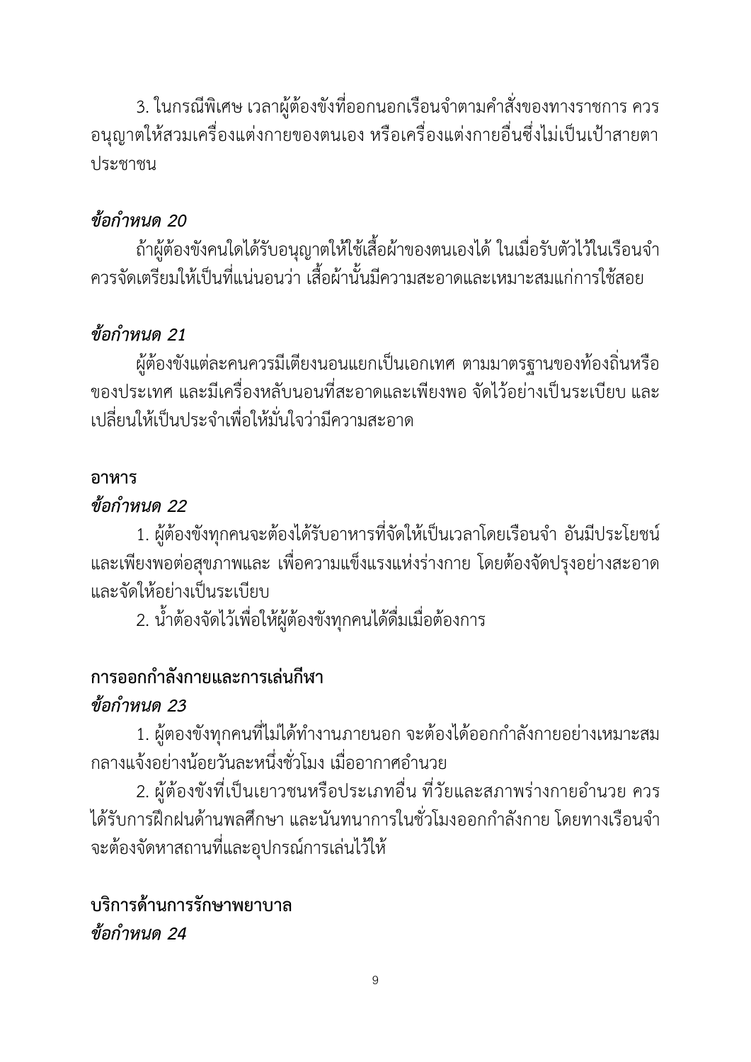3. ในกรณีพิเศษ เวลาผู้ต้องขังที่ออกนอกเรือนจำตามคำสั่งของทางราชการ ควรอนุญาตให้สวมเครื่องแต่งกายของตนเอง หรือเครื่องแต่งกายอื่นซึ่งไม่เป็นเป้าสายตาประชาชน

***ข้อกำหนด 20***

ถ้าผู้ต้องขังคนใดได้รับอนุญาตให้ใช้เสื้อผ้าของตนเองได้ ในเมื่อรับตัวไว้ในเรือนจำ ควรจัดเตรียมให้เป็นที่แน่นอนว่า เสื้อผ้านั้นมีความสะอาดและเหมาะสมแก่การใช้สอย

***ข้อกำหนด 21***

ผู้ต้องขังแต่ละคนควรมีเตียงนอนแยกเป็นเอกเทศ ตามมาตรฐานของท้องถิ่นหรือของประเทศ และมีเครื่องหลับนอนที่สะอาดและเพียงพอ จัดไว้อย่างเป็นระเบียบ และเปลี่ยนให้เป็นประจำเพื่อให้มั่นใจว่ามีความสะอาด

**อาหาร**

***ข้อกำหนด 22***

1. ผู้ต้องขังทุกคนจะต้องได้รับอาหารที่จัดให้เป็นเวลาโดยเรือนจำ อันมีประโยชน์และเพียงพอต่อสุขภาพและ เพื่อความแข็งแรงแห่งร่างกาย โดยต้องจัดปรุงอย่างสะอาดและจัดให้อย่างเป็นระเบียบ

2. น้ำต้องจัดไว้เพื่อให้ผู้ต้องขังทุกคนได้ดื่มเมื่อต้องการ

**การออกกำลังกายและการเล่นกีฬา**

***ข้อกำหนด 23***

1. ผู้ตองขังทุกคนที่ไม่ได้ทำงานภายนอก จะต้องได้ออกกำลังกายอย่างเหมาะสมกลางแจ้งอย่างน้อยวันละหนึ่งชั่วโมง เมื่ออากาศอำนวย

2. ผู้ต้องขังที่เป็นเยาวชนหรือประเภทอื่น ที่วัยและสภาพร่างกายอำนวย ควรได้รับการฝึกฝนด้านพลศึกษา และนันทนาการในชั่วโมงออกกำลังกาย โดยทางเรือนจำจะต้องจัดหาสถานที่และอุปกรณ์การเล่นไว้ให้

**บริการด้านการรักษาพยาบาล**

***ข้อกำหนด 24***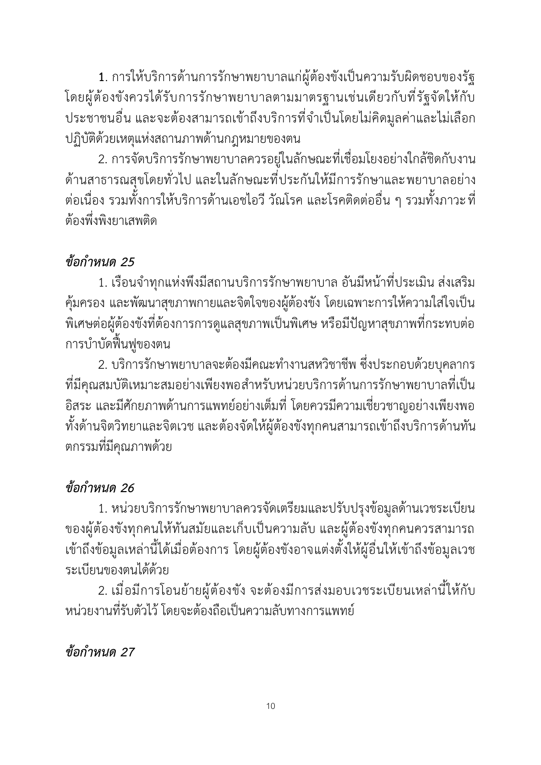1. การให้บริการด้านการรักษาพยาบาลแก่ผู้ต้องขังเป็นความรับผิดชอบของรัฐ โดยผู้ต้องขังควรได้รับการรักษาพยาบาลตามมาตรฐานเช่นเดียวกับที่รัฐจัดให้กับประชาชนอื่น และจะต้องสามารถเข้าถึงบริการที่จำเป็นโดยไม่คิดมูลค่าและไม่เลือกปฏิบัติด้วยเหตุแห่งสถานภาพด้านกฎหมายของตน

2. การจัดบริการรักษาพยาบาลควรอยู่ในลักษณะที่เชื่อมโยงอย่างใกล้ชิดกับงานด้านสาธารณสุขโดยทั่วไป และในลักษณะที่ประกันให้มีการรักษาและพยาบาลอย่างต่อเนื่อง รวมทั้งการให้บริการด้านเอชไอวี วัณโรค และโรคติดต่ออื่น ๆ รวมทั้งภาวะที่ต้องพึ่งพิงยาเสพติด

### *ข้อกำหนด 25*

1. เรือนจำทุกแห่งพึงมีสถานบริการรักษาพยาบาล อันมีหน้าที่ประเมิน ส่งเสริม คุ้มครอง และพัฒนาสุขภาพกายและจิตใจของผู้ต้องขัง โดยเฉพาะการให้ความใส่ใจเป็นพิเศษต่อผู้ต้องขังที่ต้องการการดูแลสุขภาพเป็นพิเศษ หรือมีปัญหาสุขภาพที่กระทบต่อการบำบัดฟื้นฟูของตน

2. บริการรักษาพยาบาลจะต้องมีคณะทำงานสหวิชาชีพ ซึ่งประกอบด้วยบุคลากรที่มีคุณสมบัติเหมาะสมอย่างเพียงพอสำหรับหน่วยบริการด้านการรักษาพยาบาลที่เป็นอิสระ และมีศักยภาพด้านการแพทย์อย่างเต็มที่ โดยควรมีความเชี่ยวชาญอย่างเพียงพอทั้งด้านจิตวิทยาและจิตเวช และต้องจัดให้ผู้ต้องขังทุกคนสามารถเข้าถึงบริการด้านทันตกรรมที่มีคุณภาพด้วย

### *ข้อกำหนด 26*

1. หน่วยบริการรักษาพยาบาลควรจัดเตรียมและปรับปรุงข้อมูลด้านเวชระเบียนของผู้ต้องขังทุกคนให้ทันสมัยและเก็บเป็นความลับ และผู้ต้องขังทุกคนควรสามารถเข้าถึงข้อมูลเหล่านี้ได้เมื่อต้องการ โดยผู้ต้องขังอาจแต่งตั้งให้ผู้อื่นให้เข้าถึงข้อมูลเวชระเบียนของตนได้ด้วย

2. เมื่อมีการโอนย้ายผู้ต้องขัง จะต้องมีการส่งมอบเวชระเบียนเหล่านี้ให้กับหน่วยงานที่รับตัวไว้ โดยจะต้องถือเป็นความลับทางการแพทย์

### *ข้อกำหนด 27*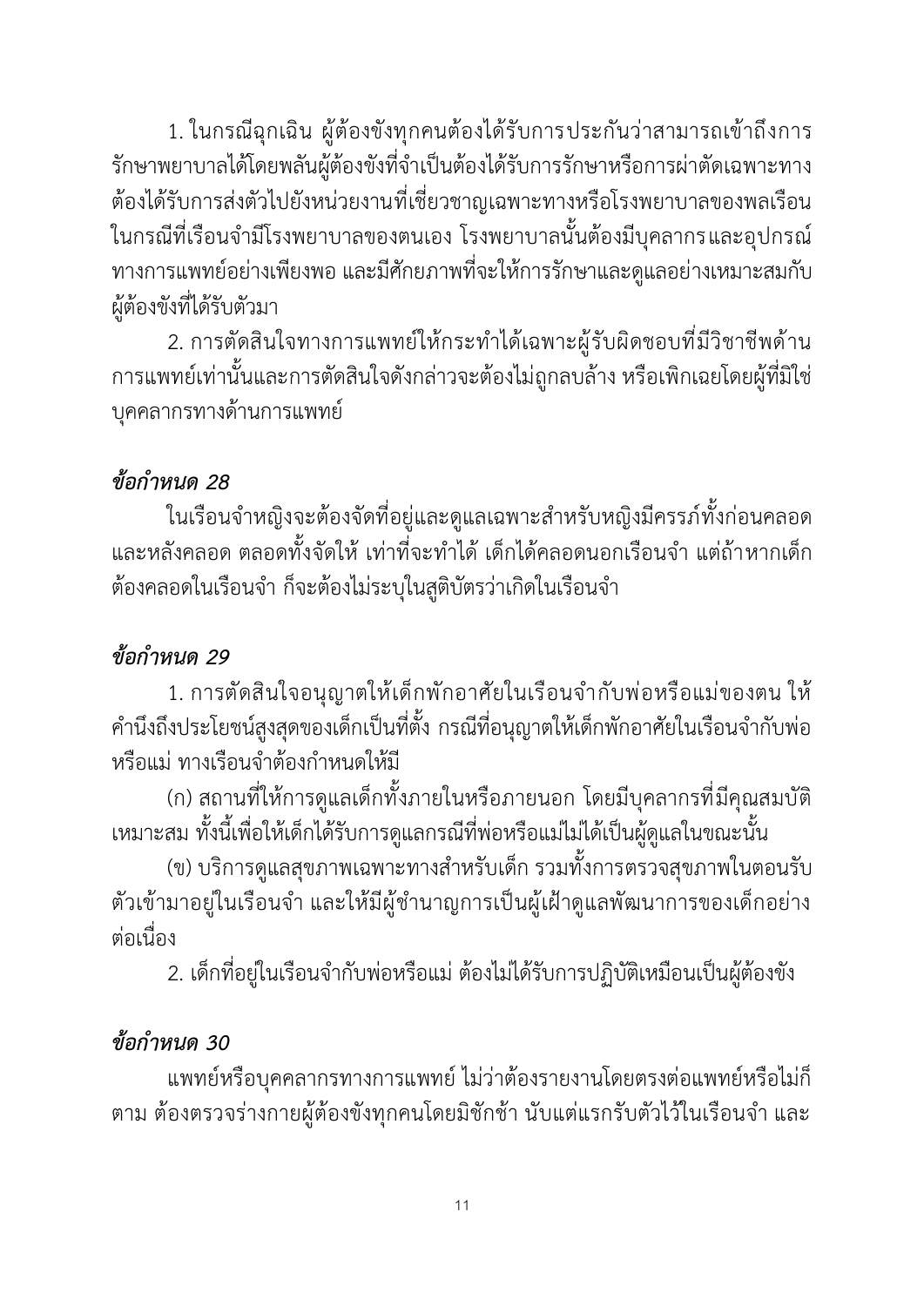1. ในกรณีฉุกเฉิน ผู้ต้องขังทุกคนต้องได้รับการประกันว่าสามารถเข้าถึงการรักษาพยาบาลได้โดยพลันผู้ต้องขังที่จำเป็นต้องได้รับการรักษาหรือการผ่าตัดเฉพาะทางต้องได้รับการส่งตัวไปยังหน่วยงานที่เชี่ยวชาญเฉพาะทางหรือโรงพยาบาลของพลเรือน ในกรณีที่เรือนจำมีโรงพยาบาลของตนเอง โรงพยาบาลนั้นต้องมีบุคลากรและอุปกรณ์ทางการแพทย์อย่างเพียงพอ และมีศักยภาพที่จะให้การรักษาและดูแลอย่างเหมาะสมกับผู้ต้องขังที่ได้รับตัวมา

2. การตัดสินใจทางการแพทย์ให้กระทำได้เฉพาะผู้รับผิดชอบที่มีวิชาชีพด้านการแพทย์เท่านั้นและการตัดสินใจดังกล่าวจะต้องไม่ถูกลบล้าง หรือเพิกเฉยโดยผู้ที่มิใช่บุคลากรทางด้านการแพทย์

### *ข้อกำหนด 28*

ในเรือนจำหญิงจะต้องจัดที่อยู่และดูแลเฉพาะสำหรับหญิงมีครรภ์ทั้งก่อนคลอดและหลังคลอด ตลอดทั้งจัดให้ เท่าที่จะทำได้ เด็กได้คลอดนอกเรือนจำ แต่ถ้าหากเด็กต้องคลอดในเรือนจำ ก็จะต้องไม่ระบุในสูติบัตรว่าเกิดในเรือนจำ

### *ข้อกำหนด 29*

1. การตัดสินใจอนุญาตให้เด็กพักอาศัยในเรือนจำกับพ่อหรือแม่ของตน ให้คำนึงถึงประโยชน์สูงสุดของเด็กเป็นที่ตั้ง กรณีที่อนุญาตให้เด็กพักอาศัยในเรือนจำกับพ่อหรือแม่ ทางเรือนจำต้องกำหนดให้มี

(ก) สถานที่ให้การดูแลเด็กทั้งภายในหรือภายนอก โดยมีบุคลากรที่มีคุณสมบัติเหมาะสม ทั้งนี้เพื่อให้เด็กได้รับการดูแลกรณีที่พ่อหรือแม่ไม่ได้เป็นผู้ดูแลในขณะนั้น

(ข) บริการดูแลสุขภาพเฉพาะทางสำหรับเด็ก รวมทั้งการตรวจสุขภาพในตอนรับตัวเข้ามาอยู่ในเรือนจำ และให้มีผู้ชำนาญการเป็นผู้เฝ้าดูแลพัฒนาการของเด็กอย่างต่อเนื่อง

2. เด็กที่อยู่ในเรือนจำกับพ่อหรือแม่ ต้องไม่ได้รับการปฏิบัติเหมือนเป็นผู้ต้องขัง

### *ข้อกำหนด 30*

แพทย์หรือบุคลากรทางการแพทย์ ไม่ว่าต้องรายงานโดยตรงต่อแพทย์หรือไม่ก็ตาม ต้องตรวจร่างกายผู้ต้องขังทุกคนโดยมิชักช้า นับแต่แรกรับตัวไว้ในเรือนจำ และ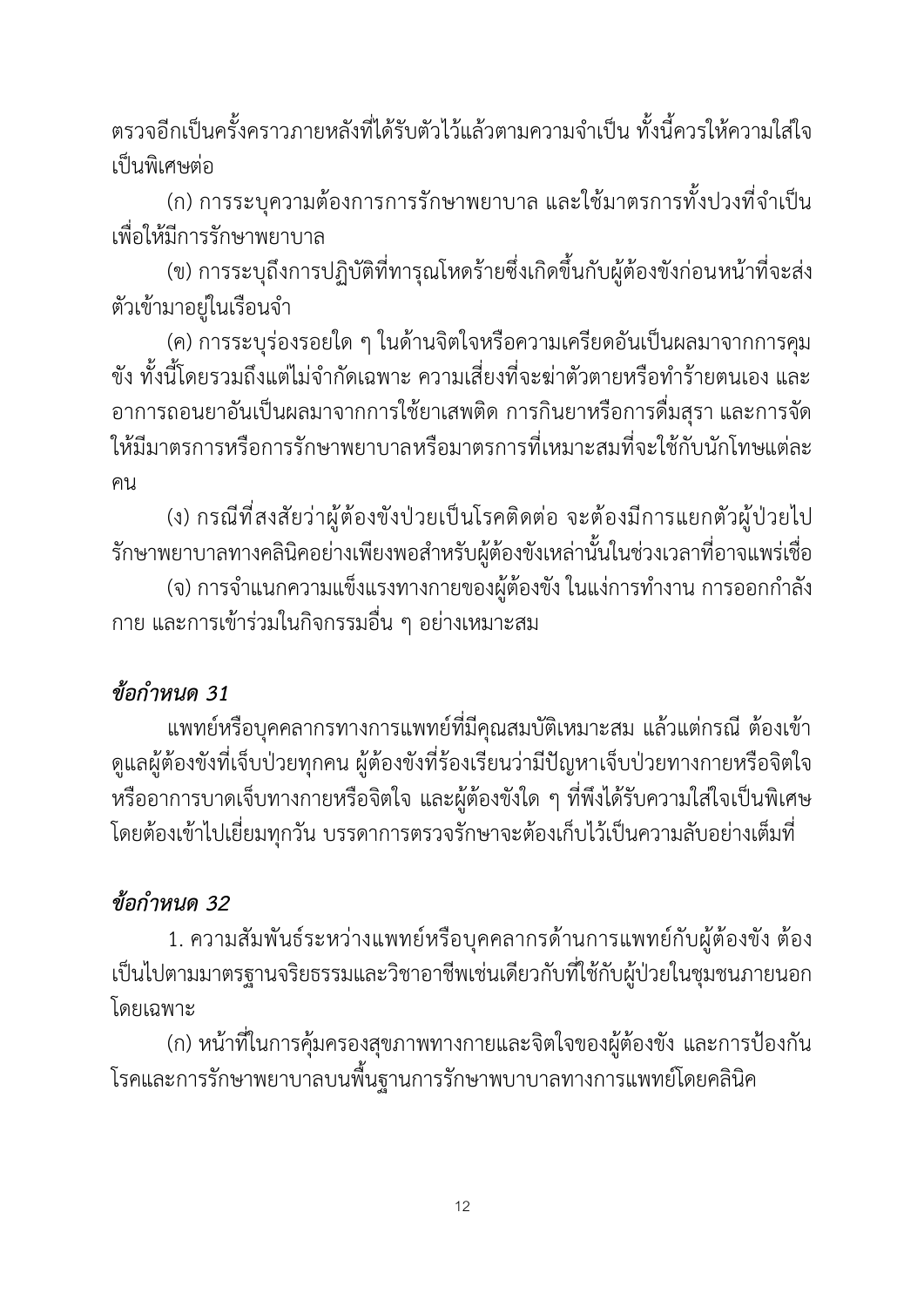ตรวจอีกเป็นครั้งคราวภายหลังที่ได้รับตัวไว้แล้วตามความจำเป็น ทั้งนี้ควรให้ความใส่ใจเป็นพิเศษต่อ

(ก) การระบุความต้องการการรักษาพยาบาล และใช้มาตรการทั้งปวงที่จำเป็นเพื่อให้มีการรักษาพยาบาล

(ข) การระบุถึงการปฏิบัติที่ทารุณโหดร้ายซึ่งเกิดขึ้นกับผู้ต้องขังก่อนหน้าที่จะส่งตัวเข้ามาอยู่ในเรือนจำ

(ค) การระบุร่องรอยใด ๆ ในด้านจิตใจหรือความเครียดอันเป็นผลมาจากการคุมขัง ทั้งนี้โดยรวมถึงแต่ไม่จำกัดเฉพาะ ความเสี่ยงที่จะฆ่าตัวตายหรือทำร้ายตนเอง และอาการถอนยาอันเป็นผลมาจากการใช้ยาเสพติด การกินยาหรือการดื่มสุรา และการจัดให้มีมาตรการหรือการรักษาพยาบาลหรือมาตรการที่เหมาะสมที่จะใช้กับนักโทษแต่ละคน

(ง) กรณีที่สงสัยว่าผู้ต้องขังป่วยเป็นโรคติดต่อ จะต้องมีการแยกตัวผู้ป่วยไปรักษาพยาบาลทางคลินิคอย่างเพียงพอสำหรับผู้ต้องขังเหล่านั้นในช่วงเวลาที่อาจแพร่เชื้อ

(จ) การจำแนกความแข็งแรงทางกายของผู้ต้องขัง ในแง่การทำงาน การออกกำลังกาย และการเข้าร่วมในกิจกรรมอื่น ๆ อย่างเหมาะสม

### *ข้อกำหนด 31*

แพทย์หรือบุคคลากรทางการแพทย์ที่มีคุณสมบัติเหมาะสม แล้วแต่กรณี ต้องเข้าดูแลผู้ต้องขังที่เจ็บป่วยทุกคน ผู้ต้องขังที่ร้องเรียนว่ามีปัญหาเจ็บป่วยทางกายหรือจิตใจ หรืออาการบาดเจ็บทางกายหรือจิตใจ และผู้ต้องขังใด ๆ ที่พึงได้รับความใส่ใจเป็นพิเศษ โดยต้องเข้าไปเยี่ยมทุกวัน บรรดาการตรวจรักษาจะต้องเก็บไว้เป็นความลับอย่างเต็มที่

### *ข้อกำหนด 32*

1. ความสัมพันธ์ระหว่างแพทย์หรือบุคคลากรด้านการแพทย์กับผู้ต้องขัง ต้องเป็นไปตามมาตรฐานจริยธรรมและวิชาอาชีพเช่นเดียวกับที่ใช้กับผู้ป่วยในชุมชนภายนอก โดยเฉพาะ

(ก) หน้าที่ในการคุ้มครองสุขภาพทางกายและจิตใจของผู้ต้องขัง และการป้องกันโรคและการรักษาพยาบาลบนพื้นฐานการรักษาพบาบาลทางการแพทย์โดยคลินิค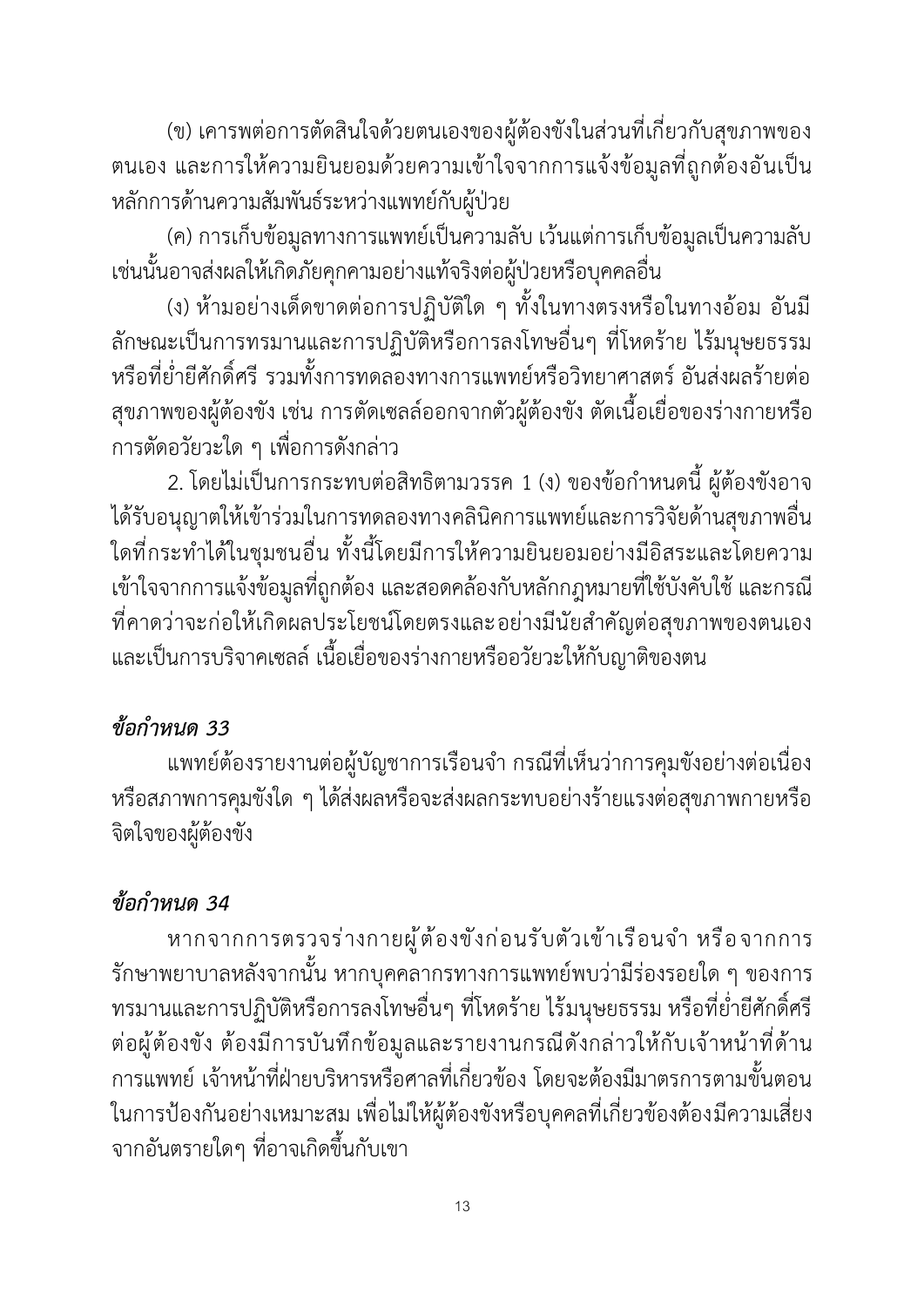(ข) เคารพต่อการตัดสินใจด้วยตนเองของผู้ต้องขังในส่วนที่เกี่ยวกับสุขภาพของตนเอง และการให้ความยินยอมด้วยความเข้าใจจากการแจ้งข้อมูลที่ถูกต้องอันเป็นหลักการด้านความสัมพันธ์ระหว่างแพทย์กับผู้ป่วย

(ค) การเก็บข้อมูลทางการแพทย์เป็นความลับ เว้นแต่การเก็บข้อมูลเป็นความลับเช่นนั้นอาจส่งผลให้เกิดภัยคุกคามอย่างแท้จริงต่อผู้ป่วยหรือบุคคลอื่น

(ง) ห้ามอย่างเด็ดขาดต่อการปฏิบัติใด ๆ ทั้งในทางตรงหรือในทางอ้อม อันมีลักษณะเป็นการทรมานและการปฏิบัติหรือการลงโทษอื่นๆ ที่โหดร้าย ไร้มนุษยธรรม หรือที่ย่ำยีศักดิ์ศรี รวมทั้งการทดลองทางการแพทย์หรือวิทยาศาสตร์ อันส่งผลร้ายต่อสุขภาพของผู้ต้องขัง เช่น การตัดเซลล์ออกจากตัวผู้ต้องขัง ตัดเนื้อเยื่อของร่างกายหรือการตัดอวัยวะใด ๆ เพื่อการดังกล่าว

2. โดยไม่เป็นการกระทบต่อสิทธิตามวรรค 1 (ง) ของข้อกำหนดนี้ ผู้ต้องขังอาจได้รับอนุญาตให้เข้าร่วมในการทดลองทางคลินิคการแพทย์และการวิจัยด้านสุขภาพอื่นใดที่กระทำได้ในชุมชนอื่น ทั้งนี้โดยมีการให้ความยินยอมอย่างมีอิสระและโดยความเข้าใจจากการแจ้งข้อมูลที่ถูกต้อง และสอดคล้องกับหลักกฎหมายที่ใช้บังคับใช้ และกรณีที่คาดว่าจะก่อให้เกิดผลประโยชน์โดยตรงและอย่างมีนัยสำคัญต่อสุขภาพของตนเอง และเป็นการบริจาคเซลล์ เนื้อเยื่อของร่างกายหรืออวัยวะให้กับญาติของตน

### *ข้อกำหนด 33*

แพทย์ต้องรายงานต่อผู้บัญชาการเรือนจำ กรณีที่เห็นว่าการคุมขังอย่างต่อเนื่องหรือสภาพการคุมขังใด ๆ ได้ส่งผลหรือจะส่งผลกระทบอย่างร้ายแรงต่อสุขภาพกายหรือจิตใจของผู้ต้องขัง

### *ข้อกำหนด 34*

หากจากการตรวจร่างกายผู้ต้องขังก่อนรับตัวเข้าเรือนจำ หรือจากการรักษาพยาบาลหลังจากนั้น หากบุคคลากรทางการแพทย์พบว่ามีร่องรอยใด ๆ ของการทรมานและการปฏิบัติหรือการลงโทษอื่นๆ ที่โหดร้าย ไร้มนุษยธรรม หรือที่ย่ำยีศักดิ์ศรีต่อผู้ต้องขัง ต้องมีการบันทึกข้อมูลและรายงานกรณีดังกล่าวให้กับเจ้าหน้าที่ด้านการแพทย์ เจ้าหน้าที่ฝ่ายบริหารหรือศาลที่เกี่ยวข้อง โดยจะต้องมีมาตรการตามขั้นตอนในการป้องกันอย่างเหมาะสม เพื่อไม่ให้ผู้ต้องขังหรือบุคคลที่เกี่ยวข้องต้องมีความเสี่ยงจากอันตรายใดๆ ที่อาจเกิดขึ้นกับเขา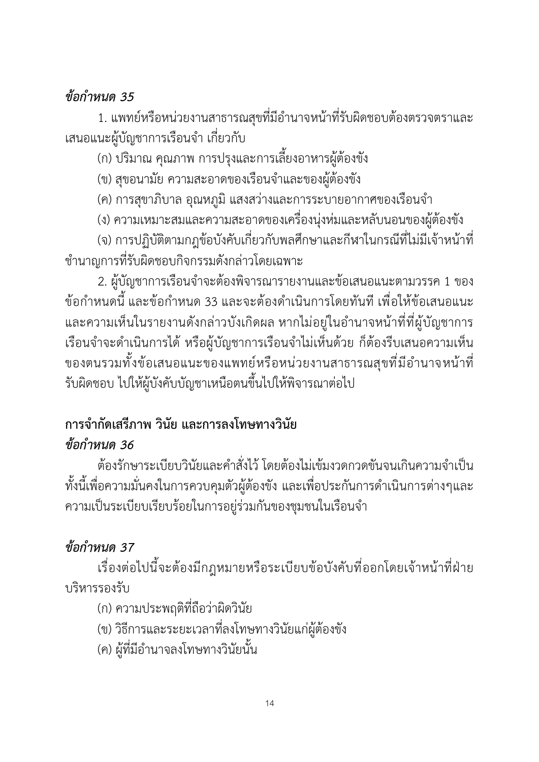***ข้อกำหนด 35***

1. แพทย์หรือหน่วยงานสาธารณสุขที่มีอำนาจหน้าที่รับผิดชอบต้องตรวจตราและเสนอแนะผู้บัญชาการเรือนจำ เกี่ยวกับ

(ก) ปริมาณ คุณภาพ การปรุงและการเลี้ยงอาหารผู้ต้องขัง

(ข) สุขอนามัย ความสะอาดของเรือนจำและของผู้ต้องขัง

(ค) การสุขาภิบาล อุณหภูมิ แสงสว่างและการระบายอากาศของเรือนจำ

(ง) ความเหมาะสมและความสะอาดของเครื่องนุ่งห่มและหลับนอนของผู้ต้องขัง

(จ) การปฏิบัติตามกฎข้อบังคับเกี่ยวกับพลศึกษาและกีฬาในกรณีที่ไม่มีเจ้าหน้าที่ชำนาญการที่รับผิดชอบกิจกรรมดังกล่าวโดยเฉพาะ

2. ผู้บัญชาการเรือนจำจะต้องพิจารณารายงานและข้อเสนอแนะตามวรรค 1 ของข้อกำหนดนี้ และข้อกำหนด 33 และจะต้องดำเนินการโดยทันที เพื่อให้ข้อเสนอแนะและความเห็นในรายงานดังกล่าวบังเกิดผล หากไม่อยู่ในอำนาจหน้าที่ที่ผู้บัญชาการเรือนจำจะดำเนินการได้ หรือผู้บัญชาการเรือนจำไม่เห็นด้วย ก็ต้องรีบเสนอความเห็นของตนรวมทั้งข้อเสนอแนะของแพทย์หรือหน่วยงานสาธารณสุขที่มีอำนาจหน้าที่รับผิดชอบ ไปให้ผู้บังคับบัญชาเหนือตนขึ้นไปให้พิจารณาต่อไป

## การจำกัดเสรีภาพ วินัย และการลงโทษทางวินัย

***ข้อกำหนด 36***

ต้องรักษาระเบียบวินัยและคำสั่งไว้ โดยต้องไม่เข้มงวดกวดขันจนเกินความจำเป็น ทั้งนี้เพื่อความมั่นคงในการควบคุมตัวผู้ต้องขัง และเพื่อประกันการดำเนินการต่างๆและความเป็นระเบียบเรียบร้อยในการอยู่ร่วมกันของชุมชนในเรือนจำ

***ข้อกำหนด 37***

เรื่องต่อไปนี้จะต้องมีกฎหมายหรือระเบียบข้อบังคับที่ออกโดยเจ้าหน้าที่ฝ่ายบริหารรองรับ

(ก) ความประพฤติที่ถือว่าผิดวินัย

(ข) วิธีการและระยะเวลาที่ลงโทษทางวินัยแก่ผู้ต้องขัง

(ค) ผู้ที่มีอำนาจลงโทษทางวินัยนั้น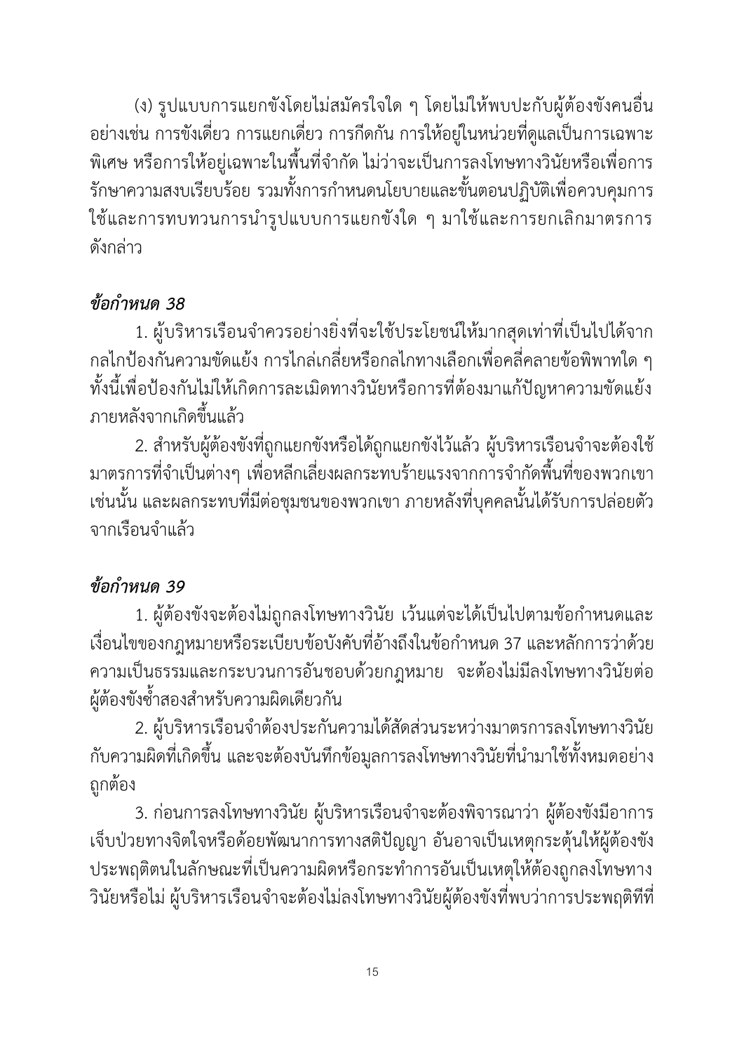(ง) รูปแบบการแยกขังโดยไม่สมัครใจใด ๆ โดยไม่ให้พบปะกับผู้ต้องขังคนอื่น อย่างเช่น การขังเดี่ยว การแยกเดี่ยว การกีดกัน การให้อยู่ในหน่วยที่ดูแลเป็นการเฉพาะพิเศษ หรือการให้อยู่เฉพาะในพื้นที่จำกัด ไม่ว่าจะเป็นการลงโทษทางวินัยหรือเพื่อการรักษาความสงบเรียบร้อย รวมทั้งการกำหนดนโยบายและขั้นตอนปฏิบัติเพื่อควบคุมการใช้และการทบทวนการนำรูปแบบการแยกขังใด ๆ มาใช้และการยกเลิกมาตรการดังกล่าว

***ข้อกำหนด 38***

1. ผู้บริหารเรือนจำควรอย่างยิ่งที่จะใช้ประโยชน์ให้มากสุดเท่าที่เป็นไปได้จากกลไกป้องกันความขัดแย้ง การไกล่เกลี่ยหรือกลไกทางเลือกเพื่อคลี่คลายข้อพิพาทใด ๆ ทั้งนี้เพื่อป้องกันไม่ให้เกิดการละเมิดทางวินัยหรือการที่ต้องมาแก้ปัญหาความขัดแย้งภายหลังจากเกิดขึ้นแล้ว

2. สำหรับผู้ต้องขังที่ถูกแยกขังหรือได้ถูกแยกขังไว้แล้ว ผู้บริหารเรือนจำจะต้องใช้มาตรการที่จำเป็นต่างๆ เพื่อหลีกเลี่ยงผลกระทบร้ายแรงจากการจำกัดพื้นที่ของพวกเขาเช่นนั้น และผลกระทบที่มีต่อชุมชนของพวกเขา ภายหลังที่บุคคลนั้นได้รับการปล่อยตัวจากเรือนจำแล้ว

***ข้อกำหนด 39***

1. ผู้ต้องขังจะต้องไม่ถูกลงโทษทางวินัย เว้นแต่จะได้เป็นไปตามข้อกำหนดและเงื่อนไขของกฎหมายหรือระเบียบข้อบังคับที่อ้างถึงในข้อกำหนด 37 และหลักการว่าด้วยความเป็นธรรมและกระบวนการอันชอบด้วยกฎหมาย จะต้องไม่มีลงโทษทางวินัยต่อผู้ต้องขังซ้ำสองสำหรับความผิดเดียวกัน

2. ผู้บริหารเรือนจำต้องประกันความได้สัดส่วนระหว่างมาตรการลงโทษทางวินัยกับความผิดที่เกิดขึ้น และจะต้องบันทึกข้อมูลการลงโทษทางวินัยที่นำมาใช้ทั้งหมดอย่างถูกต้อง

3. ก่อนการลงโทษทางวินัย ผู้บริหารเรือนจำจะต้องพิจารณาว่า ผู้ต้องขังมีอาการเจ็บป่วยทางจิตใจหรือด้อยพัฒนาการทางสติปัญญา อันอาจเป็นเหตุกระตุ้นให้ผู้ต้องขังประพฤติตนในลักษณะที่เป็นความผิดหรือกระทำการอันเป็นเหตุให้ต้องถูกลงโทษทางวินัยหรือไม่ ผู้บริหารเรือนจำจะต้องไม่ลงโทษทางวินัยผู้ต้องขังที่พบว่าการประพฤติที่ที่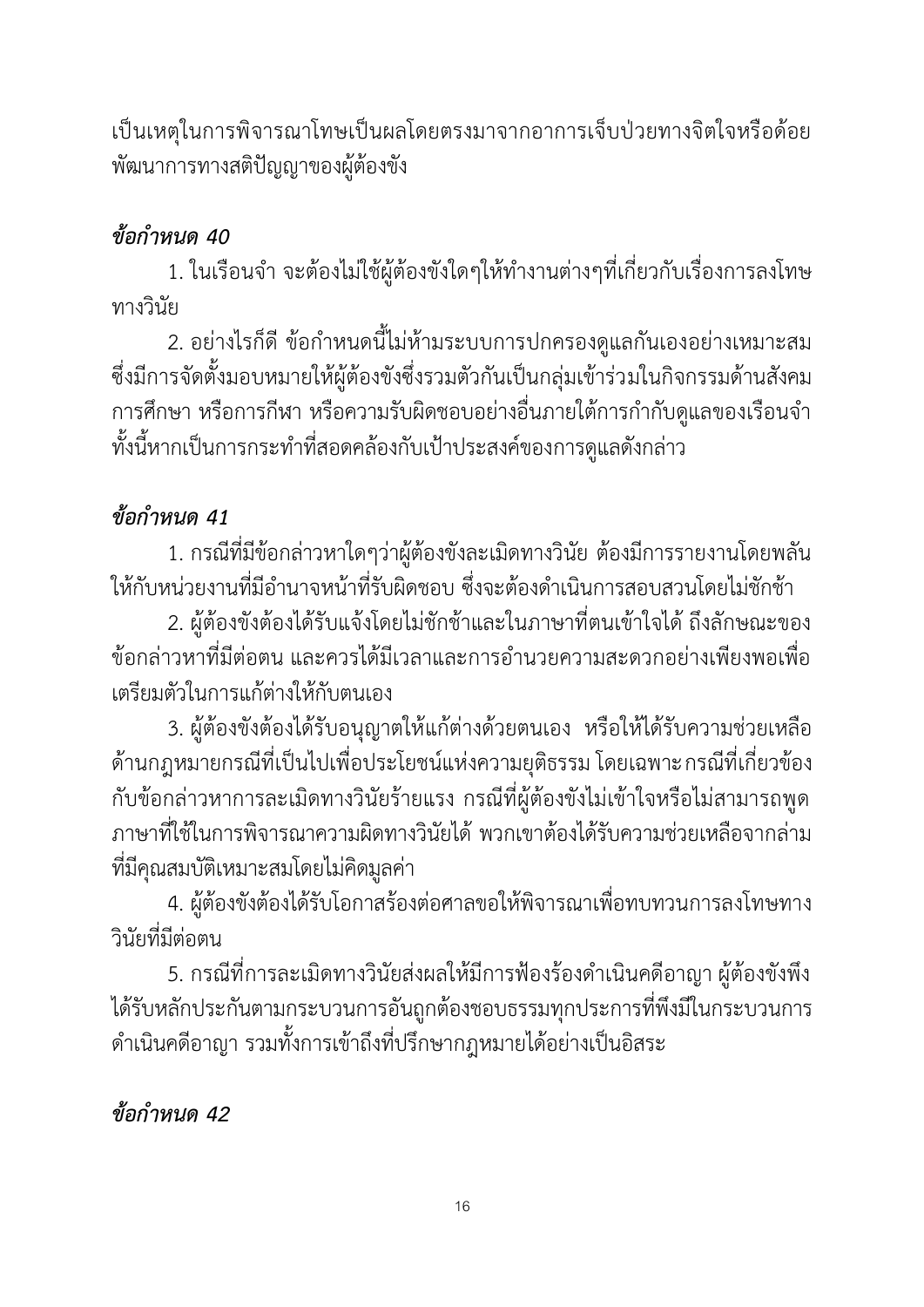เป็นเหตุในการพิจารณาโทษเป็นผลโดยตรงมาจากอาการเจ็บป่วยทางจิตใจหรือด้อยพัฒนาการทางสติปัญญาของผู้ต้องขัง

### *ข้อกำหนด 40*

1. ในเรือนจำ จะต้องไม่ใช้ผู้ต้องขังใดๆให้ทำงานต่างๆที่เกี่ยวกับเรื่องการลงโทษทางวินัย

2. อย่างไรก็ดี ข้อกำหนดนี้ไม่ห้ามระบบการปกครองดูแลกันเองอย่างเหมาะสม ซึ่งมีการจัดตั้งมอบหมายให้ผู้ต้องขังซึ่งรวมตัวกันเป็นกลุ่มเข้าร่วมในกิจกรรมด้านสังคม การศึกษา หรือการกีฬา หรือความรับผิดชอบอย่างอื่นภายใต้การกำกับดูแลของเรือนจำ ทั้งนี้หากเป็นการกระทำที่สอดคล้องกับเป้าประสงค์ของการดูแลดังกล่าว

### *ข้อกำหนด 41*

1. กรณีที่มีข้อกล่าวหาใดๆว่าผู้ต้องขังละเมิดทางวินัย ต้องมีการรายงานโดยพลันให้กับหน่วยงานที่มีอำนาจหน้าที่รับผิดชอบ ซึ่งจะต้องดำเนินการสอบสวนโดยไม่ชักช้า

2. ผู้ต้องขังต้องได้รับแจ้งโดยไม่ชักช้าและในภาษาที่ตนเข้าใจได้ ถึงลักษณะของข้อกล่าวหาที่มีต่อตน และควรได้มีเวลาและการอำนวยความสะดวกอย่างเพียงพอเพื่อเตรียมตัวในการแก้ต่างให้กับตนเอง

3. ผู้ต้องขังต้องได้รับอนุญาตให้แก้ต่างด้วยตนเอง หรือให้ได้รับความช่วยเหลือด้านกฎหมายกรณีที่เป็นไปเพื่อประโยชน์แห่งความยุติธรรม โดยเฉพาะกรณีที่เกี่ยวข้องกับข้อกล่าวหาการละเมิดทางวินัยร้ายแรง กรณีที่ผู้ต้องขังไม่เข้าใจหรือไม่สามารถพูดภาษาที่ใช้ในการพิจารณาความผิดทางวินัยได้ พวกเขาต้องได้รับความช่วยเหลือจากล่ามที่มีคุณสมบัติเหมาะสมโดยไม่คิดมูลค่า

4. ผู้ต้องขังต้องได้รับโอกาสร้องต่อศาลขอให้พิจารณาเพื่อทบทวนการลงโทษทางวินัยที่มีต่อตน

5. กรณีที่การละเมิดทางวินัยส่งผลให้มีการฟ้องร้องดำเนินคดีอาญา ผู้ต้องขังพึงได้รับหลักประกันตามกระบวนการอันถูกต้องชอบธรรมทุกประการที่พึงมีในกระบวนการดำเนินคดีอาญา รวมทั้งการเข้าถึงที่ปรึกษากฎหมายได้อย่างเป็นอิสระ

### *ข้อกำหนด 42*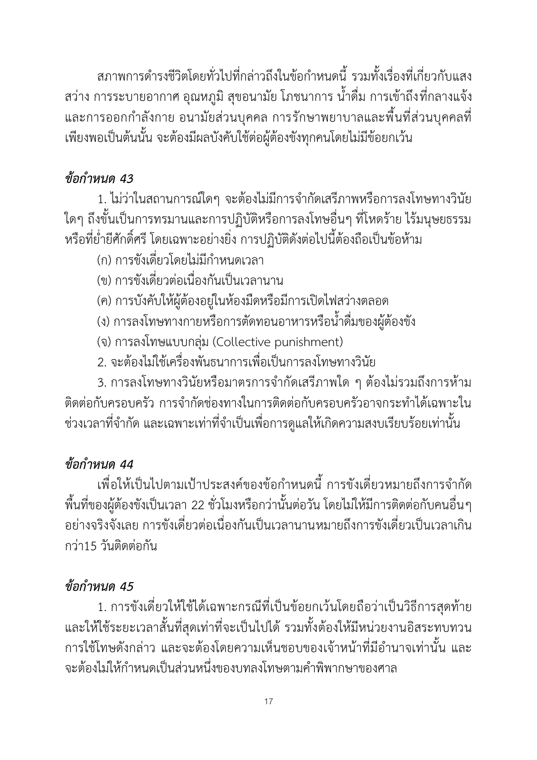สภาพการดำรงชีวิตโดยทั่วไปที่กล่าวถึงในข้อกำหนดนี้ รวมทั้งเรื่องที่เกี่ยวกับแสงสว่าง การระบายอากาศ อุณหภูมิ สุขอนามัย โภชนาการ น้ำดื่ม การเข้าถึงที่กลางแจ้งและการออกกำลังกาย อนามัยส่วนบุคคล การรักษาพยาบาลและพื้นที่ส่วนบุคคลที่เพียงพอเป็นต้นนั้น จะต้องมีผลบังคับใช้ต่อผู้ต้องขังทุกคนโดยไม่มีข้อยกเว้น

### *ข้อกำหนด 43*

1. ไม่ว่าในสถานการณ์ใดๆ จะต้องไม่มีการจำกัดเสรีภาพหรือการลงโทษทางวินัยใดๆ ถึงขั้นเป็นการทรมานและการปฏิบัติหรือการลงโทษอื่นๆ ที่โหดร้าย ไร้มนุษยธรรม หรือที่ย่ำยีศักดิ์ศรี โดยเฉพาะอย่างยิ่ง การปฏิบัติดังต่อไปนี้ต้องถือเป็นข้อห้าม

(ก) การขังเดี่ยวโดยไม่มีกำหนดเวลา

(ข) การขังเดี่ยวต่อเนื่องกันเป็นเวลานาน

(ค) การบังคับให้ผู้ต้องอยู่ในห้องมืดหรือมีการเปิดไฟสว่างตลอด

(ง) การลงโทษทางกายหรือการตัดทอนอาหารหรือน้ำดื่มของผู้ต้องขัง

(จ) การลงโทษแบบกลุ่ม (Collective punishment)

2. จะต้องไม่ใช้เครื่องพันธนาการเพื่อเป็นการลงโทษทางวินัย

3. การลงโทษทางวินัยหรือมาตรการจำกัดเสรีภาพใด ๆ ต้องไม่รวมถึงการห้ามติดต่อกับครอบครัว การจำกัดช่องทางในการติดต่อกับครอบครัวอาจกระทำได้เฉพาะในช่วงเวลาที่จำกัด และเฉพาะเท่าที่จำเป็นเพื่อการดูแลให้เกิดความสงบเรียบร้อยเท่านั้น

### *ข้อกำหนด 44*

เพื่อให้เป็นไปตามเป้าประสงค์ของข้อกำหนดนี้ การขังเดี่ยวหมายถึงการจำกัดพื้นที่ของผู้ต้องขังเป็นเวลา 22 ชั่วโมงหรือกว่านั้นต่อวัน โดยไม่ให้มีการติดต่อกับคนอื่นๆ อย่างจริงจังเลย การขังเดี่ยวต่อเนื่องกันเป็นเวลานานหมายถึงการขังเดี่ยวเป็นเวลาเกินกว่า15 วันติดต่อกัน

### *ข้อกำหนด 45*

1. การขังเดี่ยวให้ใช้ได้เฉพาะกรณีที่เป็นข้อยกเว้นโดยถือว่าเป็นวิธีการสุดท้ายและให้ใช้ระยะเวลาสั้นที่สุดเท่าที่จะเป็นไปได้ รวมทั้งต้องให้มีหน่วยงานอิสระทบทวนการใช้โทษดังกล่าว และจะต้องโดยความเห็นชอบของเจ้าหน้าที่มีอำนาจเท่านั้น และจะต้องไม่ให้กำหนดเป็นส่วนหนึ่งของบทลงโทษตามคำพิพากษาของศาล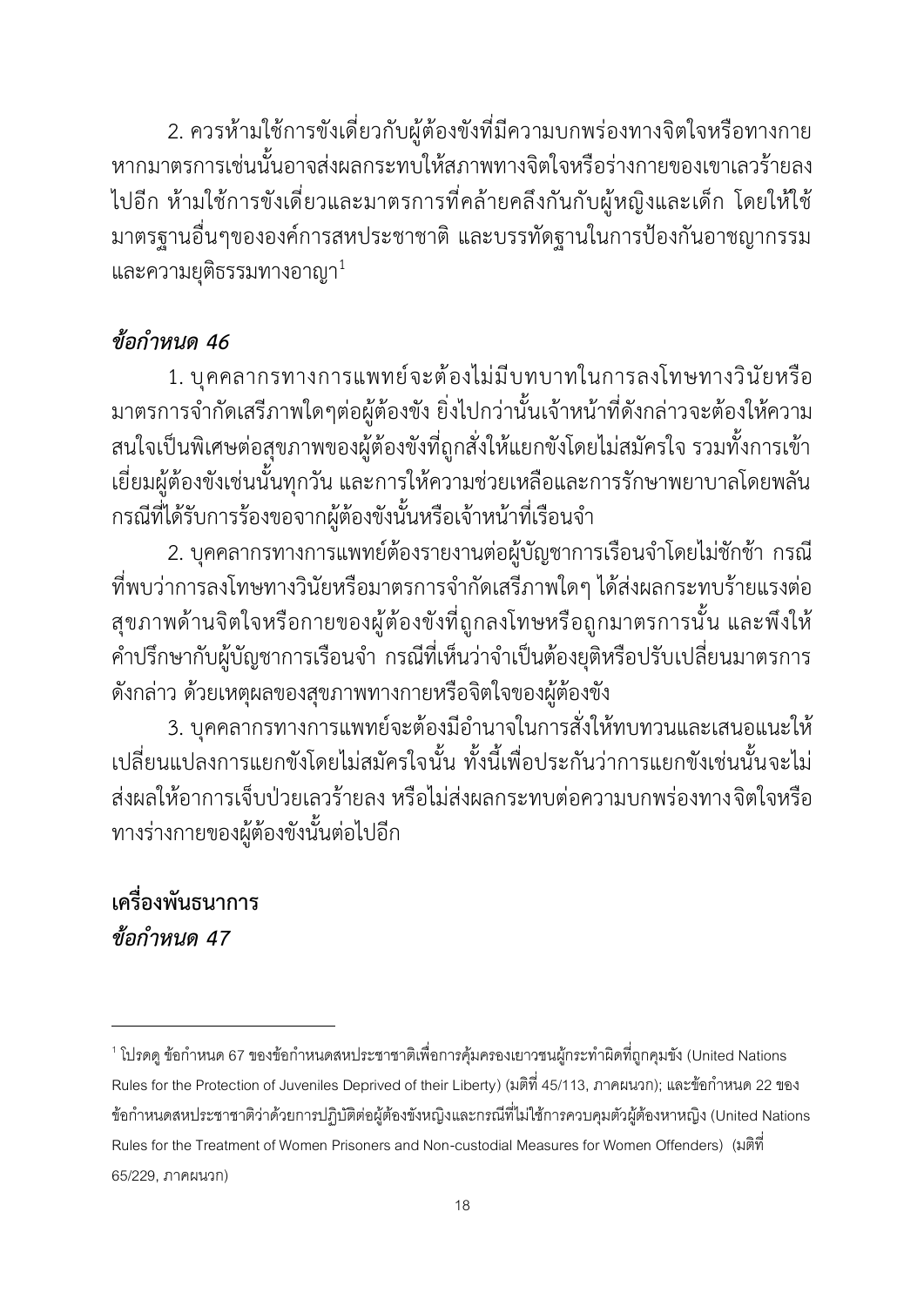2. ควรห้ามใช้การขังเดี่ยวกับผู้ต้องขังที่มีความบกพร่องทางจิตใจหรือทางกาย หากมาตรการเช่นนั้นอาจส่งผลกระทบให้สภาพทางจิตใจหรือร่างกายของเขาเลวร้ายลงไปอีก ห้ามใช้การขังเดี่ยวและมาตรการที่คล้ายคลึงกันกับผู้หญิงและเด็ก โดยให้ใช้มาตรฐานอื่นๆขององค์การสหประชาชาติ และบรรทัดฐานในการป้องกันอาชญากรรมและความยุติธรรมทางอาญา[1]

### *ข้อกำหนด 46*

1. บุคลากรทางการแพทย์จะต้องไม่มีบทบาทในการลงโทษทางวินัยหรือมาตรการจำกัดเสรีภาพใดๆต่อผู้ต้องขัง ยิ่งไปกว่านั้นเจ้าหน้าที่ดังกล่าวจะต้องให้ความสนใจเป็นพิเศษต่อสุขภาพของผู้ต้องขังที่ถูกสั่งให้แยกขังโดยไม่สมัครใจ รวมทั้งการเข้าเยี่ยมผู้ต้องขังเช่นนั้นทุกวัน และการให้ความช่วยเหลือและการรักษาพยาบาลโดยพลันกรณีที่ได้รับการร้องขอจากผู้ต้องขังนั้นหรือเจ้าหน้าที่เรือนจำ

2. บุคลากรทางการแพทย์ต้องรายงานต่อผู้บัญชาการเรือนจำโดยไม่ชักช้า กรณีที่พบว่าการลงโทษทางวินัยหรือมาตรการจำกัดเสรีภาพใดๆ ได้ส่งผลกระทบร้ายแรงต่อสุขภาพด้านจิตใจหรือกายของผู้ต้องขังที่ถูกลงโทษหรือถูกมาตรการนั้น และพึงให้คำปรึกษากับผู้บัญชาการเรือนจำ กรณีที่เห็นว่าจำเป็นต้องยุติหรือปรับเปลี่ยนมาตรการดังกล่าว ด้วยเหตุผลของสุขภาพทางกายหรือจิตใจของผู้ต้องขัง

3. บุคลากรทางการแพทย์จะต้องมีอำนาจในการสั่งให้ทบทวนและเสนอแนะให้เปลี่ยนแปลงการแยกขังโดยไม่สมัครใจนั้น ทั้งนี้เพื่อประกันว่าการแยกขังเช่นนั้นจะไม่ส่งผลให้อาการเจ็บป่วยเลวร้ายลง หรือไม่ส่งผลกระทบต่อความบกพร่องทางจิตใจหรือทางร่างกายของผู้ต้องขังนั้นต่อไปอีก

## เครื่องพันธนาการ

### *ข้อกำหนด 47*

---

[1] โปรดดู ข้อกำหนด 67 ของข้อกำหนดสหประชาชาติเพื่อการคุ้มครองเยาวชนผู้กระทำผิดที่ถูกคุมขัง (United Nations Rules for the Protection of Juveniles Deprived of their Liberty) (มติที่ 45/113, ภาคผนวก); และข้อกำหนด 22 ของข้อกำหนดสหประชาชาติว่าด้วยการปฏิบัติต่อผู้ต้องขังหญิงและกรณีที่ไม่ใช้การควบคุมตัวผู้ต้องหาหญิง (United Nations Rules for the Treatment of Women Prisoners and Non-custodial Measures for Women Offenders) (มติที่ 65/229, ภาคผนวก)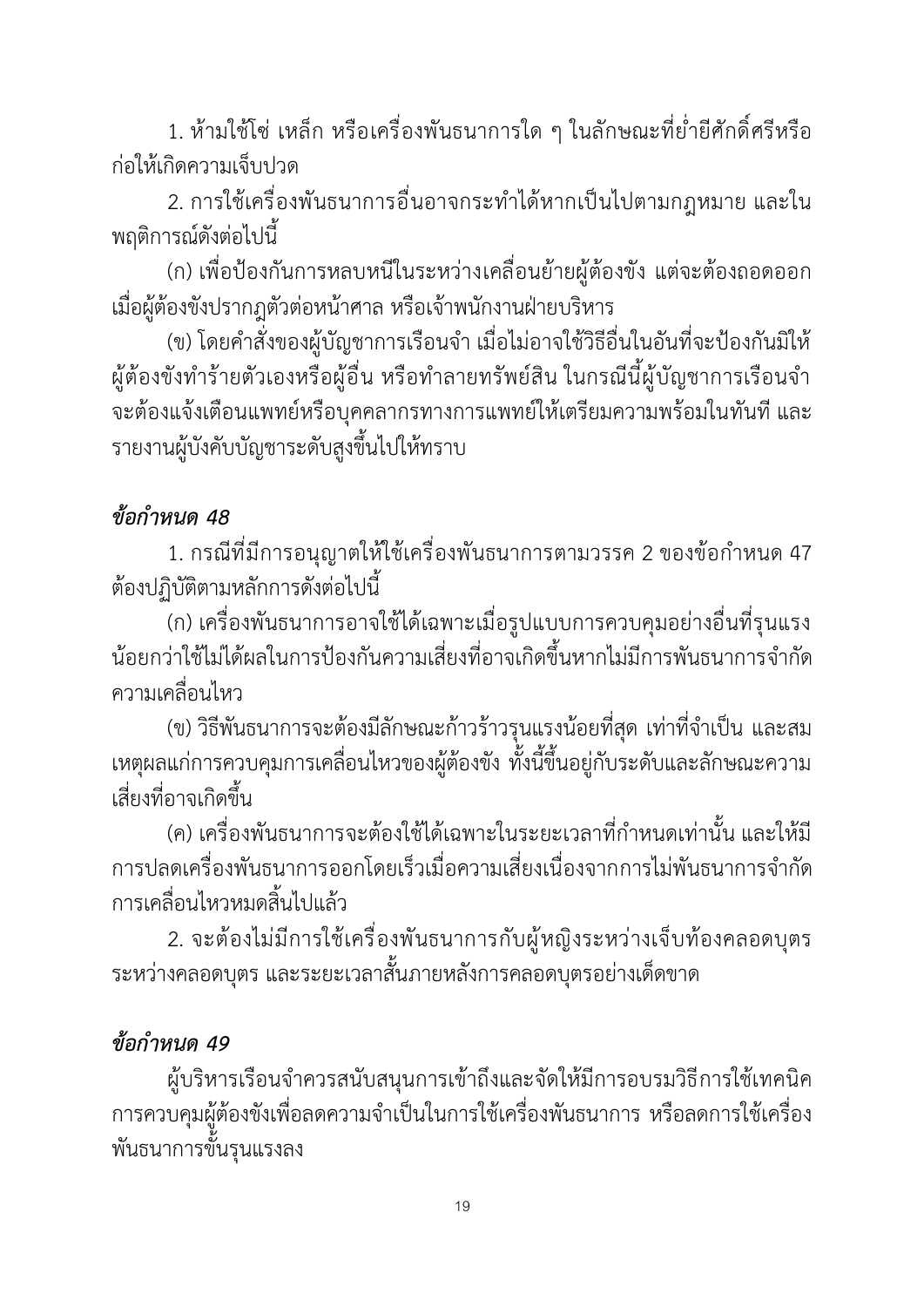1. ห้ามใช้โซ่ เหล็ก หรือเครื่องพันธนาการใด ๆ ในลักษณะที่ย่ำยีศักดิ์ศรีหรือก่อให้เกิดความเจ็บปวด

2. การใช้เครื่องพันธนาการอื่นอาจกระทำได้หากเป็นไปตามกฎหมาย และในพฤติการณ์ดังต่อไปนี้

(ก) เพื่อป้องกันการหลบหนีในระหว่างเคลื่อนย้ายผู้ต้องขัง แต่จะต้องถอดออกเมื่อผู้ต้องขังปรากฏตัวต่อหน้าศาล หรือเจ้าพนักงานฝ่ายบริหาร

(ข) โดยคำสั่งของผู้บัญชาการเรือนจำ เมื่อไม่อาจใช้วิธีอื่นในอันที่จะป้องกันมิให้ผู้ต้องขังทำร้ายตัวเองหรือผู้อื่น หรือทำลายทรัพย์สิน ในกรณีนี้ผู้บัญชาการเรือนจำจะต้องแจ้งเตือนแพทย์หรือบุคคลากรทางการแพทย์ให้เตรียมความพร้อมในทันที และรายงานผู้บังคับบัญชาระดับสูงขึ้นไปให้ทราบ

### *ข้อกำหนด 48*

1. กรณีที่มีการอนุญาตให้ใช้เครื่องพันธนาการตามวรรค 2 ของข้อกำหนด 47 ต้องปฏิบัติตามหลักการดังต่อไปนี้

(ก) เครื่องพันธนาการอาจใช้ได้เฉพาะเมื่อรูปแบบการควบคุมอย่างอื่นที่รุนแรงน้อยกว่าใช้ไม่ได้ผลในการป้องกันความเสี่ยงที่อาจเกิดขึ้นหากไม่มีการพันธนาการจำกัดความเคลื่อนไหว

(ข) วิธีพันธนาการจะต้องมีลักษณะก้าวร้าวรุนแรงน้อยที่สุด เท่าที่จำเป็น และสมเหตุผลแก่การควบคุมการเคลื่อนไหวของผู้ต้องขัง ทั้งนี้ขึ้นอยู่กับระดับและลักษณะความเสี่ยงที่อาจเกิดขึ้น

(ค) เครื่องพันธนาการจะต้องใช้ได้เฉพาะในระยะเวลาที่กำหนดเท่านั้น และให้มีการปลดเครื่องพันธนาการออกโดยเร็วเมื่อความเสี่ยงเนื่องจากการไม่พันธนาการจำกัดการเคลื่อนไหวหมดสิ้นไปแล้ว

2. จะต้องไม่มีการใช้เครื่องพันธนาการกับผู้หญิงระหว่างเจ็บท้องคลอดบุตร ระหว่างคลอดบุตร และระยะเวลาสั้นภายหลังการคลอดบุตรอย่างเด็ดขาด

### *ข้อกำหนด 49*

ผู้บริหารเรือนจำควรสนับสนุนการเข้าถึงและจัดให้มีการอบรมวิธีการใช้เทคนิคการควบคุมผู้ต้องขังเพื่อลดความจำเป็นในการใช้เครื่องพันธนาการ หรือลดการใช้เครื่องพันธนาการขั้นรุนแรงลง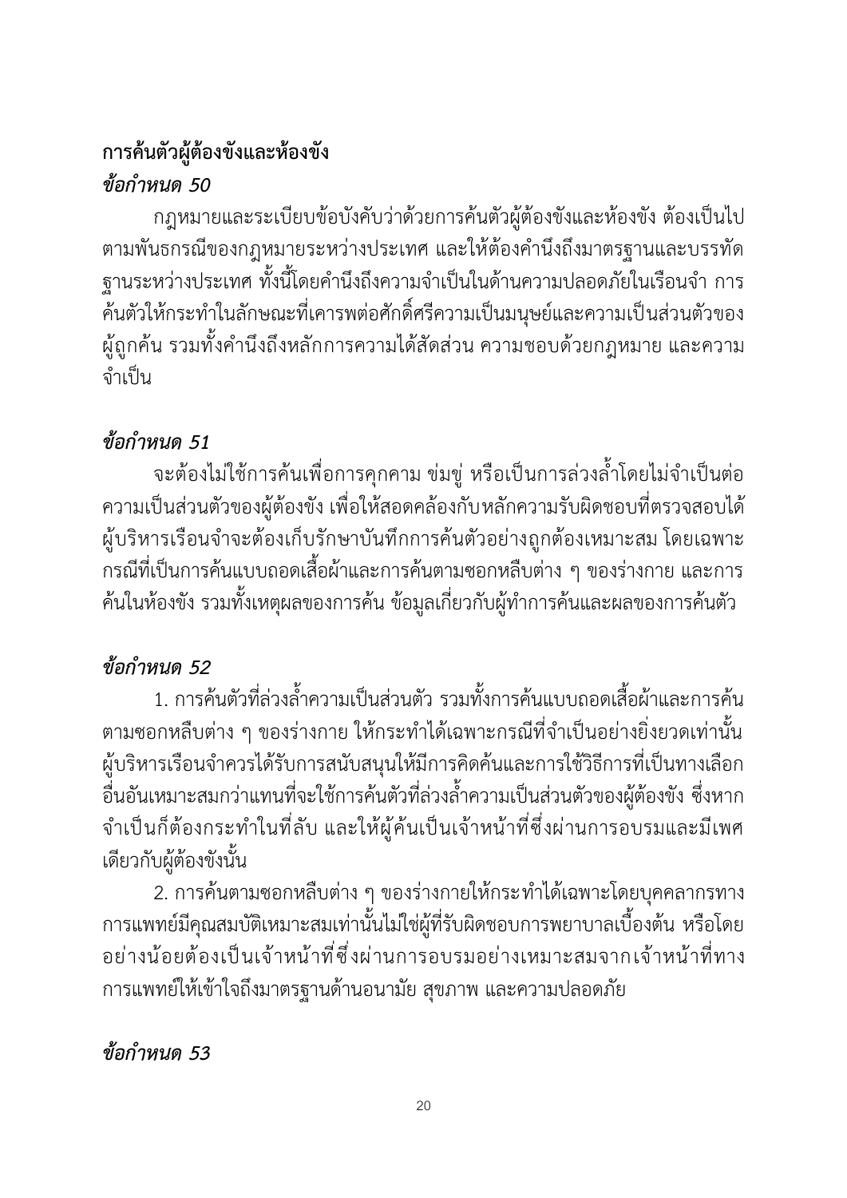**การค้นตัวผู้ต้องขังและห้องขัง**

***ข้อกำหนด 50***

กฎหมายและระเบียบข้อบังคับว่าด้วยการค้นตัวผู้ต้องขังและห้องขัง ต้องเป็นไปตามพันธกรณีของกฎหมายระหว่างประเทศ และให้ต้องคำนึงถึงมาตรฐานและบรรทัดฐานระหว่างประเทศ ทั้งนี้โดยคำนึงถึงความจำเป็นในด้านความปลอดภัยในเรือนจำ การค้นตัวให้กระทำในลักษณะที่เคารพต่อศักดิ์ศรีความเป็นมนุษย์และความเป็นส่วนตัวของผู้ถูกค้น รวมทั้งคำนึงถึงหลักการความได้สัดส่วน ความชอบด้วยกฎหมาย และความจำเป็น

***ข้อกำหนด 51***

จะต้องไม่ใช้การค้นเพื่อการคุกคาม ข่มขู่ หรือเป็นการล่วงล้ำโดยไม่จำเป็นต่อความเป็นส่วนตัวของผู้ต้องขัง เพื่อให้สอดคล้องกับหลักความรับผิดชอบที่ตรวจสอบได้ ผู้บริหารเรือนจำจะต้องเก็บรักษาบันทึกการค้นตัวอย่างถูกต้องเหมาะสม โดยเฉพาะกรณีที่เป็นการค้นแบบถอดเสื้อผ้าและการค้นตามซอกหลืบต่าง ๆ ของร่างกาย และการค้นในห้องขัง รวมทั้งเหตุผลของการค้น ข้อมูลเกี่ยวกับผู้ทำการค้นและผลของการค้นตัว

***ข้อกำหนด 52***

1. การค้นตัวที่ล่วงล้ำความเป็นส่วนตัว รวมทั้งการค้นแบบถอดเสื้อผ้าและการค้นตามซอกหลืบต่าง ๆ ของร่างกาย ให้กระทำได้เฉพาะกรณีที่จำเป็นอย่างยิ่งยวดเท่านั้น ผู้บริหารเรือนจำควรได้รับการสนับสนุนให้มีการคิดค้นและการใช้วิธีการที่เป็นทางเลือกอื่นอันเหมาะสมกว่าแทนที่จะใช้การค้นตัวที่ล่วงล้ำความเป็นส่วนตัวของผู้ต้องขัง ซึ่งหากจำเป็นก็ต้องกระทำในที่ลับ และให้ผู้ค้นเป็นเจ้าหน้าที่ซึ่งผ่านการอบรมและมีเพศเดียวกับผู้ต้องขังนั้น

2. การค้นตามซอกหลืบต่าง ๆ ของร่างกายให้กระทำได้เฉพาะโดยบุคคลากรทางการแพทย์มีคุณสมบัติเหมาะสมเท่านั้นไม่ใช่ผู้ที่รับผิดชอบการพยาบาลเบื้องต้น หรือโดยอย่างน้อยต้องเป็นเจ้าหน้าที่ซึ่งผ่านการอบรมอย่างเหมาะสมจากเจ้าหน้าที่ทางการแพทย์ให้เข้าใจถึงมาตรฐานด้านอนามัย สุขภาพ และความปลอดภัย

***ข้อกำหนด 53***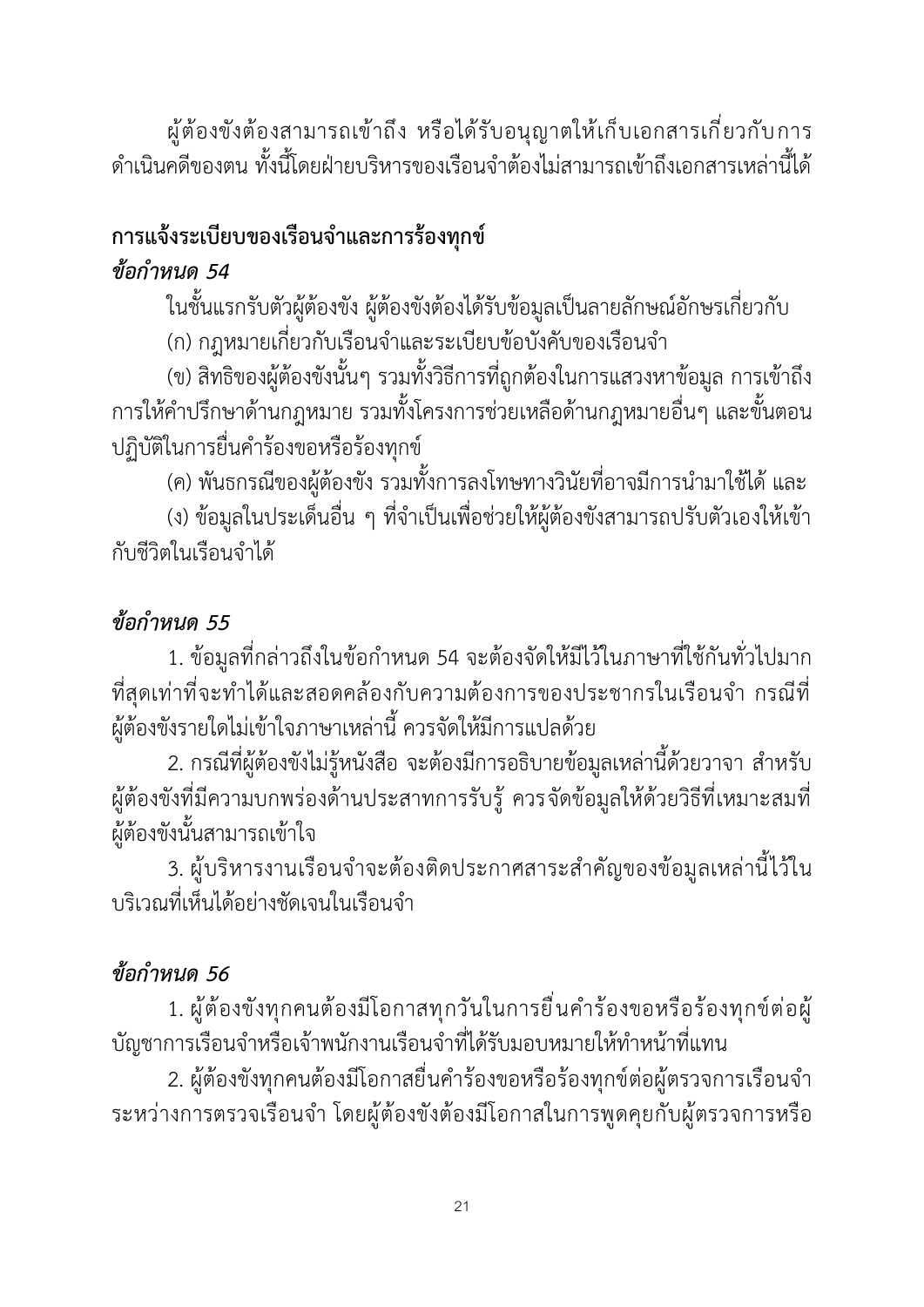ผู้ต้องขังต้องสามารถเข้าถึง หรือได้รับอนุญาตให้เก็บเอกสารเกี่ยวกับการดำเนินคดีของตน ทั้งนี้โดยฝ่ายบริหารของเรือนจำต้องไม่สามารถเข้าถึงเอกสารเหล่านี้ได้

## การแจ้งระเบียบของเรือนจำและการร้องทุกข์

### *ข้อกำหนด 54*

ในชั้นแรกรับตัวผู้ต้องขัง ผู้ต้องขังต้องได้รับข้อมูลเป็นลายลักษณ์อักษรเกี่ยวกับ

(ก) กฎหมายเกี่ยวกับเรือนจำและระเบียบข้อบังคับของเรือนจำ

(ข) สิทธิของผู้ต้องขังนั้นๆ รวมทั้งวิธีการที่ถูกต้องในการแสวงหาข้อมูล การเข้าถึงการให้คำปรึกษาด้านกฎหมาย รวมทั้งโครงการช่วยเหลือด้านกฎหมายอื่นๆ และขั้นตอนปฏิบัติในการยื่นคำร้องขอหรือร้องทุกข์

(ค) พันธกรณีของผู้ต้องขัง รวมทั้งการลงโทษทางวินัยที่อาจมีการนำมาใช้ได้ และ

(ง) ข้อมูลในประเด็นอื่น ๆ ที่จำเป็นเพื่อช่วยให้ผู้ต้องขังสามารถปรับตัวเองให้เข้ากับชีวิตในเรือนจำได้

### *ข้อกำหนด 55*

1. ข้อมูลที่กล่าวถึงในข้อกำหนด 54 จะต้องจัดให้มีไว้ในภาษาที่ใช้กันทั่วไปมากที่สุดเท่าที่จะทำได้และสอดคล้องกับความต้องการของประชากรในเรือนจำ กรณีที่ผู้ต้องขังรายใดไม่เข้าใจภาษาเหล่านี้ ควรจัดให้มีการแปลด้วย

2. กรณีที่ผู้ต้องขังไม่รู้หนังสือ จะต้องมีการอธิบายข้อมูลเหล่านี้ด้วยวาจา สำหรับผู้ต้องขังที่มีความบกพร่องด้านประสาทการรับรู้ ควรจัดข้อมูลให้ด้วยวิธีที่เหมาะสมที่ผู้ต้องขังนั้นสามารถเข้าใจ

3. ผู้บริหารงานเรือนจำจะต้องติดประกาศสาระสำคัญของข้อมูลเหล่านี้ไว้ในบริเวณที่เห็นได้อย่างชัดเจนในเรือนจำ

### *ข้อกำหนด 56*

1. ผู้ต้องขังทุกคนต้องมีโอกาสทุกวันในการยื่นคำร้องขอหรือร้องทุกข์ต่อผู้บัญชาการเรือนจำหรือเจ้าพนักงานเรือนจำที่ได้รับมอบหมายให้ทำหน้าที่แทน

2. ผู้ต้องขังทุกคนต้องมีโอกาสยื่นคำร้องขอหรือร้องทุกข์ต่อผู้ตรวจการเรือนจำระหว่างการตรวจเรือนจำ โดยผู้ต้องขังต้องมีโอกาสในการพูดคุยกับผู้ตรวจการหรือ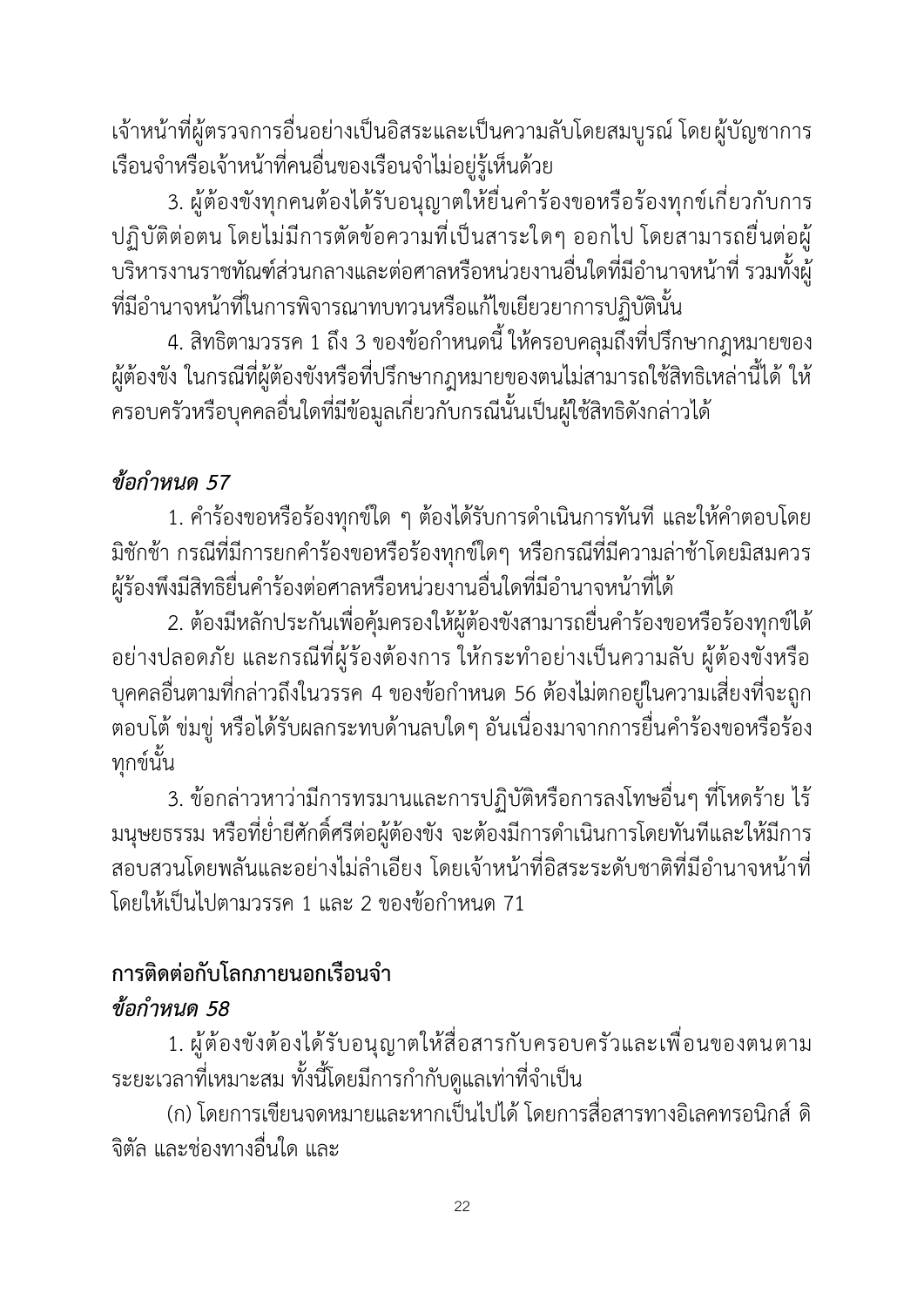เจ้าหน้าที่ผู้ตรวจการอื่นอย่างเป็นอิสระและเป็นความลับโดยสมบูรณ์ โดยผู้บัญชาการเรือนจำหรือเจ้าหน้าที่คนอื่นของเรือนจำไม่อยู่รู้เห็นด้วย

3. ผู้ต้องขังทุกคนต้องได้รับอนุญาตให้ยื่นคำร้องขอหรือร้องทุกข์เกี่ยวกับการปฏิบัติต่อตน โดยไม่มีการตัดข้อความที่เป็นสาระใดๆ ออกไป โดยสามารถยื่นต่อผู้บริหารงานราชทัณฑ์ส่วนกลางและต่อศาลหรือหน่วยงานอื่นใดที่มีอำนาจหน้าที่ รวมทั้งผู้ที่มีอำนาจหน้าที่ในการพิจารณาทบทวนหรือแก้ไขเยียวยาการปฏิบัตินั้น

4. สิทธิตามวรรค 1 ถึง 3 ของข้อกำหนดนี้ ให้ครอบคลุมถึงที่ปรึกษากฎหมายของผู้ต้องขัง ในกรณีที่ผู้ต้องขังหรือที่ปรึกษากฎหมายของตนไม่สามารถใช้สิทธิเหล่านี้ได้ ให้ครอบครัวหรือบุคคลอื่นใดที่มีข้อมูลเกี่ยวกับกรณีนั้นเป็นผู้ใช้สิทธิดังกล่าวได้

### *ข้อกำหนด 57*

1. คำร้องขอหรือร้องทุกข์ใด ๆ ต้องได้รับการดำเนินการทันที และให้คำตอบโดยมิชักช้า กรณีที่มีการยกคำร้องขอหรือร้องทุกข์ใดๆ หรือกรณีที่มีความล่าช้าโดยมิสมควร ผู้ร้องพึงมีสิทธิยื่นคำร้องต่อศาลหรือหน่วยงานอื่นใดที่มีอำนาจหน้าที่ได้

2. ต้องมีหลักประกันเพื่อคุ้มครองให้ผู้ต้องขังสามารถยื่นคำร้องขอหรือร้องทุกข์ได้อย่างปลอดภัย และกรณีที่ผู้ร้องต้องการ ให้กระทำอย่างเป็นความลับ ผู้ต้องขังหรือบุคคลอื่นตามที่กล่าวถึงในวรรค 4 ของข้อกำหนด 56 ต้องไม่ตกอยู่ในความเสี่ยงที่จะถูกตอบโต้ ข่มขู่ หรือได้รับผลกระทบด้านลบใดๆ อันเนื่องมาจากการยื่นคำร้องขอหรือร้องทุกข์นั้น

3. ข้อกล่าวหาว่ามีการทรมานและการปฏิบัติหรือการลงโทษอื่นๆ ที่โหดร้าย ไร้มนุษยธรรม หรือที่ย่ำยีศักดิ์ศรีต่อผู้ต้องขัง จะต้องมีการดำเนินการโดยทันทีและให้มีการสอบสวนโดยพลันและอย่างไม่ลำเอียง โดยเจ้าหน้าที่อิสระระดับชาติที่มีอำนาจหน้าที่ โดยให้เป็นไปตามวรรค 1 และ 2 ของข้อกำหนด 71

## การติดต่อกับโลกภายนอกเรือนจำ

### *ข้อกำหนด 58*

1. ผู้ต้องขังต้องได้รับอนุญาตให้สื่อสารกับครอบครัวและเพื่อนของตนตามระยะเวลาที่เหมาะสม ทั้งนี้โดยมีการกำกับดูแลเท่าที่จำเป็น

(ก) โดยการเขียนจดหมายและหากเป็นไปได้ โดยการสื่อสารทางอิเลคทรอนิกส์ ดิจิตัล และช่องทางอื่นใด และ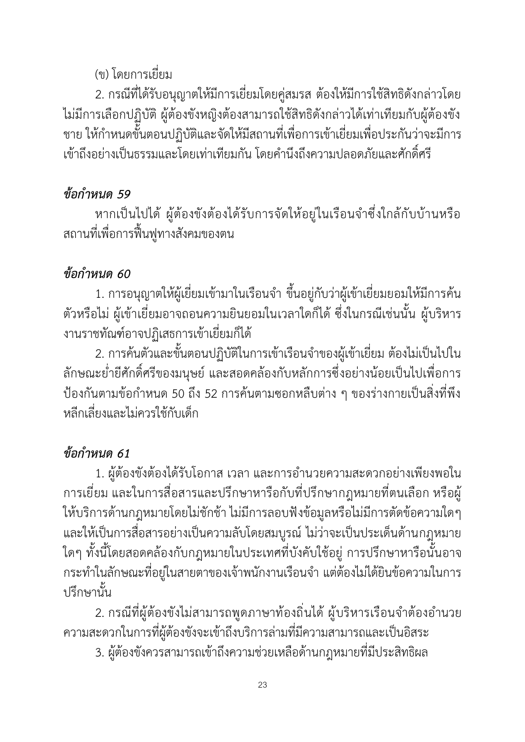(ข) โดยการเยี่ยม

2. กรณีที่ได้รับอนุญาตให้มีการเยี่ยมโดยคู่สมรส ต้องให้มีการใช้สิทธิดังกล่าวโดยไม่มีการเลือกปฏิบัติ ผู้ต้องขังหญิงต้องสามารถใช้สิทธิดังกล่าวได้เท่าเทียมกับผู้ต้องขังชาย ให้กำหนดขั้นตอนปฏิบัติและจัดให้มีสถานที่เพื่อการเข้าเยี่ยมเพื่อประกันว่าจะมีการเข้าถึงอย่างเป็นธรรมและโดยเท่าเทียมกัน โดยคำนึงถึงความปลอดภัยและศักดิ์ศรี

### *ข้อกำหนด 59*

หากเป็นไปได้ ผู้ต้องขังต้องได้รับการจัดให้อยู่ในเรือนจำซึ่งใกล้กับบ้านหรือสถานที่เพื่อการฟื้นฟูทางสังคมของตน

### *ข้อกำหนด 60*

1. การอนุญาตให้ผู้เยี่ยมเข้ามาในเรือนจำ ขึ้นอยู่กับว่าผู้เข้าเยี่ยมยอมให้มีการค้นตัวหรือไม่ ผู้เข้าเยี่ยมอาจถอนความยินยอมในเวลาใดก็ได้ ซึ่งในกรณีเช่นนั้น ผู้บริหารงานราชทัณฑ์อาจปฏิเสธการเข้าเยี่ยมก็ได้

2. การค้นตัวและขั้นตอนปฏิบัติในการเข้าเรือนจำของผู้เข้าเยี่ยม ต้องไม่เป็นไปในลักษณะย่ำยีศักดิ์ศรีของมนุษย์ และสอดคล้องกับหลักการซึ่งอย่างน้อยเป็นไปเพื่อการป้องกันตามข้อกำหนด 50 ถึง 52 การค้นตามซอกหลืบต่าง ๆ ของร่างกายเป็นสิ่งที่พึงหลีกเลี่ยงและไม่ควรใช้กับเด็ก

### *ข้อกำหนด 61*

1. ผู้ต้องขังต้องได้รับโอกาส เวลา และการอำนวยความสะดวกอย่างเพียงพอในการเยี่ยม และในการสื่อสารและปรึกษาหารือกับที่ปรึกษากฎหมายที่ตนเลือก หรือผู้ให้บริการด้านกฎหมายโดยไม่ชักช้า ไม่มีการลอบฟังข้อมูลหรือไม่มีการตัดข้อความใดๆ และให้เป็นการสื่อสารอย่างเป็นความลับโดยสมบูรณ์ ไม่ว่าจะเป็นประเด็นด้านกฎหมายใดๆ ทั้งนี้โดยสอดคล้องกับกฎหมายในประเทศที่บังคับใช้อยู่ การปรึกษาหารือนั้นอาจกระทำในลักษณะที่อยู่ในสายตาของเจ้าพนักงานเรือนจำ แต่ต้องไม่ได้ยินข้อความในการปรึกษานั้น

2. กรณีที่ผู้ต้องขังไม่สามารถพูดภาษาท้องถิ่นได้ ผู้บริหารเรือนจำต้องอำนวยความสะดวกในการที่ผู้ต้องขังจะเข้าถึงบริการล่ามที่มีความสามารถและเป็นอิสระ

3. ผู้ต้องขังควรสามารถเข้าถึงความช่วยเหลือด้านกฎหมายที่มีประสิทธิผล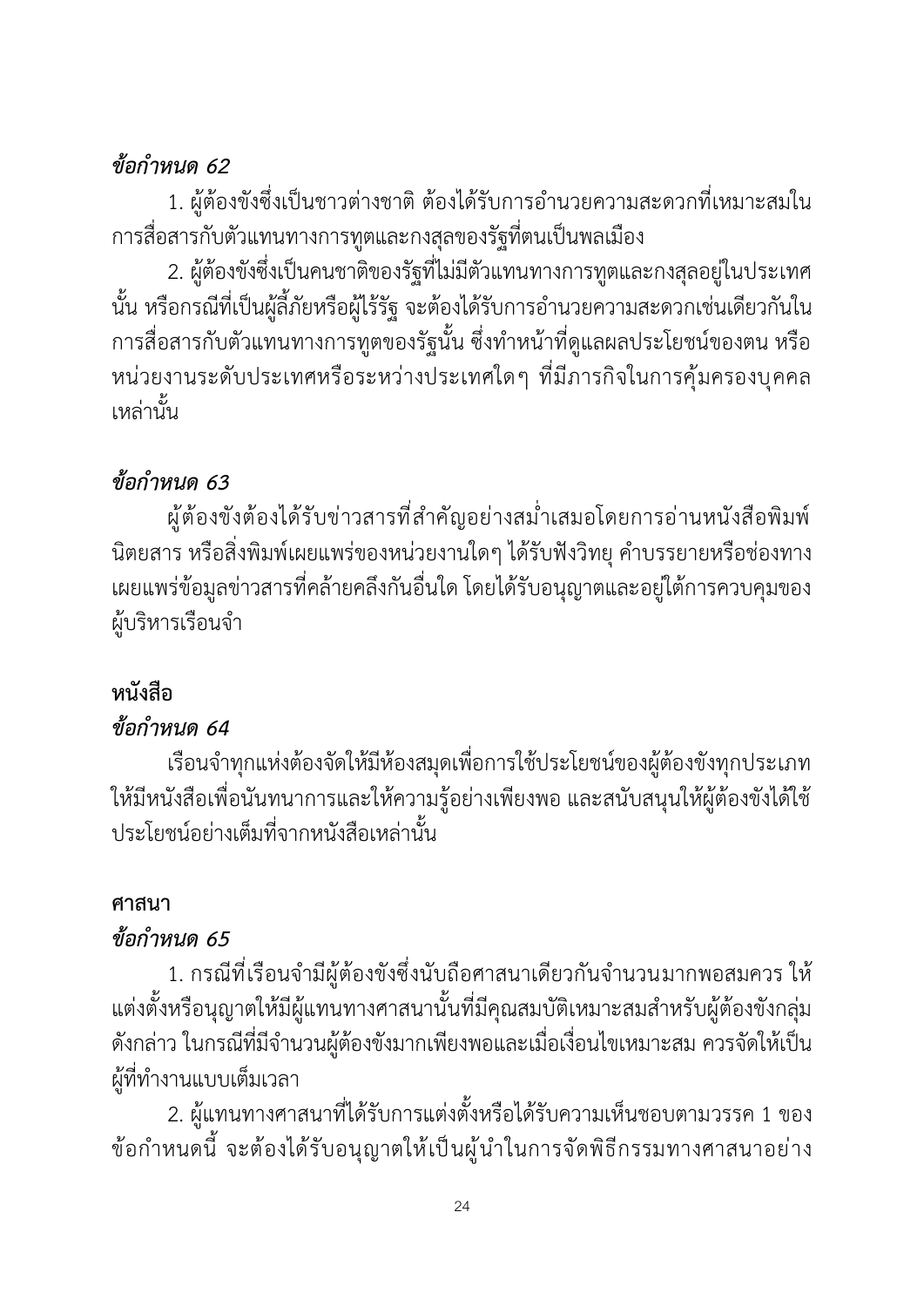***ข้อกำหนด 62***

1. ผู้ต้องขังซึ่งเป็นชาวต่างชาติ ต้องได้รับการอำนวยความสะดวกที่เหมาะสมในการสื่อสารกับตัวแทนทางการทูตและกงสุลของรัฐที่ตนเป็นพลเมือง

2. ผู้ต้องขังซึ่งเป็นคนชาติของรัฐที่ไม่มีตัวแทนทางการทูตและกงสุลอยู่ในประเทศนั้น หรือกรณีที่เป็นผู้ลี้ภัยหรือผู้ไร้รัฐ จะต้องได้รับการอำนวยความสะดวกเช่นเดียวกันในการสื่อสารกับตัวแทนทางการทูตของรัฐนั้น ซึ่งทำหน้าที่ดูแลผลประโยชน์ของตน หรือหน่วยงานระดับประเทศหรือระหว่างประเทศใดๆ ที่มีภารกิจในการคุ้มครองบุคคลเหล่านั้น

***ข้อกำหนด 63***

ผู้ต้องขังต้องได้รับข่าวสารที่สำคัญอย่างสม่ำเสมอโดยการอ่านหนังสือพิมพ์ นิตยสาร หรือสิ่งพิมพ์เผยแพร่ของหน่วยงานใดๆ ได้รับฟังวิทยุ คำบรรยายหรือช่องทางเผยแพร่ข้อมูลข่าวสารที่คล้ายคลึงกันอื่นใด โดยได้รับอนุญาตและอยู่ใต้การควบคุมของผู้บริหารเรือนจำ

**หนังสือ**

***ข้อกำหนด 64***

เรือนจำทุกแห่งต้องจัดให้มีห้องสมุดเพื่อการใช้ประโยชน์ของผู้ต้องขังทุกประเภท ให้มีหนังสือเพื่อนันทนาการและให้ความรู้อย่างเพียงพอ และสนับสนุนให้ผู้ต้องขังได้ใช้ประโยชน์อย่างเต็มที่จากหนังสือเหล่านั้น

**ศาสนา**

***ข้อกำหนด 65***

1. กรณีที่เรือนจำมีผู้ต้องขังซึ่งนับถือศาสนาเดียวกันจำนวนมากพอสมควร ให้แต่งตั้งหรืออนุญาตให้มีผู้แทนทางศาสนานั้นที่มีคุณสมบัติเหมาะสมสำหรับผู้ต้องขังกลุ่มดังกล่าว ในกรณีที่มีจำนวนผู้ต้องขังมากเพียงพอและเมื่อเงื่อนไขเหมาะสม ควรจัดให้เป็นผู้ที่ทำงานแบบเต็มเวลา

2. ผู้แทนทางศาสนาที่ได้รับการแต่งตั้งหรือได้รับความเห็นชอบตามวรรค 1 ของข้อกำหนดนี้ จะต้องได้รับอนุญาตให้เป็นผู้นำในการจัดพิธีกรรมทางศาสนาอย่าง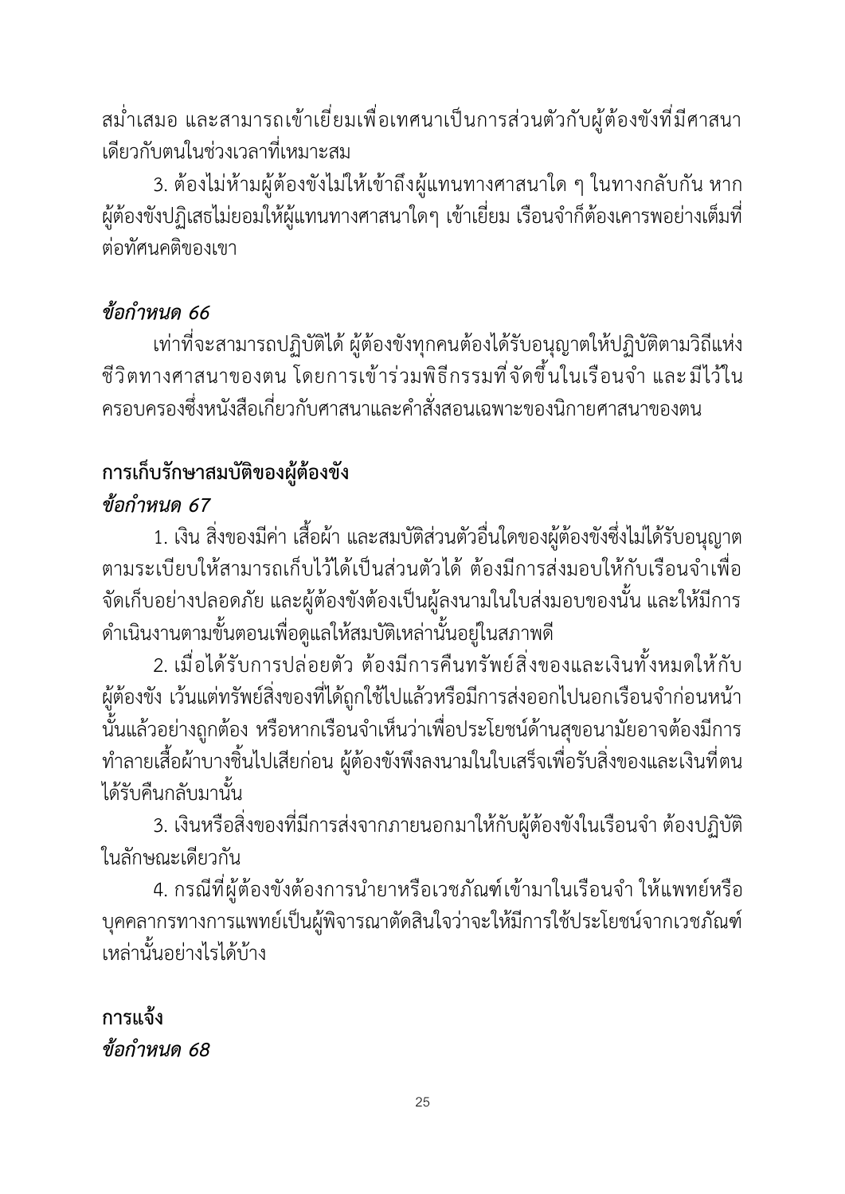สม่ำเสมอ และสามารถเข้าเยี่ยมเพื่อเทศนาเป็นการส่วนตัวกับผู้ต้องขังที่มีศาสนาเดียวกับตนในช่วงเวลาที่เหมาะสม

3. ต้องไม่ห้ามผู้ต้องขังไม่ให้เข้าถึงผู้แทนทางศาสนาใด ๆ ในทางกลับกัน หากผู้ต้องขังปฏิเสธไม่ยอมให้ผู้แทนทางศาสนาใดๆ เข้าเยี่ยม เรือนจำก็ต้องเคารพอย่างเต็มที่ต่อทัศนคติของเขา

### *ข้อกำหนด 66*

เท่าที่จะสามารถปฏิบัติได้ ผู้ต้องขังทุกคนต้องได้รับอนุญาตให้ปฏิบัติตามวิถีแห่งชีวิตทางศาสนาของตน โดยการเข้าร่วมพิธีกรรมที่จัดขึ้นในเรือนจำ และมีไว้ในครอบครองซึ่งหนังสือเกี่ยวกับศาสนาและคำสั่งสอนเฉพาะของนิกายศาสนาของตน

## การเก็บรักษาสมบัติของผู้ต้องขัง

### *ข้อกำหนด 67*

1. เงิน สิ่งของมีค่า เสื้อผ้า และสมบัติส่วนตัวอื่นใดของผู้ต้องขังซึ่งไม่ได้รับอนุญาตตามระเบียบให้สามารถเก็บไว้ได้เป็นส่วนตัวได้ ต้องมีการส่งมอบให้กับเรือนจำเพื่อจัดเก็บอย่างปลอดภัย และผู้ต้องขังต้องเป็นผู้ลงนามในใบส่งมอบของนั้น และให้มีการดำเนินงานตามขั้นตอนเพื่อดูแลให้สมบัติเหล่านั้นอยู่ในสภาพดี

2. เมื่อได้รับการปล่อยตัว ต้องมีการคืนทรัพย์สิ่งของและเงินทั้งหมดให้กับผู้ต้องขัง เว้นแต่ทรัพย์สิ่งของที่ได้ถูกใช้ไปแล้วหรือมีการส่งออกไปนอกเรือนจำก่อนหน้านั้นแล้วอย่างถูกต้อง หรือหากเรือนจำเห็นว่าเพื่อประโยชน์ด้านสุขอนามัยอาจต้องมีการทำลายเสื้อผ้าบางชิ้นไปเสียก่อน ผู้ต้องขังพึงลงนามในใบเสร็จเพื่อรับสิ่งของและเงินที่ตนได้รับคืนกลับมานั้น

3. เงินหรือสิ่งของที่มีการส่งจากภายนอกมาให้กับผู้ต้องขังในเรือนจำ ต้องปฏิบัติในลักษณะเดียวกัน

4. กรณีที่ผู้ต้องขังต้องการนำยาหรือเวชภัณฑ์เข้ามาในเรือนจำ ให้แพทย์หรือบุคคลากรทางการแพทย์เป็นผู้พิจารณาตัดสินใจว่าจะให้มีการใช้ประโยชน์จากเวชภัณฑ์เหล่านั้นอย่างไรได้บ้าง

## การแจ้ง

### *ข้อกำหนด 68*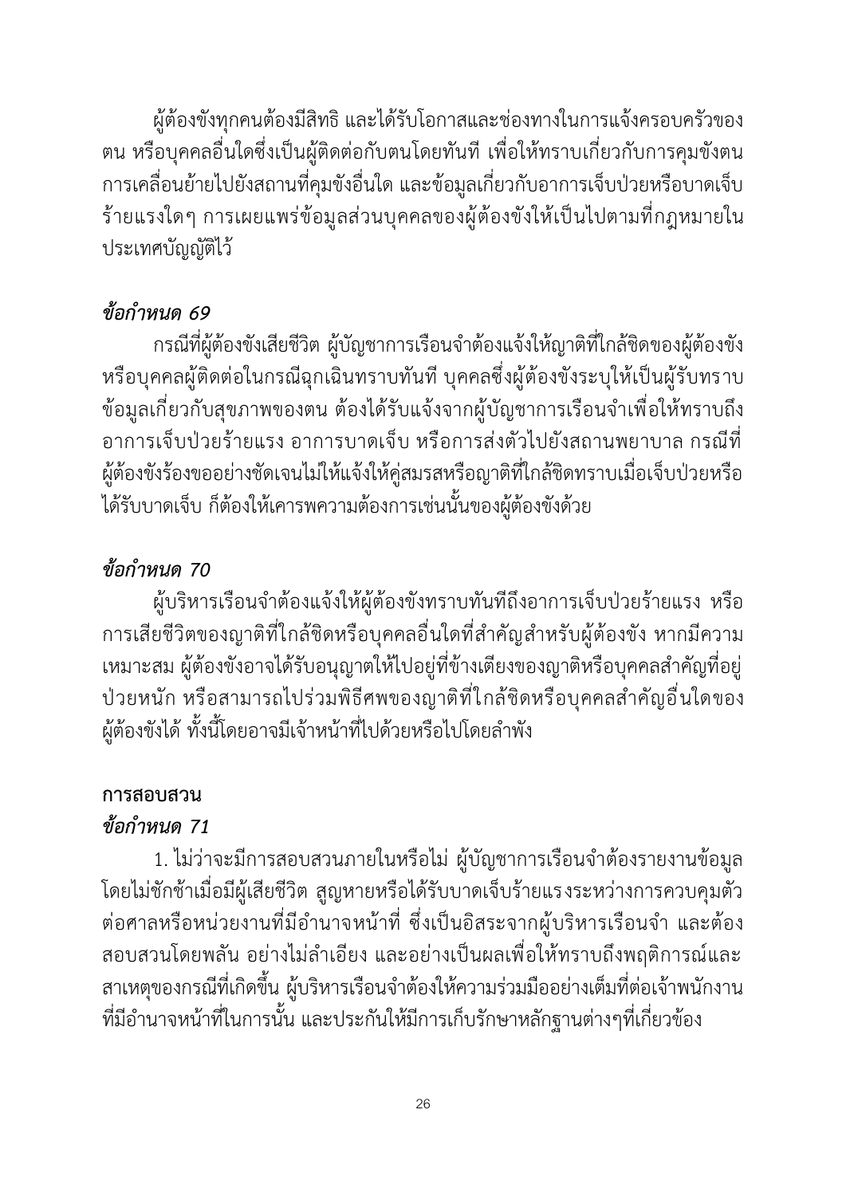ผู้ต้องขังทุกคนต้องมีสิทธิ และได้รับโอกาสและช่องทางในการแจ้งครอบครัวของตน หรือบุคคลอื่นใดซึ่งเป็นผู้ติดต่อกับตนโดยทันที เพื่อให้ทราบเกี่ยวกับการคุมขังตน การเคลื่อนย้ายไปยังสถานที่คุมขังอื่นใด และข้อมูลเกี่ยวกับอาการเจ็บป่วยหรือบาดเจ็บร้ายแรงใดๆ การเผยแพร่ข้อมูลส่วนบุคคลของผู้ต้องขังให้เป็นไปตามที่กฎหมายในประเทศบัญญัติไว้

### *ข้อกำหนด 69*

กรณีที่ผู้ต้องขังเสียชีวิต ผู้บัญชาการเรือนจำต้องแจ้งให้ญาติที่ใกล้ชิดของผู้ต้องขังหรือบุคคลผู้ติดต่อในกรณีฉุกเฉินทราบทันที บุคคลซึ่งผู้ต้องขังระบุให้เป็นผู้รับทราบข้อมูลเกี่ยวกับสุขภาพของตน ต้องได้รับแจ้งจากผู้บัญชาการเรือนจำเพื่อให้ทราบถึงอาการเจ็บป่วยร้ายแรง อาการบาดเจ็บ หรือการส่งตัวไปยังสถานพยาบาล กรณีที่ผู้ต้องขังร้องขออย่างชัดเจนไม่ให้แจ้งให้คู่สมรสหรือญาติที่ใกล้ชิดทราบเมื่อเจ็บป่วยหรือได้รับบาดเจ็บ ก็ต้องให้เคารพความต้องการเช่นนั้นของผู้ต้องขังด้วย

### *ข้อกำหนด 70*

ผู้บริหารเรือนจำต้องแจ้งให้ผู้ต้องขังทราบทันทีถึงอาการเจ็บป่วยร้ายแรง หรือการเสียชีวิตของญาติที่ใกล้ชิดหรือบุคคลอื่นใดที่สำคัญสำหรับผู้ต้องขัง หากมีความเหมาะสม ผู้ต้องขังอาจได้รับอนุญาตให้ไปอยู่ที่ข้างเตียงของญาติหรือบุคคลสำคัญที่อยู่ป่วยหนัก หรือสามารถไปร่วมพิธีศพของญาติที่ใกล้ชิดหรือบุคคลสำคัญอื่นใดของผู้ต้องขังได้ ทั้งนี้โดยอาจมีเจ้าหน้าที่ไปด้วยหรือไปโดยลำพัง

## **การสอบสวน**

### *ข้อกำหนด 71*

1. ไม่ว่าจะมีการสอบสวนภายในหรือไม่ ผู้บัญชาการเรือนจำต้องรายงานข้อมูลโดยไม่ชักช้าเมื่อมีผู้เสียชีวิต สูญหายหรือได้รับบาดเจ็บร้ายแรงระหว่างการควบคุมตัวต่อศาลหรือหน่วยงานที่มีอำนาจหน้าที่ ซึ่งเป็นอิสระจากผู้บริหารเรือนจำ และต้องสอบสวนโดยพลัน อย่างไม่ลำเอียง และอย่างเป็นผลเพื่อให้ทราบถึงพฤติการณ์และสาเหตุของกรณีที่เกิดขึ้น ผู้บริหารเรือนจำต้องให้ความร่วมมืออย่างเต็มที่ต่อเจ้าพนักงานที่มีอำนาจหน้าที่ในการนั้น และประกันให้มีการเก็บรักษาหลักฐานต่างๆที่เกี่ยวข้อง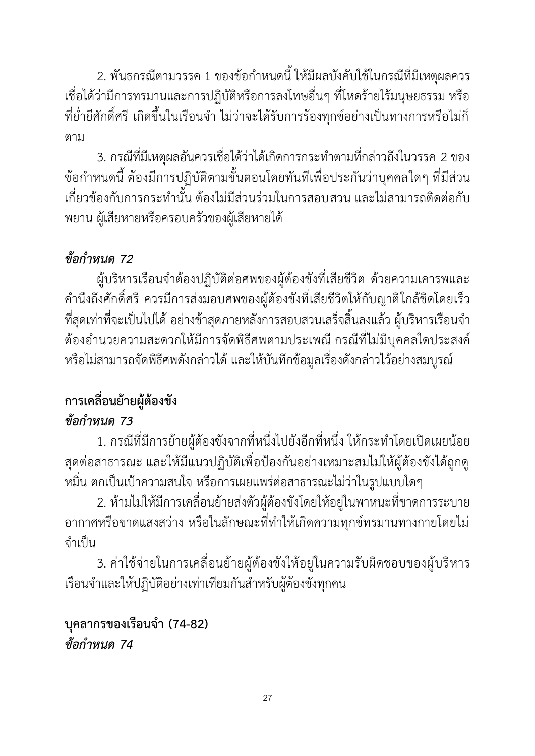2. พันธกรณีตามวรรค 1 ของข้อกำหนดนี้ ให้มีผลบังคับใช้ในกรณีที่มีเหตุผลควรเชื่อได้ว่ามีการทรมานและการปฏิบัติหรือการลงโทษอื่นๆ ที่โหดร้ายไร้มนุษยธรรม หรือที่ย่ำยีศักดิ์ศรี เกิดขึ้นในเรือนจำ ไม่ว่าจะได้รับการร้องทุกข์อย่างเป็นทางการหรือไม่ก็ตาม

3. กรณีที่มีเหตุผลอันควรเชื่อได้ว่าได้เกิดการกระทำตามที่กล่าวถึงในวรรค 2 ของข้อกำหนดนี้ ต้องมีการปฏิบัติตามขั้นตอนโดยทันทีเพื่อประกันว่าบุคคลใดๆ ที่มีส่วนเกี่ยวข้องกับการกระทำนั้น ต้องไม่มีส่วนร่วมในการสอบสวน และไม่สามารถติดต่อกับพยาน ผู้เสียหายหรือครอบครัวของผู้เสียหายได้

***ข้อกำหนด 72***

ผู้บริหารเรือนจำต้องปฏิบัติต่อศพของผู้ต้องขังที่เสียชีวิต ด้วยความเคารพและคำนึงถึงศักดิ์ศรี ควรมีการส่งมอบศพของผู้ต้องขังที่เสียชีวิตให้กับญาติใกล้ชิดโดยเร็วที่สุดเท่าที่จะเป็นไปได้ อย่างช้าสุดภายหลังการสอบสวนเสร็จสิ้นลงแล้ว ผู้บริหารเรือนจำต้องอำนวยความสะดวกให้มีการจัดพิธีศพตามประเพณี กรณีที่ไม่มีบุคคลใดประสงค์หรือไม่สามารถจัดพิธีศพดังกล่าวได้ และให้บันทึกข้อมูลเรื่องดังกล่าวไว้อย่างสมบูรณ์

**การเคลื่อนย้ายผู้ต้องขัง**

***ข้อกำหนด 73***

1. กรณีที่มีการย้ายผู้ต้องขังจากที่หนึ่งไปยังอีกที่หนึ่ง ให้กระทำโดยเปิดเผยน้อยสุดต่อสาธารณะ และให้มีแนวปฏิบัติเพื่อป้องกันอย่างเหมาะสมไม่ให้ผู้ต้องขังได้ถูกดูหมิ่น ตกเป็นเป้าความสนใจ หรือการเผยแพร่ต่อสาธารณะไม่ว่าในรูปแบบใดๆ

2. ห้ามไม่ให้มีการเคลื่อนย้ายส่งตัวผู้ต้องขังโดยให้อยู่ในพาหนะที่ขาดการระบายอากาศหรือขาดแสงสว่าง หรือในลักษณะที่ทำให้เกิดความทุกข์ทรมานทางกายโดยไม่จำเป็น

3. ค่าใช้จ่ายในการเคลื่อนย้ายผู้ต้องขังให้อยู่ในความรับผิดชอบของผู้บริหารเรือนจำและให้ปฏิบัติอย่างเท่าเทียมกันสำหรับผู้ต้องขังทุกคน

**บุคลากรของเรือนจำ (74-82)**

***ข้อกำหนด 74***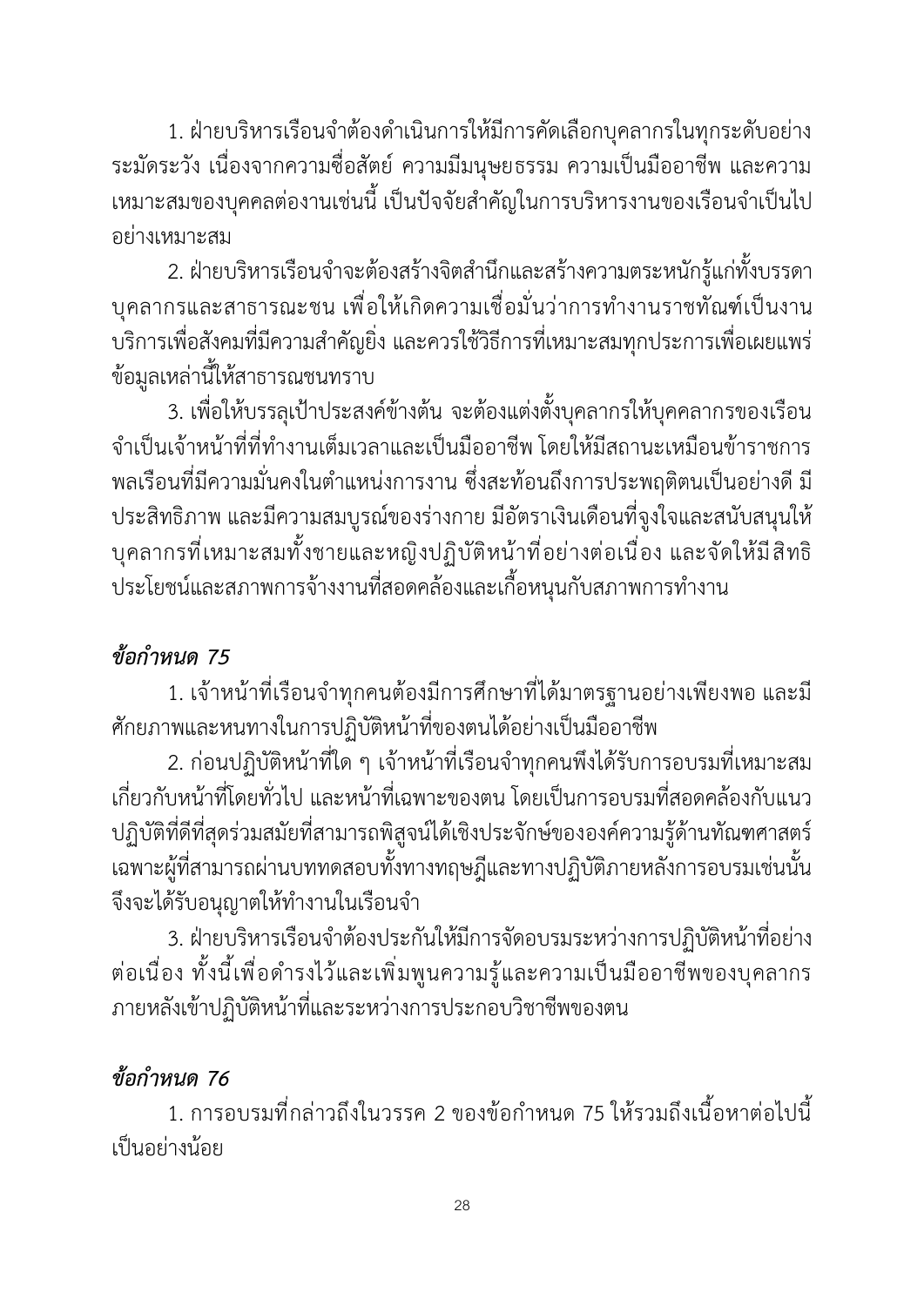1. ฝ่ายบริหารเรือนจำต้องดำเนินการให้มีการคัดเลือกบุคลากรในทุกระดับอย่างระมัดระวัง เนื่องจากความซื่อสัตย์ ความมีมนุษยธรรม ความเป็นมืออาชีพ และความเหมาะสมของบุคคลต่องานเช่นนี้ เป็นปัจจัยสำคัญในการบริหารงานของเรือนจำเป็นไปอย่างเหมาะสม

2. ฝ่ายบริหารเรือนจำจะต้องสร้างจิตสำนึกและสร้างความตระหนักรู้แก่ทั้งบรรดาบุคลากรและสาธารณชน เพื่อให้เกิดความเชื่อมั่นว่าการทำงานราชทัณฑ์เป็นงานบริการเพื่อสังคมที่มีความสำคัญยิ่ง และควรใช้วิธีการที่เหมาะสมทุกประการเพื่อเผยแพร่ข้อมูลเหล่านี้ให้สาธารณชนทราบ

3. เพื่อให้บรรลุเป้าประสงค์ข้างต้น จะต้องแต่งตั้งบุคลากรให้บุคคลากรของเรือนจำเป็นเจ้าหน้าที่ที่ทำงานเต็มเวลาและเป็นมืออาชีพ โดยให้มีสถานะเหมือนข้าราชการพลเรือนที่มีความมั่นคงในตำแหน่งการงาน ซึ่งสะท้อนถึงการประพฤติตนเป็นอย่างดี มีประสิทธิภาพ และมีความสมบูรณ์ของร่างกาย มีอัตราเงินเดือนที่จูงใจและสนับสนุนให้บุคลากรที่เหมาะสมทั้งชายและหญิงปฏิบัติหน้าที่อย่างต่อเนื่อง และจัดให้มีสิทธิประโยชน์และสภาพการจ้างงานที่สอดคล้องและเกื้อหนุนกับสภาพการทำงาน

### *ข้อกำหนด 75*

1. เจ้าหน้าที่เรือนจำทุกคนต้องมีการศึกษาที่ได้มาตรฐานอย่างเพียงพอ และมีศักยภาพและหนทางในการปฏิบัติหน้าที่ของตนได้อย่างเป็นมืออาชีพ

2. ก่อนปฏิบัติหน้าที่ใด ๆ เจ้าหน้าที่เรือนจำทุกคนพึงได้รับการอบรมที่เหมาะสมเกี่ยวกับหน้าที่โดยทั่วไป และหน้าที่เฉพาะของตน โดยเป็นการอบรมที่สอดคล้องกับแนวปฏิบัติที่ดีที่สุดร่วมสมัยที่สามารถพิสูจน์ได้เชิงประจักษ์ขององค์ความรู้ด้านทัณฑศาสตร์ เฉพาะผู้ที่สามารถผ่านบททดสอบทั้งทางทฤษฎีและทางปฏิบัติภายหลังการอบรมเช่นนั้นจึงจะได้รับอนุญาตให้ทำงานในเรือนจำ

3. ฝ่ายบริหารเรือนจำต้องประกันให้มีการจัดอบรมระหว่างการปฏิบัติหน้าที่อย่างต่อเนื่อง ทั้งนี้เพื่อดำรงไว้และเพิ่มพูนความรู้และความเป็นมืออาชีพของบุคลากรภายหลังเข้าปฏิบัติหน้าที่และระหว่างการประกอบวิชาชีพของตน

### *ข้อกำหนด 76*

1. การอบรมที่กล่าวถึงในวรรค 2 ของข้อกำหนด 75 ให้รวมถึงเนื้อหาต่อไปนี้เป็นอย่างน้อย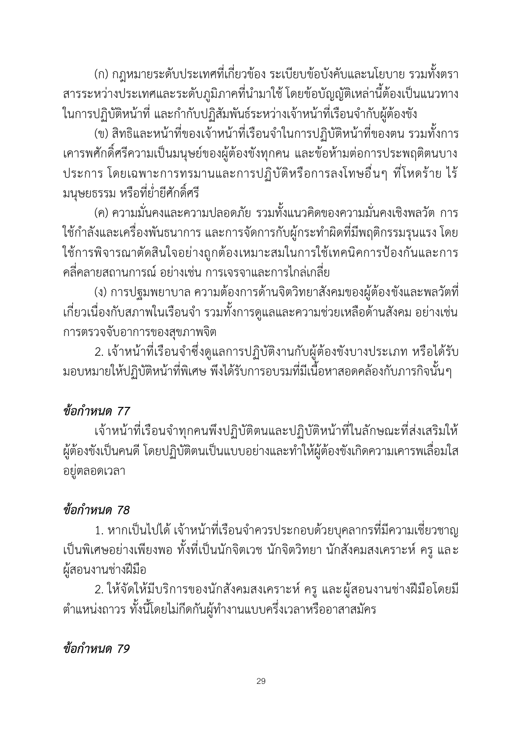(ก) กฎหมายระดับประเทศที่เกี่ยวข้อง ระเบียบข้อบังคับและนโยบาย รวมทั้งตราสารระหว่างประเทศและระดับภูมิภาคที่นำมาใช้ โดยข้อบัญญัติเหล่านี้ต้องเป็นแนวทางในการปฏิบัติหน้าที่ และกำกับปฏิสัมพันธ์ระหว่างเจ้าหน้าที่เรือนจำกับผู้ต้องขัง

(ข) สิทธิและหน้าที่ของเจ้าหน้าที่เรือนจำในการปฏิบัติหน้าที่ของตน รวมทั้งการเคารพศักดิ์ศรีความเป็นมนุษย์ของผู้ต้องขังทุกคน และข้อห้ามต่อการประพฤติตนบางประการ โดยเฉพาะการทรมานและการปฏิบัติหรือการลงโทษอื่นๆ ที่โหดร้าย ไร้มนุษยธรรม หรือที่ย่ำยีศักดิ์ศรี

(ค) ความมั่นคงและความปลอดภัย รวมทั้งแนวคิดของความมั่นคงเชิงพลวัต การใช้กำลังและเครื่องพันธนาการ และการจัดการกับผู้กระทำผิดที่มีพฤติกรรมรุนแรง โดยใช้การพิจารณาตัดสินใจอย่างถูกต้องเหมาะสมในการใช้เทคนิคการป้องกันและการคลี่คลายสถานการณ์ อย่างเช่น การเจรจาและการไกล่เกลี่ย

(ง) การปฐมพยาบาล ความต้องการด้านจิตวิทยาสังคมของผู้ต้องขังและพลวัตที่เกี่ยวเนื่องกับสภาพในเรือนจำ รวมทั้งการดูแลและความช่วยเหลือด้านสังคม อย่างเช่น การตรวจจับอาการของสุขภาพจิต

2. เจ้าหน้าที่เรือนจำซึ่งดูแลการปฏิบัติงานกับผู้ต้องขังบางประเภท หรือได้รับมอบหมายให้ปฏิบัติหน้าที่พิเศษ พึงได้รับการอบรมที่มีเนื้อหาสอดคล้องกับภารกิจนั้นๆ

### *ข้อกำหนด 77*

เจ้าหน้าที่เรือนจำทุกคนพึงปฏิบัติตนและปฏิบัติหน้าที่ในลักษณะที่ส่งเสริมให้ผู้ต้องขังเป็นคนดี โดยปฏิบัติตนเป็นแบบอย่างและทำให้ผู้ต้องขังเกิดความเคารพเลื่อมใสอยู่ตลอดเวลา

### *ข้อกำหนด 78*

1. หากเป็นไปได้ เจ้าหน้าที่เรือนจำควรประกอบด้วยบุคลากรที่มีความเชี่ยวชาญเป็นพิเศษอย่างเพียงพอ ทั้งที่เป็นนักจิตเวช นักจิตวิทยา นักสังคมสงเคราะห์ ครู และผู้สอนงานช่างฝีมือ

2. ให้จัดให้มีบริการของนักสังคมสงเคราะห์ ครู และผู้สอนงานช่างฝีมือโดยมีตำแหน่งถาวร ทั้งนี้โดยไม่กีดกันผู้ทำงานแบบครึ่งเวลาหรืออาสาสมัคร

### *ข้อกำหนด 79*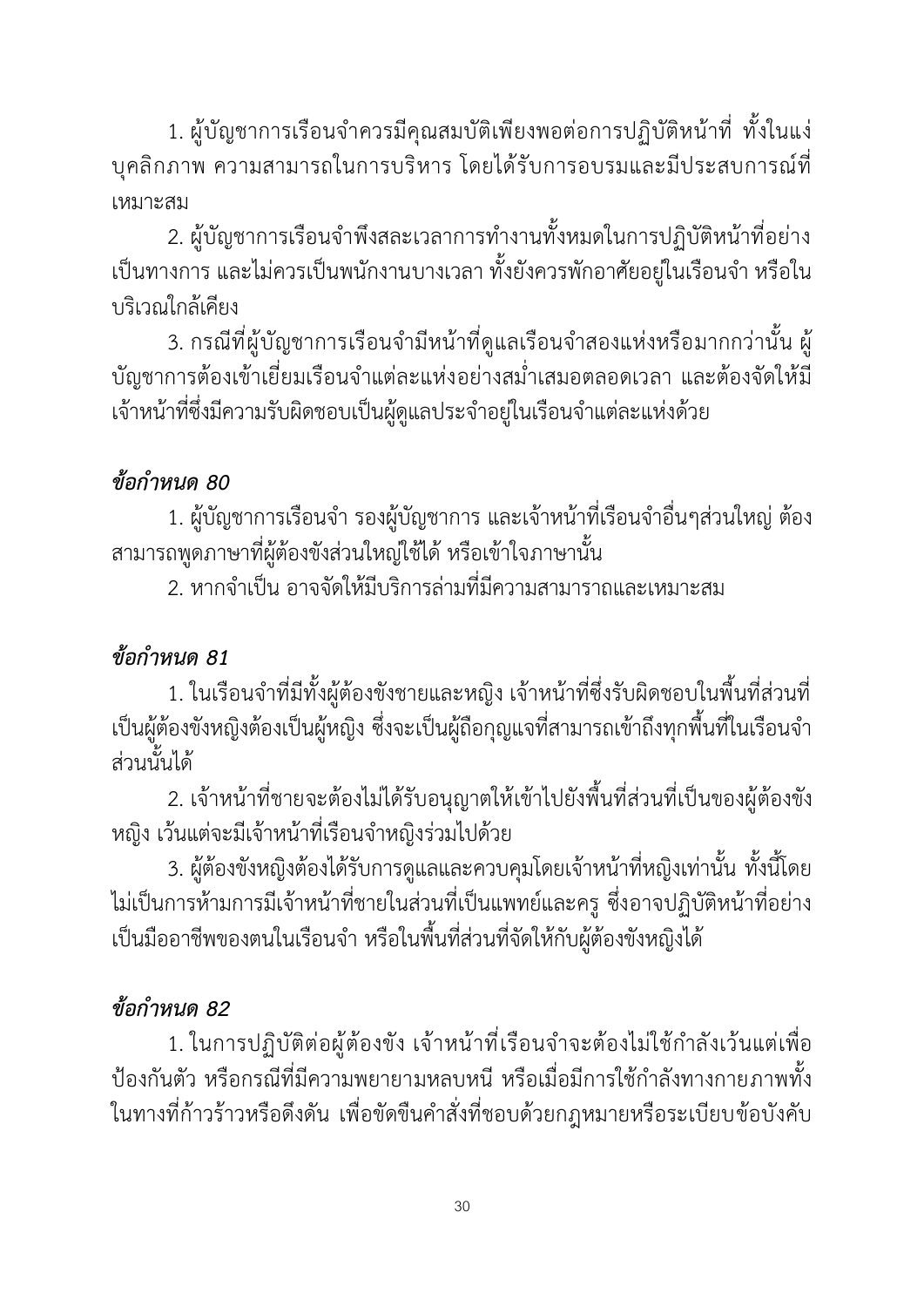1. ผู้บัญชาการเรือนจำควรมีคุณสมบัติเพียงพอต่อการปฏิบัติหน้าที่ ทั้งในแง่บุคลิกภาพ ความสามารถในการบริหาร โดยได้รับการอบรมและมีประสบการณ์ที่เหมาะสม

2. ผู้บัญชาการเรือนจำพึงสละเวลาการทำงานทั้งหมดในการปฏิบัติหน้าที่อย่างเป็นทางการ และไม่ควรเป็นพนักงานบางเวลา ทั้งยังควรพักอาศัยอยู่ในเรือนจำ หรือในบริเวณใกล้เคียง

3. กรณีที่ผู้บัญชาการเรือนจำมีหน้าที่ดูแลเรือนจำสองแห่งหรือมากกว่านั้น ผู้บัญชาการต้องเข้าเยี่ยมเรือนจำแต่ละแห่งอย่างสม่ำเสมอตลอดเวลา และต้องจัดให้มีเจ้าหน้าที่ซึ่งมีความรับผิดชอบเป็นผู้ดูแลประจำอยู่ในเรือนจำแต่ละแห่งด้วย

### *ข้อกำหนด 80*

1. ผู้บัญชาการเรือนจำ รองผู้บัญชาการ และเจ้าหน้าที่เรือนจำอื่นๆส่วนใหญ่ ต้องสามารถพูดภาษาที่ผู้ต้องขังส่วนใหญ่ใช้ได้ หรือเข้าใจภาษานั้น

2. หากจำเป็น อาจจัดให้มีบริการล่ามที่มีความสามาราถและเหมาะสม

### *ข้อกำหนด 81*

1. ในเรือนจำที่มีทั้งผู้ต้องขังชายและหญิง เจ้าหน้าที่ซึ่งรับผิดชอบในพื้นที่ส่วนที่เป็นผู้ต้องขังหญิงต้องเป็นผู้หญิง ซึ่งจะเป็นผู้ถือกุญแจที่สามารถเข้าถึงทุกพื้นที่ในเรือนจำส่วนนั้นได้

2. เจ้าหน้าที่ชายจะต้องไม่ได้รับอนุญาตให้เข้าไปยังพื้นที่ส่วนที่เป็นของผู้ต้องขังหญิง เว้นแต่จะมีเจ้าหน้าที่เรือนจำหญิงร่วมไปด้วย

3. ผู้ต้องขังหญิงต้องได้รับการดูแลและควบคุมโดยเจ้าหน้าที่หญิงเท่านั้น ทั้งนี้โดยไม่เป็นการห้ามการมีเจ้าหน้าที่ชายในส่วนที่เป็นแพทย์และครู ซึ่งอาจปฏิบัติหน้าที่อย่างเป็นมืออาชีพของตนในเรือนจำ หรือในพื้นที่ส่วนที่จัดให้กับผู้ต้องขังหญิงได้

### *ข้อกำหนด 82*

1. ในการปฏิบัติต่อผู้ต้องขัง เจ้าหน้าที่เรือนจำจะต้องไม่ใช้กำลังเว้นแต่เพื่อป้องกันตัว หรือกรณีที่มีความพยายามหลบหนี หรือเมื่อมีการใช้กำลังทางกายภาพทั้งในทางที่ก้าวร้าวหรือดึงดัน เพื่อขัดขืนคำสั่งที่ชอบด้วยกฎหมายหรือระเบียบข้อบังคับ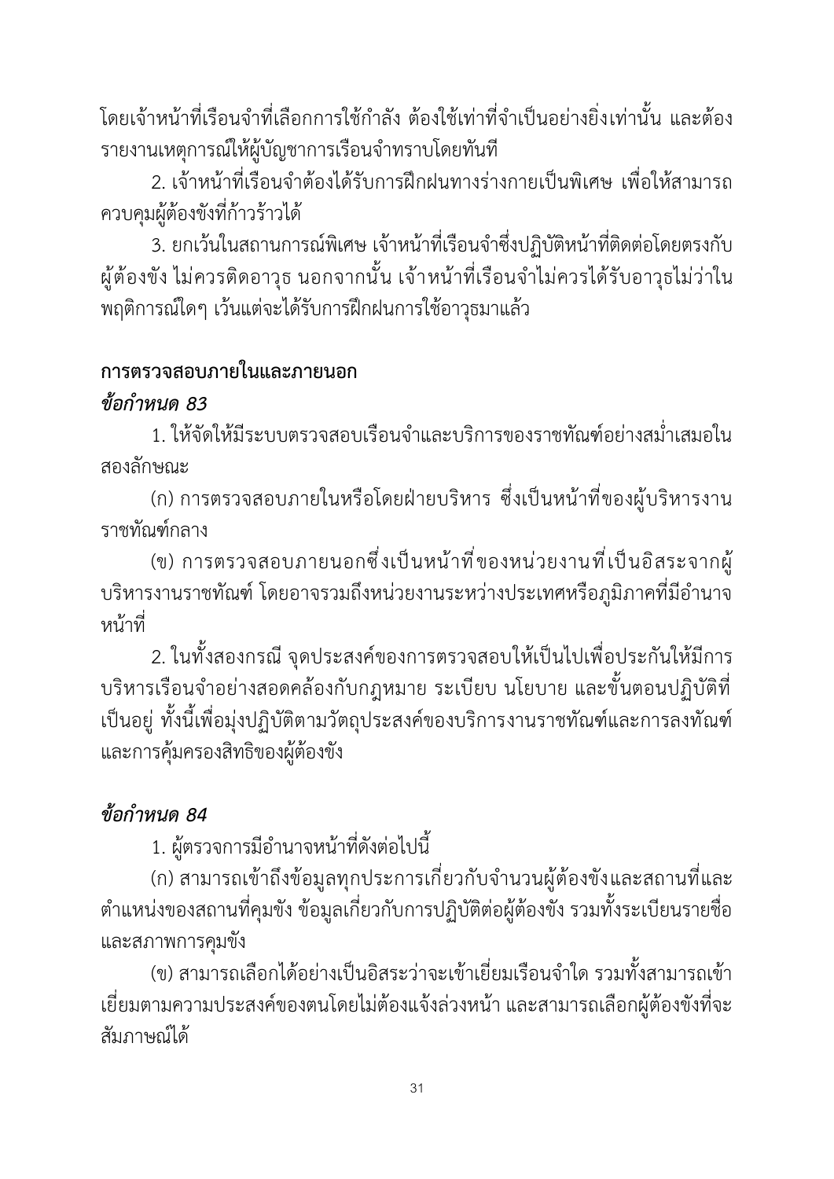โดยเจ้าหน้าที่เรือนจำที่เลือกการใช้กำลัง ต้องใช้เท่าที่จำเป็นอย่างยิ่งเท่านั้น และต้องรายงานเหตุการณ์ให้ผู้บัญชาการเรือนจำทราบโดยทันที

2. เจ้าหน้าที่เรือนจำต้องได้รับการฝึกฝนทางร่างกายเป็นพิเศษ เพื่อให้สามารถควบคุมผู้ต้องขังที่ก้าวร้าวได้

3. ยกเว้นในสถานการณ์พิเศษ เจ้าหน้าที่เรือนจำซึ่งปฏิบัติหน้าที่ติดต่อโดยตรงกับผู้ต้องขัง ไม่ควรติดอาวุธ นอกจากนั้น เจ้าหน้าที่เรือนจำไม่ควรได้รับอาวุธไม่ว่าในพฤติการณ์ใดๆ เว้นแต่จะได้รับการฝึกฝนการใช้อาวุธมาแล้ว

## การตรวจสอบภายในและภายนอก

***ข้อกำหนด 83***

1. ให้จัดให้มีระบบตรวจสอบเรือนจำและบริการของราชทัณฑ์อย่างสม่ำเสมอในสองลักษณะ

(ก) การตรวจสอบภายในหรือโดยฝ่ายบริหาร ซึ่งเป็นหน้าที่ของผู้บริหารงานราชทัณฑ์กลาง

(ข) การตรวจสอบภายนอกซึ่งเป็นหน้าที่ของหน่วยงานที่เป็นอิสระจากผู้บริหารงานราชทัณฑ์ โดยอาจรวมถึงหน่วยงานระหว่างประเทศหรือภูมิภาคที่มีอำนาจหน้าที่

2. ในทั้งสองกรณี จุดประสงค์ของการตรวจสอบให้เป็นไปเพื่อประกันให้มีการบริหารเรือนจำอย่างสอดคล้องกับกฎหมาย ระเบียบ นโยบาย และขั้นตอนปฏิบัติที่เป็นอยู่ ทั้งนี้เพื่อมุ่งปฏิบัติตามวัตถุประสงค์ของบริการงานราชทัณฑ์และการลงทัณฑ์และการคุ้มครองสิทธิของผู้ต้องขัง

***ข้อกำหนด 84***

1. ผู้ตรวจการมีอำนาจหน้าที่ดังต่อไปนี้

(ก) สามารถเข้าถึงข้อมูลทุกประการเกี่ยวกับจำนวนผู้ต้องขังและสถานที่และตำแหน่งของสถานที่คุมขัง ข้อมูลเกี่ยวกับการปฏิบัติต่อผู้ต้องขัง รวมทั้งระเบียนรายชื่อและสภาพการคุมขัง

(ข) สามารถเลือกได้อย่างเป็นอิสระว่าจะเข้าเยี่ยมเรือนจำใด รวมทั้งสามารถเข้าเยี่ยมตามความประสงค์ของตนโดยไม่ต้องแจ้งล่วงหน้า และสามารถเลือกผู้ต้องขังที่จะสัมภาษณ์ได้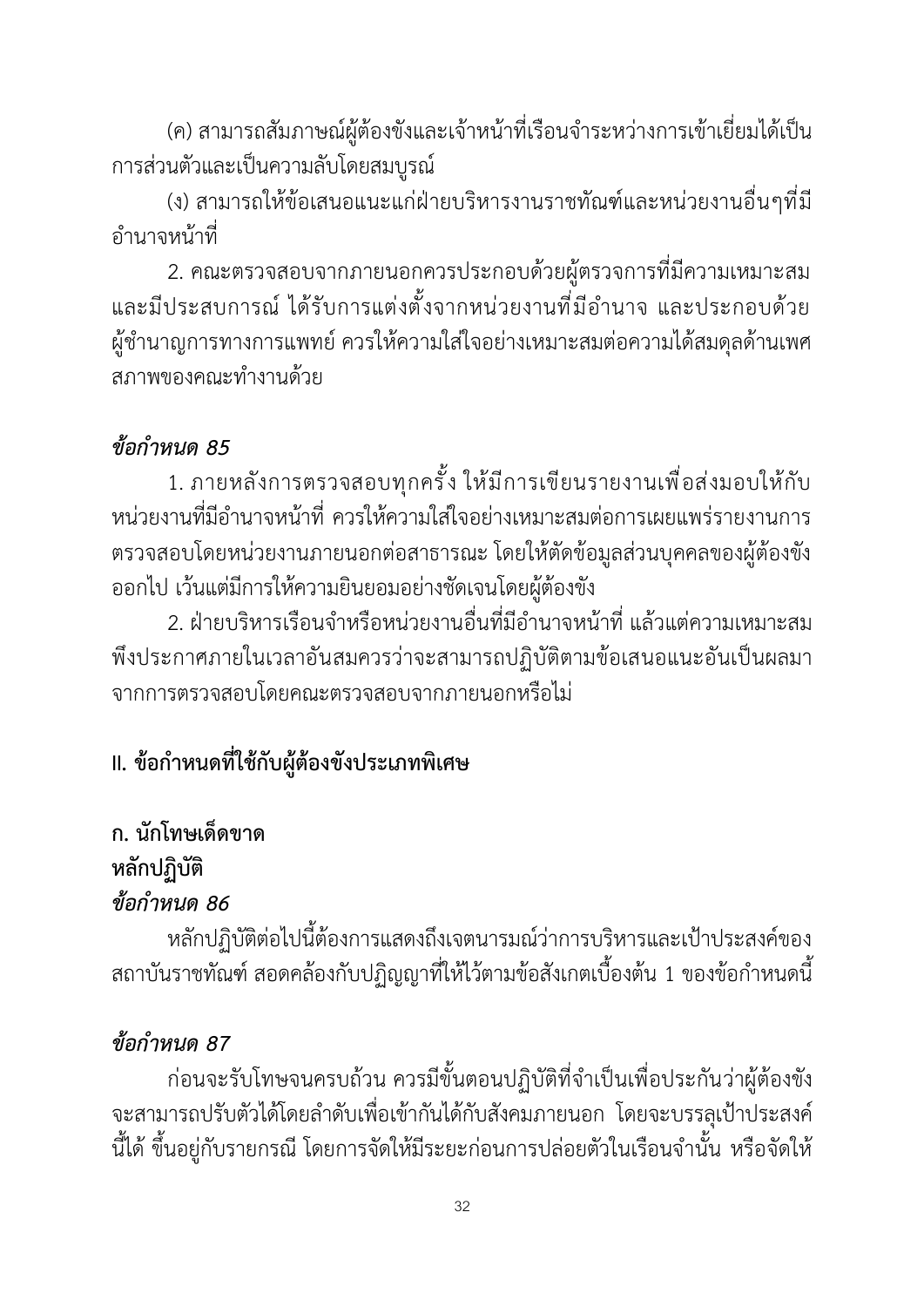(ค) สามารถสัมภาษณ์ผู้ต้องขังและเจ้าหน้าที่เรือนจำระหว่างการเข้าเยี่ยมได้เป็นการส่วนตัวและเป็นความลับโดยสมบูรณ์

(ง) สามารถให้ข้อเสนอแนะแก่ฝ่ายบริหารงานราชทัณฑ์และหน่วยงานอื่นๆที่มีอำนาจหน้าที่

2. คณะตรวจสอบจากภายนอกควรประกอบด้วยผู้ตรวจการที่มีความเหมาะสมและมีประสบการณ์ ได้รับการแต่งตั้งจากหน่วยงานที่มีอำนาจ และประกอบด้วยผู้ชำนาญการทางการแพทย์ ควรให้ความใส่ใจอย่างเหมาะสมต่อความได้สมดุลด้านเพศสภาพของคณะทำงานด้วย

***ข้อกำหนด 85***

1. ภายหลังการตรวจสอบทุกครั้ง ให้มีการเขียนรายงานเพื่อส่งมอบให้กับหน่วยงานที่มีอำนาจหน้าที่ ควรให้ความใส่ใจอย่างเหมาะสมต่อการเผยแพร่รายงานการตรวจสอบโดยหน่วยงานภายนอกต่อสาธารณะ โดยให้ตัดข้อมูลส่วนบุคคลของผู้ต้องขังออกไป เว้นแต่มีการให้ความยินยอมอย่างชัดเจนโดยผู้ต้องขัง

2. ฝ่ายบริหารเรือนจำหรือหน่วยงานอื่นที่มีอำนาจหน้าที่ แล้วแต่ความเหมาะสมพึงประกาศภายในเวลาอันสมควรว่าจะสามารถปฏิบัติตามข้อเสนอแนะอันเป็นผลมาจากการตรวจสอบโดยคณะตรวจสอบจากภายนอกหรือไม่

## II. ข้อกำหนดที่ใช้กับผู้ต้องขังประเภทพิเศษ

### ก. นักโทษเด็ดขาด

**หลักปฏิบัติ**

***ข้อกำหนด 86***

หลักปฏิบัติต่อไปนี้ต้องการแสดงถึงเจตนารมณ์ว่าการบริหารและเป้าประสงค์ของสถาบันราชทัณฑ์ สอดคล้องกับปฏิญญาที่ให้ไว้ตามข้อสังเกตเบื้องต้น 1 ของข้อกำหนดนี้

***ข้อกำหนด 87***

ก่อนจะรับโทษจนครบถ้วน ควรมีขั้นตอนปฏิบัติที่จำเป็นเพื่อประกันว่าผู้ต้องขังจะสามารถปรับตัวได้โดยลำดับเพื่อเข้ากันได้กับสังคมภายนอก โดยจะบรรลุเป้าประสงค์นี้ได้ ขึ้นอยู่กับรายกรณี โดยการจัดให้มีระยะก่อนการปล่อยตัวในเรือนจำนั้น หรือจัดให้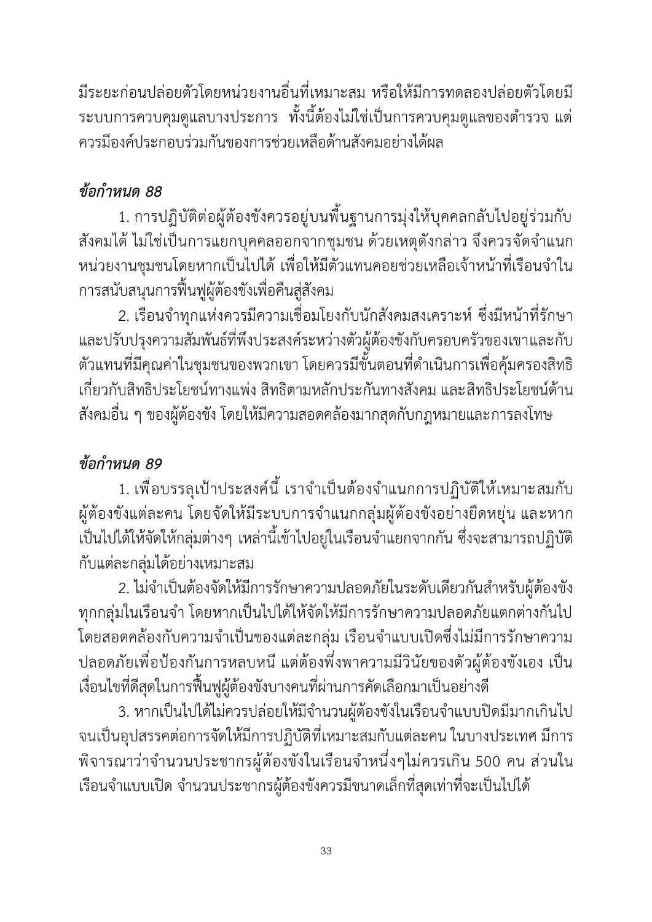มีระยะก่อนปล่อยตัวโดยหน่วยงานอื่นที่เหมาะสม หรือให้มีการทดลองปล่อยตัวโดยมีระบบการควบคุมดูแลบางประการ ทั้งนี้ต้องไม่ใช่เป็นการควบคุมดูแลของตำรวจ แต่ควรมีองค์ประกอบร่วมกันของการช่วยเหลือด้านสังคมอย่างได้ผล

### *ข้อกำหนด 88*

1. การปฏิบัติต่อผู้ต้องขังควรอยู่บนพื้นฐานการมุ่งให้บุคคลกลับไปอยู่ร่วมกับสังคมได้ ไม่ใช่เป็นการแยกบุคคลออกจากชุมชน ด้วยเหตุดังกล่าว จึงควรจัดจำแนกหน่วยงานชุมชนโดยหากเป็นไปได้ เพื่อให้มีตัวแทนคอยช่วยเหลือเจ้าหน้าที่เรือนจำในการสนับสนุนการฟื้นฟูผู้ต้องขังเพื่อคืนสู่สังคม

2. เรือนจำทุกแห่งควรมีความเชื่อมโยงกับนักสังคมสงเคราะห์ ซึ่งมีหน้าที่รักษาและปรับปรุงความสัมพันธ์ที่พึงประสงค์ระหว่างตัวผู้ต้องขังกับครอบครัวของเขาและกับตัวแทนที่มีคุณค่าในชุมชนของพวกเขา โดยควรมีขั้นตอนที่ดำเนินการเพื่อคุ้มครองสิทธิเกี่ยวกับสิทธิประโยชน์ทางแพ่ง สิทธิตามหลักประกันทางสังคม และสิทธิประโยชน์ด้านสังคมอื่น ๆ ของผู้ต้องขัง โดยให้มีความสอดคล้องมากสุดกับกฎหมายและการลงโทษ

### *ข้อกำหนด 89*

1. เพื่อบรรลุเป้าประสงค์นี้ เราจำเป็นต้องจำแนกการปฏิบัติให้เหมาะสมกับผู้ต้องขังแต่ละคน โดยจัดให้มีระบบการจำแนกกลุ่มผู้ต้องขังอย่างยืดหยุ่น และหากเป็นไปได้ให้จัดให้กลุ่มต่างๆ เหล่านี้เข้าไปอยู่ในเรือนจำแยกจากกัน ซึ่งจะสามารถปฏิบัติกับแต่ละกลุ่มได้อย่างเหมาะสม

2. ไม่จำเป็นต้องจัดให้มีการรักษาความปลอดภัยในระดับเดียวกันสำหรับผู้ต้องขังทุกกลุ่มในเรือนจำ โดยหากเป็นไปได้ให้จัดให้มีการรักษาความปลอดภัยแตกต่างกันไปโดยสอดคล้องกับความจำเป็นของแต่ละกลุ่ม เรือนจำแบบเปิดซึ่งไม่มีการรักษาความปลอดภัยเพื่อป้องกันการหลบหนี แต่ต้องพึ่งพาความมีวินัยของตัวผู้ต้องขังเอง เป็นเงื่อนไขที่ดีสุดในการฟื้นฟูผู้ต้องขังบางคนที่ผ่านการคัดเลือกมาเป็นอย่างดี

3. หากเป็นไปได้ไม่ควรปล่อยให้มีจำนวนผู้ต้องขังในเรือนจำแบบปิดมีมากเกินไปจนเป็นอุปสรรคต่อการจัดให้มีการปฏิบัติที่เหมาะสมกับแต่ละคน ในบางประเทศ มีการพิจารณาว่าจำนวนประชากรผู้ต้องขังในเรือนจำหนึ่งๆไม่ควรเกิน 500 คน ส่วนในเรือนจำแบบเปิด จำนวนประชากรผู้ต้องขังควรมีขนาดเล็กที่สุดเท่าที่จะเป็นไปได้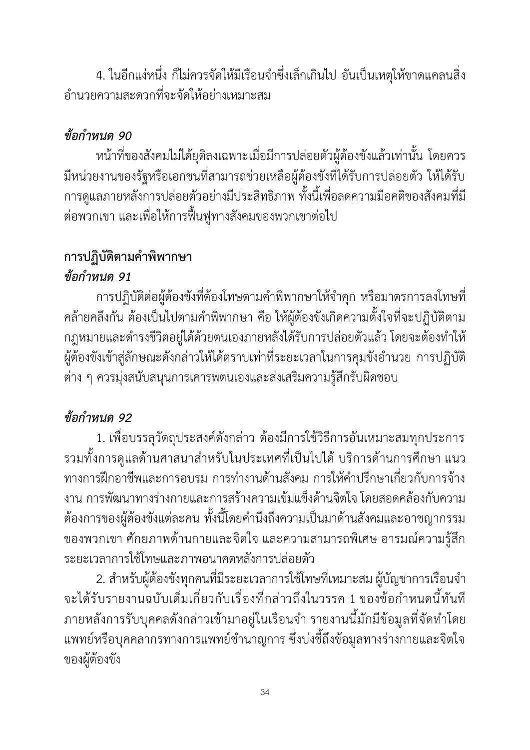4. ในอีกแง่หนึ่ง ก็ไม่ควรจัดให้มีเรือนจำซึ่งเล็กเกินไป อันเป็นเหตุให้ขาดแคลนสิ่งอำนวยความสะดวกที่จะจัดให้อย่างเหมาะสม

***ข้อกำหนด 90***

หน้าที่ของสังคมไม่ได้ยุติลงเฉพาะเมื่อมีการปล่อยตัวผู้ต้องขังแล้วเท่านั้น โดยควรมีหน่วยงานของรัฐหรือเอกชนที่สามารถช่วยเหลือผู้ต้องขังที่ได้รับการปล่อยตัว ให้ได้รับการดูแลภายหลังการปล่อยตัวอย่างมีประสิทธิภาพ ทั้งนี้เพื่อลดความมีอคติของสังคมที่มีต่อพวกเขา และเพื่อให้การฟื้นฟูทางสังคมของพวกเขาต่อไป

**การปฏิบัติตามคำพิพากษา**

***ข้อกำหนด 91***

การปฏิบัติต่อผู้ต้องขังที่ต้องโทษตามคำพิพากษาให้จำคุก หรือมาตรการลงโทษที่คล้ายคลึงกัน ต้องเป็นไปตามคำพิพากษา คือ ให้ผู้ต้องขังเกิดความตั้งใจที่จะปฏิบัติตามกฎหมายและดำรงชีวิตอยู่ได้ด้วยตนเองภายหลังได้รับการปล่อยตัวแล้ว โดยจะต้องทำให้ผู้ต้องขังเข้าสู่ลักษณะดังกล่าวให้ได้ตราบเท่าที่ระยะเวลาในการคุมขังอำนวย การปฏิบัติต่าง ๆ ควรมุ่งสนับสนุนการเคารพตนเองและส่งเสริมความรู้สึกรับผิดชอบ

***ข้อกำหนด 92***

1. เพื่อบรรลุวัตถุประสงค์ดังกล่าว ต้องมีการใช้วิธีการอันเหมาะสมทุกประการ รวมทั้งการดูแลด้านศาสนาสำหรับในประเทศที่เป็นไปได้ บริการด้านการศึกษา แนวทางการฝึกอาชีพและการอบรม การทำงานด้านสังคม การให้คำปรึกษาเกี่ยวกับการจ้างงาน การพัฒนาทางร่างกายและการสร้างความเข้มแข็งด้านจิตใจ โดยสอดคล้องกับความต้องการของผู้ต้องขังแต่ละคน ทั้งนี้โดยคำนึงถึงความเป็นมาด้านสังคมและอาชญากรรมของพวกเขา ศักยภาพด้านกายและจิตใจ และความสามารถพิเศษ อารมณ์ความรู้สึก ระยะเวลาการใช้โทษและภาพอนาคตหลังการปล่อยตัว

2. สำหรับผู้ต้องขังทุกคนที่มีระยะเวลาการใช้โทษที่เหมาะสม ผู้บัญชาการเรือนจำจะได้รับรายงานฉบับเต็มเกี่ยวกับเรื่องที่กล่าวถึงในวรรค 1 ของข้อกำหนดนี้ทันทีภายหลังการรับบุคคลดังกล่าวเข้ามาอยู่ในเรือนจำ รายงานนี้มักมีข้อมูลที่จัดทำโดยแพทย์หรือบุคคลากรทางการแพทย์ชำนาญการ ซึ่งบ่งชี้ถึงข้อมูลทางร่างกายและจิตใจของผู้ต้องขัง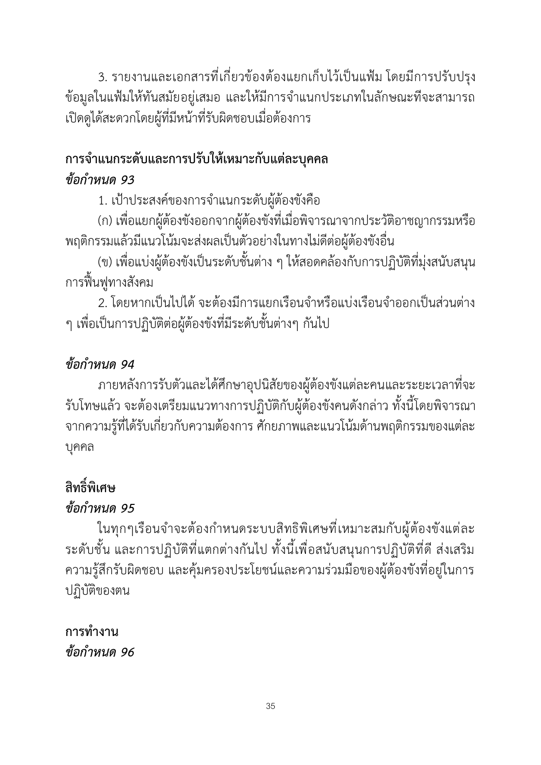3. รายงานและเอกสารที่เกี่ยวข้องต้องแยกเก็บไว้เป็นแฟ้ม โดยมีการปรับปรุงข้อมูลในแฟ้มให้ทันสมัยอยู่เสมอ และให้มีการจำแนกประเภทในลักษณะที่จะสามารถเปิดดูได้สะดวกโดยผู้ที่มีหน้าที่รับผิดชอบเมื่อต้องการ

**การจำแนกระดับและการปรับให้เหมาะกับแต่ละบุคคล**

***ข้อกำหนด 93***

1. เป้าประสงค์ของการจำแนกระดับผู้ต้องขังคือ

(ก) เพื่อแยกผู้ต้องขังออกจากผู้ต้องขังที่เมื่อพิจารณาจากประวัติอาชญากรรมหรือพฤติกรรมแล้วมีแนวโน้มจะส่งผลเป็นตัวอย่างในทางไม่ดีต่อผู้ต้องขังอื่น

(ข) เพื่อแบ่งผู้ต้องขังเป็นระดับชั้นต่าง ๆ ให้สอดคล้องกับการปฏิบัติที่มุ่งสนับสนุนการฟื้นฟูทางสังคม

2. โดยหากเป็นไปได้ จะต้องมีการแยกเรือนจำหรือแบ่งเรือนจำออกเป็นส่วนต่าง ๆ เพื่อเป็นการปฏิบัติต่อผู้ต้องขังที่มีระดับชั้นต่างๆ กันไป

***ข้อกำหนด 94***

ภายหลังการรับตัวและได้ศึกษาอุปนิสัยของผู้ต้องขังแต่ละคนและระยะเวลาที่จะรับโทษแล้ว จะต้องเตรียมแนวทางการปฏิบัติกับผู้ต้องขังคนดังกล่าว ทั้งนี้โดยพิจารณาจากความรู้ที่ได้รับเกี่ยวกับความต้องการ ศักยภาพและแนวโน้มด้านพฤติกรรมของแต่ละบุคคล

**สิทธิ์พิเศษ**

***ข้อกำหนด 95***

ในทุกๆเรือนจำจะต้องกำหนดระบบสิทธิพิเศษที่เหมาะสมกับผู้ต้องขังแต่ละระดับชั้น และการปฏิบัติที่แตกต่างกันไป ทั้งนี้เพื่อสนับสนุนการปฏิบัติที่ดี ส่งเสริมความรู้สึกรับผิดชอบ และคุ้มครองประโยชน์และความร่วมมือของผู้ต้องขังที่อยู่ในการปฏิบัติของตน

**การทำงาน**

***ข้อกำหนด 96***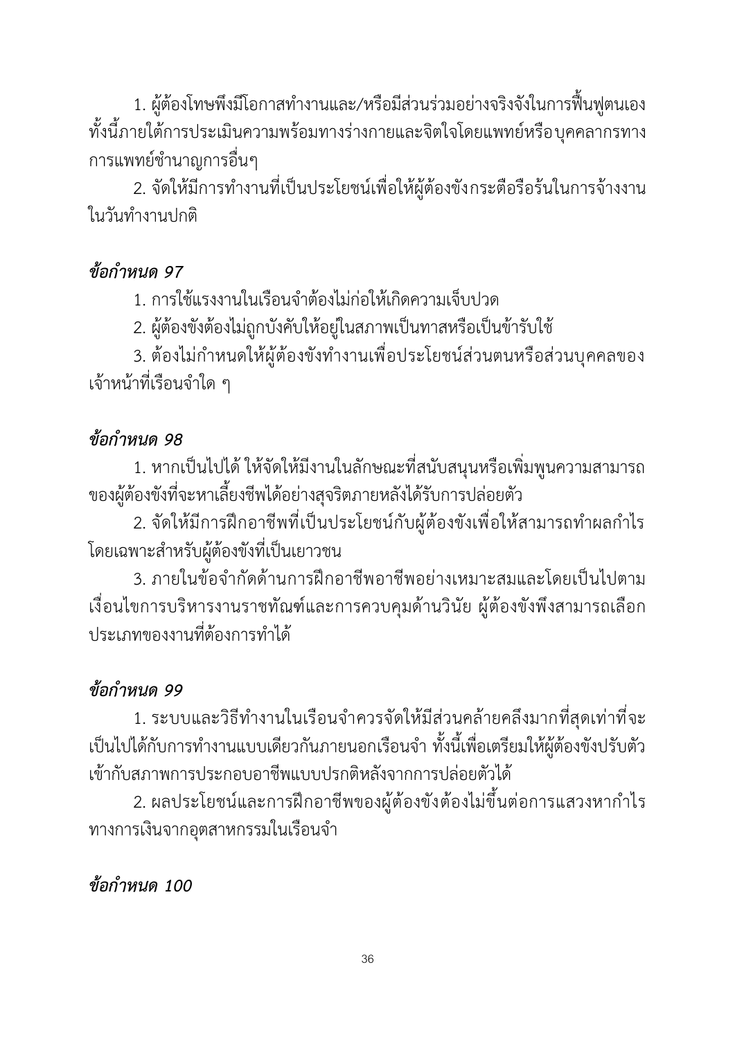1. ผู้ต้องโทษพึงมีโอกาสทำงานและ/หรือมีส่วนร่วมอย่างจริงจังในการฟื้นฟูตนเอง ทั้งนี้ภายใต้การประเมินความพร้อมทางร่างกายและจิตใจโดยแพทย์หรือบุคคลากรทางการแพทย์ชำนาญการอื่นๆ

2. จัดให้มีการทำงานที่เป็นประโยชน์เพื่อให้ผู้ต้องขังกระตือรือร้นในการจ้างงานในวันทำงานปกติ

### *ข้อกำหนด 97*

1. การใช้แรงงานในเรือนจำต้องไม่ก่อให้เกิดความเจ็บปวด

2. ผู้ต้องขังต้องไม่ถูกบังคับให้อยู่ในสภาพเป็นทาสหรือเป็นข้ารับใช้

3. ต้องไม่กำหนดให้ผู้ต้องขังทำงานเพื่อประโยชน์ส่วนตนหรือส่วนบุคคลของเจ้าหน้าที่เรือนจำใด ๆ

### *ข้อกำหนด 98*

1. หากเป็นไปได้ ให้จัดให้มีงานในลักษณะที่สนับสนุนหรือเพิ่มพูนความสามารถของผู้ต้องขังที่จะหาเลี้ยงชีพได้อย่างสุจริตภายหลังได้รับการปล่อยตัว

2. จัดให้มีการฝึกอาชีพที่เป็นประโยชน์กับผู้ต้องขังเพื่อให้สามารถทำผลกำไรโดยเฉพาะสำหรับผู้ต้องขังที่เป็นเยาวชน

3. ภายในข้อจำกัดด้านการฝึกอาชีพอย่างเหมาะสมและโดยเป็นไปตามเงื่อนไขการบริหารงานราชทัณฑ์และการควบคุมด้านวินัย ผู้ต้องขังพึงสามารถเลือกประเภทของงานที่ต้องการทำได้

### *ข้อกำหนด 99*

1. ระบบและวิธีทำงานในเรือนจำควรจัดให้มีส่วนคล้ายคลึงมากที่สุดเท่าที่จะเป็นไปได้กับการทำงานแบบเดียวกันภายนอกเรือนจำ ทั้งนี้เพื่อเตรียมให้ผู้ต้องขังปรับตัวเข้ากับสภาพการประกอบอาชีพแบบปรกติหลังจากการปล่อยตัวได้

2. ผลประโยชน์และการฝึกอาชีพของผู้ต้องขังต้องไม่ขึ้นต่อการแสวงหากำไรทางการเงินจากอุตสาหกรรมในเรือนจำ

### *ข้อกำหนด 100*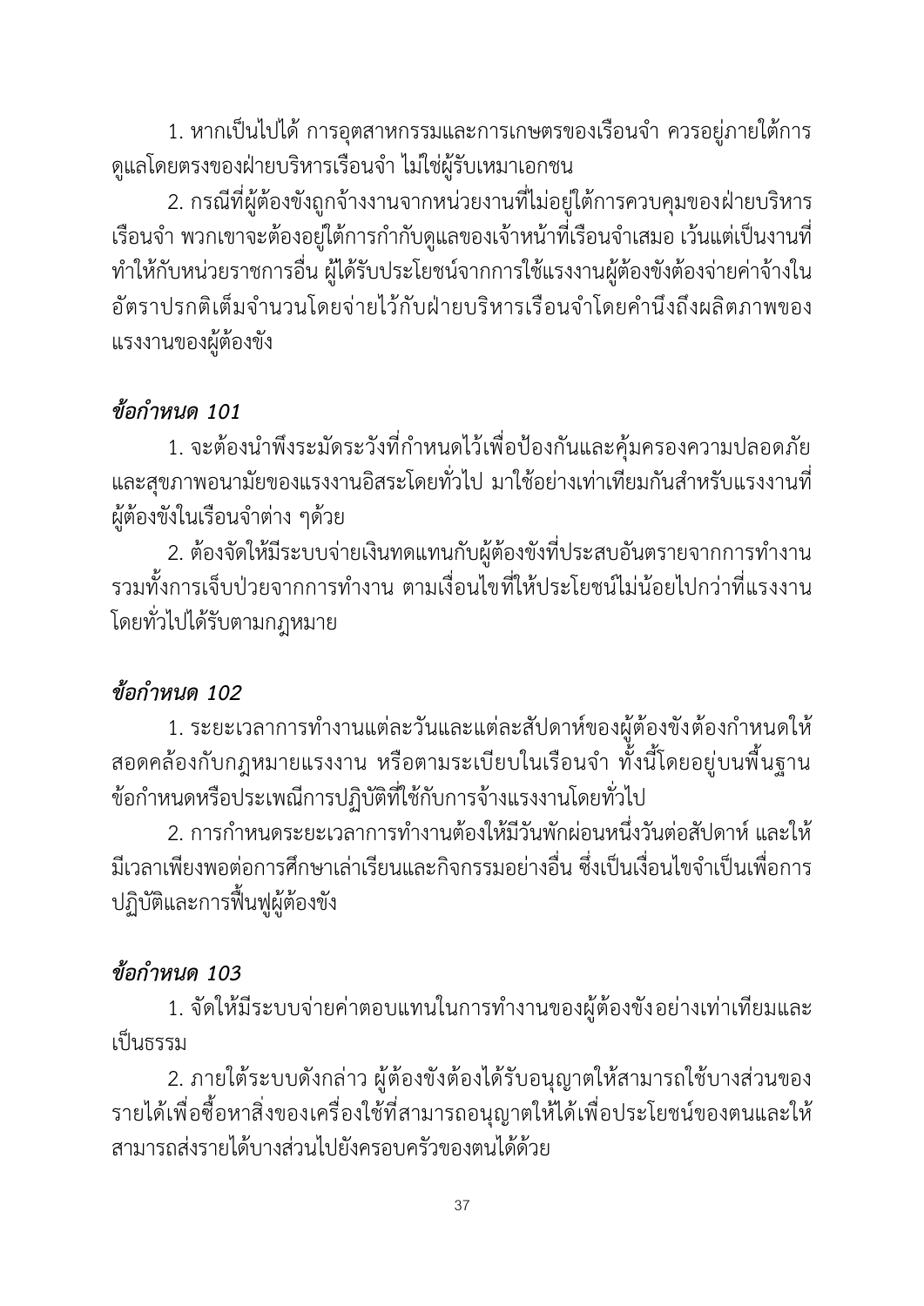1. หากเป็นไปได้ การอุตสาหกรรมและการเกษตรของเรือนจำ ควรอยู่ภายใต้การดูแลโดยตรงของฝ่ายบริหารเรือนจำ ไม่ใช่ผู้รับเหมาเอกชน

2. กรณีที่ผู้ต้องขังถูกจ้างงานจากหน่วยงานที่ไม่อยู่ใต้การควบคุมของฝ่ายบริหารเรือนจำ พวกเขาจะต้องอยู่ใต้การกำกับดูแลของเจ้าหน้าที่เรือนจำเสมอ เว้นแต่เป็นงานที่ทำให้กับหน่วยราชการอื่น ผู้ได้รับประโยชน์จากการใช้แรงงานผู้ต้องขังต้องจ่ายค่าจ้างในอัตราปรกติเต็มจำนวนโดยจ่ายไว้กับฝ่ายบริหารเรือนจำโดยคำนึงถึงผลิตภาพของแรงงานของผู้ต้องขัง

### *ข้อกำหนด 101*

1. จะต้องนำพึงระมัดระวังที่กำหนดไว้เพื่อป้องกันและคุ้มครองความปลอดภัยและสุขภาพอนามัยของแรงงานอิสระโดยทั่วไป มาใช้อย่างเท่าเทียมกันสำหรับแรงงานที่ผู้ต้องขังในเรือนจำต่าง ๆด้วย

2. ต้องจัดให้มีระบบจ่ายเงินทดแทนกับผู้ต้องขังที่ประสบอันตรายจากการทำงาน รวมทั้งการเจ็บป่วยจากการทำงาน ตามเงื่อนไขที่ให้ประโยชน์ไม่น้อยไปกว่าที่แรงงานโดยทั่วไปได้รับตามกฎหมาย

### *ข้อกำหนด 102*

1. ระยะเวลาการทำงานแต่ละวันและแต่ละสัปดาห์ของผู้ต้องขังต้องกำหนดให้สอดคล้องกับกฎหมายแรงงาน หรือตามระเบียบในเรือนจำ ทั้งนี้โดยอยู่บนพื้นฐานข้อกำหนดหรือประเพณีการปฏิบัติที่ใช้กับการจ้างแรงงานโดยทั่วไป

2. การกำหนดระยะเวลาการทำงานต้องให้มีวันพักผ่อนหนึ่งวันต่อสัปดาห์ และให้มีเวลาเพียงพอต่อการศึกษาเล่าเรียนและกิจกรรมอย่างอื่น ซึ่งเป็นเงื่อนไขจำเป็นเพื่อการปฏิบัติและการฟื้นฟูผู้ต้องขัง

### *ข้อกำหนด 103*

1. จัดให้มีระบบจ่ายค่าตอบแทนในการทำงานของผู้ต้องขังอย่างเท่าเทียมและเป็นธรรม

2. ภายใต้ระบบดังกล่าว ผู้ต้องขังต้องได้รับอนุญาตให้สามารถใช้บางส่วนของรายได้เพื่อซื้อหาสิ่งของเครื่องใช้ที่สามารถอนุญาตให้ได้เพื่อประโยชน์ของตนและให้สามารถส่งรายได้บางส่วนไปยังครอบครัวของตนได้ด้วย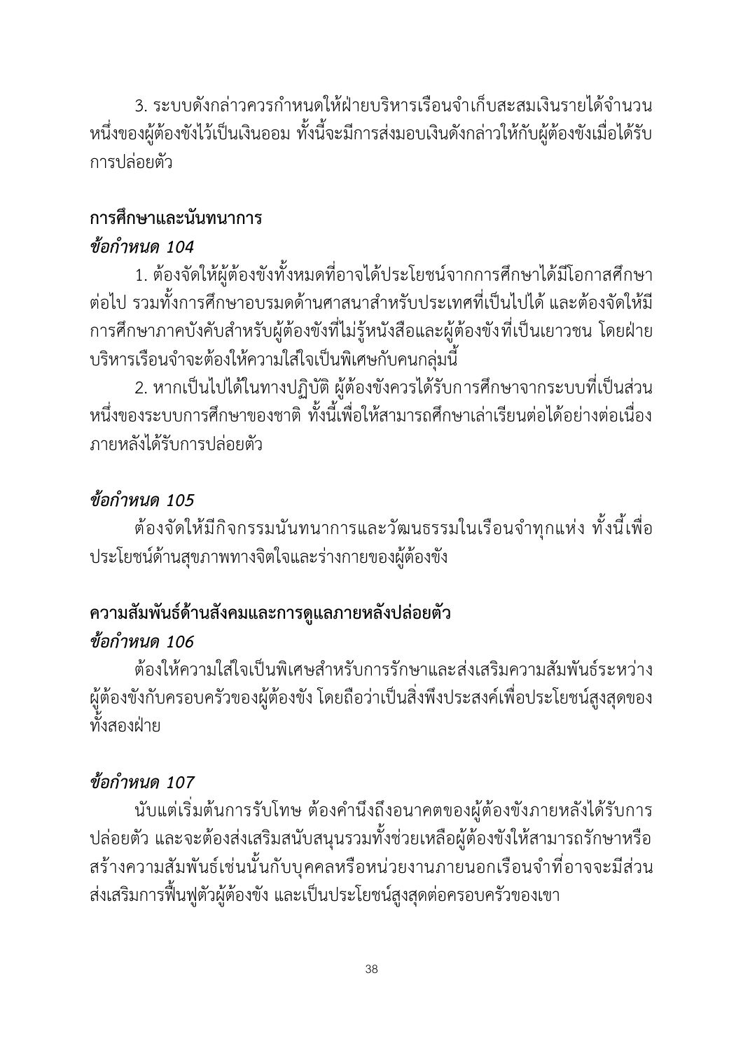3. ระบบดังกล่าวควรกำหนดให้ฝ่ายบริหารเรือนจำเก็บสะสมเงินรายได้จำนวนหนึ่งของผู้ต้องขังไว้เป็นเงินออม ทั้งนี้จะมีการส่งมอบเงินดังกล่าวให้กับผู้ต้องขังเมื่อได้รับการปล่อยตัว

## การศึกษาและนันทนาการ

### *ข้อกำหนด 104*

1. ต้องจัดให้ผู้ต้องขังทั้งหมดที่อาจได้ประโยชน์จากการศึกษาได้มีโอกาสศึกษาต่อไป รวมทั้งการศึกษาอบรมด้านศาสนาสำหรับประเทศที่เป็นไปได้ และต้องจัดให้มีการศึกษาภาคบังคับสำหรับผู้ต้องขังที่ไม่รู้หนังสือและผู้ต้องขังที่เป็นเยาวชน โดยฝ่ายบริหารเรือนจำจะต้องให้ความใส่ใจเป็นพิเศษกับคนกลุ่มนี้

2. หากเป็นไปได้ในทางปฏิบัติ ผู้ต้องขังควรได้รับการศึกษาจากระบบที่เป็นส่วนหนึ่งของระบบการศึกษาของชาติ ทั้งนี้เพื่อให้สามารถศึกษาเล่าเรียนต่อได้อย่างต่อเนื่องภายหลังได้รับการปล่อยตัว

### *ข้อกำหนด 105*

ต้องจัดให้มีกิจกรรมนันทนาการและวัฒนธรรมในเรือนจำทุกแห่ง ทั้งนี้เพื่อประโยชน์ด้านสุขภาพทางจิตใจและร่างกายของผู้ต้องขัง

## ความสัมพันธ์ด้านสังคมและการดูแลภายหลังปล่อยตัว

### *ข้อกำหนด 106*

ต้องให้ความใส่ใจเป็นพิเศษสำหรับการรักษาและส่งเสริมความสัมพันธ์ระหว่างผู้ต้องขังกับครอบครัวของผู้ต้องขัง โดยถือว่าเป็นสิ่งพึงประสงค์เพื่อประโยชน์สูงสุดของทั้งสองฝ่าย

### *ข้อกำหนด 107*

นับแต่เริ่มต้นการรับโทษ ต้องคำนึงถึงอนาคตของผู้ต้องขังภายหลังได้รับการปล่อยตัว และจะต้องส่งเสริมสนับสนุนรวมทั้งช่วยเหลือผู้ต้องขังให้สามารถรักษาหรือสร้างความสัมพันธ์เช่นนั้นกับบุคคลหรือหน่วยงานภายนอกเรือนจำที่อาจจะมีส่วนส่งเสริมการฟื้นฟูตัวผู้ต้องขัง และเป็นประโยชน์สูงสุดต่อครอบครัวของเขา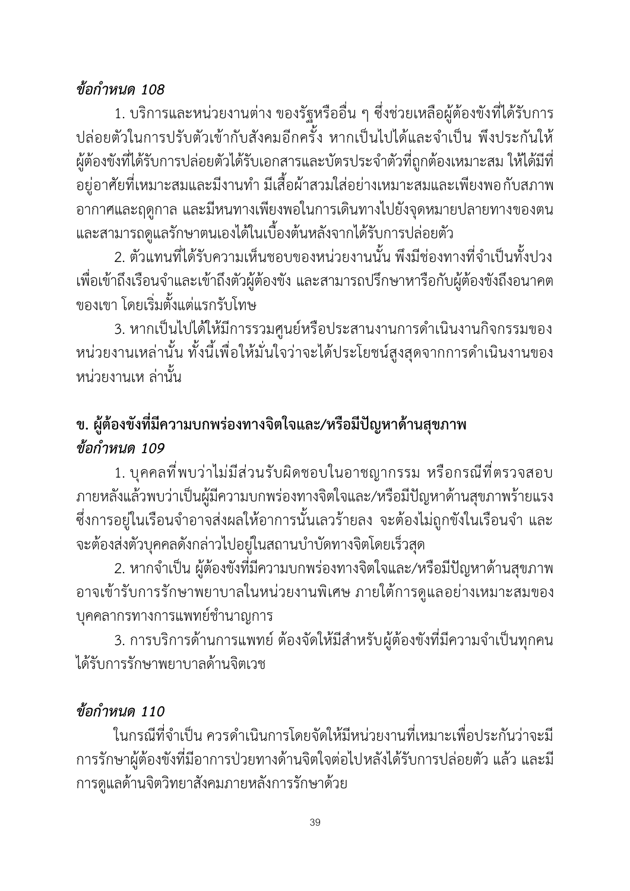***ข้อกำหนด 108***

1. บริการและหน่วยงานต่าง ของรัฐหรืออื่น ๆ ซึ่งช่วยเหลือผู้ต้องขังที่ได้รับการปล่อยตัวในการปรับตัวเข้ากับสังคมอีกครั้ง หากเป็นไปได้และจำเป็น พึงประกันให้ผู้ต้องขังที่ได้รับการปล่อยตัวได้รับเอกสารและบัตรประจำตัวที่ถูกต้องเหมาะสม ให้ได้มีที่อยู่อาศัยที่เหมาะสมและมีงานทำ มีเสื้อผ้าสวมใส่อย่างเหมาะสมและเพียงพอกับสภาพอากาศและฤดูกาล และมีหนทางเพียงพอในการเดินทางไปยังจุดหมายปลายทางของตน และสามารถดูแลรักษาตนเองได้ในเบื้องต้นหลังจากได้รับการปล่อยตัว

2. ตัวแทนที่ได้รับความเห็นชอบของหน่วยงานนั้น พึงมีช่องทางที่จำเป็นทั้งปวงเพื่อเข้าถึงเรือนจำและเข้าถึงตัวผู้ต้องขัง และสามารถปรึกษาหารือกับผู้ต้องขังถึงอนาคตของเขา โดยเริ่มตั้งแต่แรกรับโทษ

3. หากเป็นไปได้ให้มีการรวมศูนย์หรือประสานงานการดำเนินงานกิจกรรมของหน่วยงานเหล่านั้น ทั้งนี้เพื่อให้มั่นใจว่าจะได้ประโยชน์สูงสุดจากการดำเนินงานของหน่วยงานเห ล่านั้น

## ข. ผู้ต้องขังที่มีความบกพร่องทางจิตใจและ/หรือมีปัญหาด้านสุขภาพ

***ข้อกำหนด 109***

1. บุคคลที่พบว่าไม่มีส่วนรับผิดชอบในอาชญากรรม หรือกรณีที่ตรวจสอบภายหลังแล้วพบว่าเป็นผู้มีความบกพร่องทางจิตใจและ/หรือมีปัญหาด้านสุขภาพร้ายแรง ซึ่งการอยู่ในเรือนจำอาจส่งผลให้อาการนั้นเลวร้ายลง จะต้องไม่ถูกขังในเรือนจำ และจะต้องส่งตัวบุคคลดังกล่าวไปอยู่ในสถานบำบัดทางจิตโดยเร็วสุด

2. หากจำเป็น ผู้ต้องขังที่มีความบกพร่องทางจิตใจและ/หรือมีปัญหาด้านสุขภาพอาจเข้ารับการรักษาพยาบาลในหน่วยงานพิเศษ ภายใต้การดูแลอย่างเหมาะสมของบุคคลากรทางการแพทย์ชำนาญการ

3. การบริการด้านการแพทย์ ต้องจัดให้มีสำหรับผู้ต้องขังที่มีความจำเป็นทุกคนได้รับการรักษาพยาบาลด้านจิตเวช

***ข้อกำหนด 110***

ในกรณีที่จำเป็น ควรดำเนินการโดยจัดให้มีหน่วยงานที่เหมาะเพื่อประกันว่าจะมีการรักษาผู้ต้องขังที่มีอาการป่วยทางด้านจิตใจต่อไปหลังได้รับการปล่อยตัว แล้ว และมีการดูแลด้านจิตวิทยาสังคมภายหลังการรักษาด้วย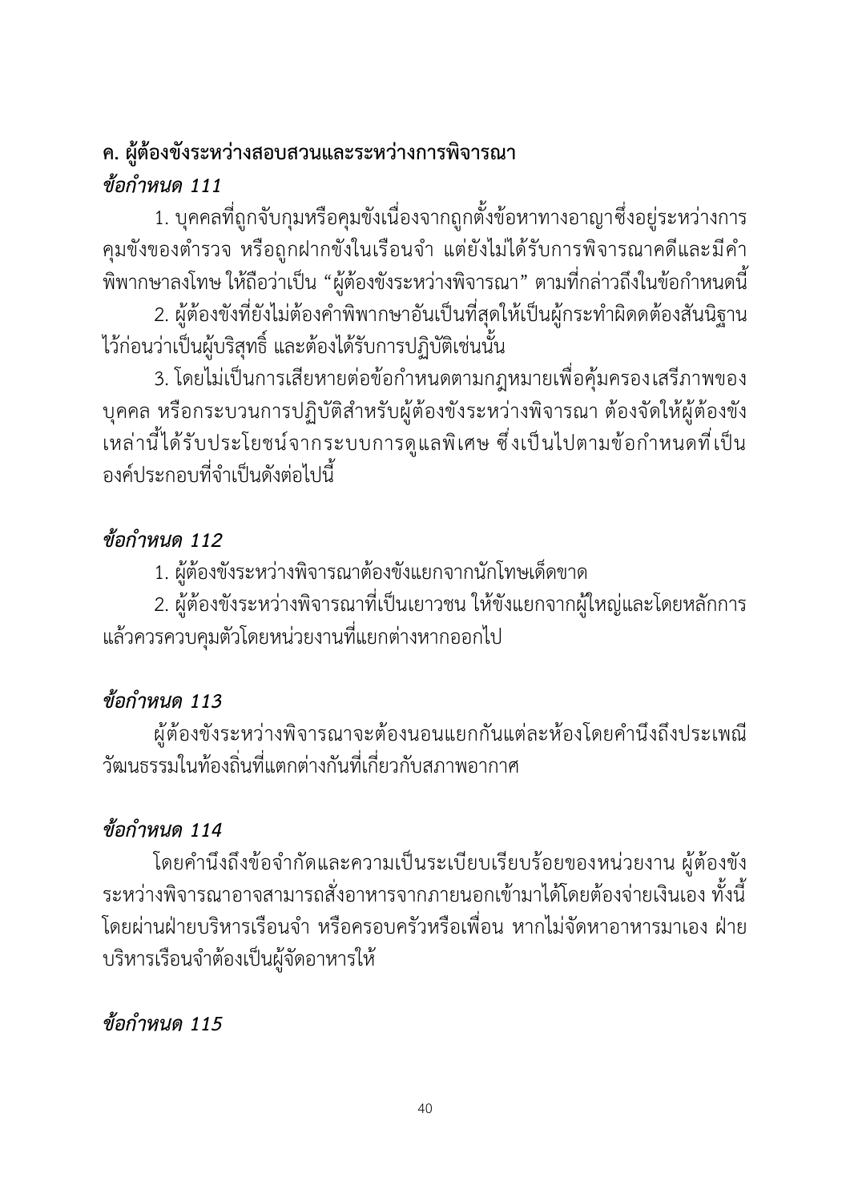## ค. ผู้ต้องขังระหว่างสอบสวนและระหว่างการพิจารณา

***ข้อกำหนด 111***

1. บุคคลที่ถูกจับกุมหรือคุมขังเนื่องจากถูกตั้งข้อหาทางอาญาซึ่งอยู่ระหว่างการคุมขังของตำรวจ หรือถูกฝากขังในเรือนจำ แต่ยังไม่ได้รับการพิจารณาคดีและมีคำพิพากษาลงโทษ ให้ถือว่าเป็น "ผู้ต้องขังระหว่างพิจารณา" ตามที่กล่าวถึงในข้อกำหนดนี้

2. ผู้ต้องขังที่ยังไม่ต้องคำพิพากษาอันเป็นที่สุดให้เป็นผู้กระทำผิดดต้องสันนิฐานไว้ก่อนว่าเป็นผู้บริสุทธิ์ และต้องได้รับการปฏิบัติเช่นนั้น

3. โดยไม่เป็นการเสียหายต่อข้อกำหนดตามกฎหมายเพื่อคุ้มครองเสรีภาพของบุคคล หรือกระบวนการปฏิบัติสำหรับผู้ต้องขังระหว่างพิจารณา ต้องจัดให้ผู้ต้องขังเหล่านี้ได้รับประโยชน์จากระบบการดูแลพิเศษ ซึ่งเป็นไปตามข้อกำหนดที่เป็นองค์ประกอบที่จำเป็นดังต่อไปนี้

***ข้อกำหนด 112***

1. ผู้ต้องขังระหว่างพิจารณาต้องขังแยกจากนักโทษเด็ดขาด

2. ผู้ต้องขังระหว่างพิจารณาที่เป็นเยาวชน ให้ขังแยกจากผู้ใหญ่และโดยหลักการแล้วควรควบคุมตัวโดยหน่วยงานที่แยกต่างหากออกไป

***ข้อกำหนด 113***

ผู้ต้องขังระหว่างพิจารณาจะต้องนอนแยกกันแต่ละห้องโดยคำนึงถึงประเพณีวัฒนธรรมในท้องถิ่นที่แตกต่างกันที่เกี่ยวกับสภาพอากาศ

***ข้อกำหนด 114***

โดยคำนึงถึงข้อจำกัดและความเป็นระเบียบเรียบร้อยของหน่วยงาน ผู้ต้องขังระหว่างพิจารณาอาจสามารถสั่งอาหารจากภายนอกเข้ามาได้โดยต้องจ่ายเงินเอง ทั้งนี้โดยผ่านฝ่ายบริหารเรือนจำ หรือครอบครัวหรือเพื่อน หากไม่จัดหาอาหารมาเอง ฝ่ายบริหารเรือนจำต้องเป็นผู้จัดอาหารให้

***ข้อกำหนด 115***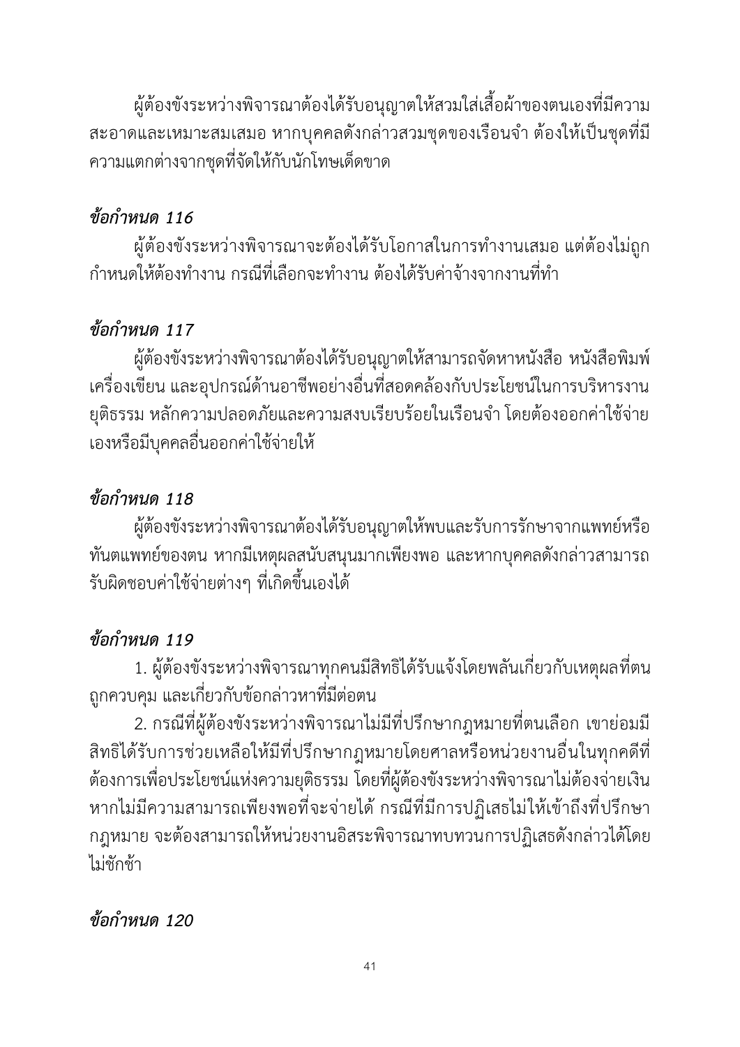ผู้ต้องขังระหว่างพิจารณาต้องได้รับอนุญาตให้สวมใส่เสื้อผ้าของตนเองที่มีความสะอาดและเหมาะสมเสมอ หากบุคคลดังกล่าวสวมชุดของเรือนจำ ต้องให้เป็นชุดที่มีความแตกต่างจากชุดที่จัดให้กับนักโทษเด็ดขาด

### *ข้อกำหนด 116*

ผู้ต้องขังระหว่างพิจารณาจะต้องได้รับโอกาสในการทำงานเสมอ แต่ต้องไม่ถูกกำหนดให้ต้องทำงาน กรณีที่เลือกจะทำงาน ต้องได้รับค่าจ้างจากงานที่ทำ

### *ข้อกำหนด 117*

ผู้ต้องขังระหว่างพิจารณาต้องได้รับอนุญาตให้สามารถจัดหาหนังสือ หนังสือพิมพ์ เครื่องเขียน และอุปกรณ์ด้านอาชีพอย่างอื่นที่สอดคล้องกับประโยชน์ในการบริหารงานยุติธรรม หลักความปลอดภัยและความสงบเรียบร้อยในเรือนจำ โดยต้องออกค่าใช้จ่ายเองหรือมีบุคคลอื่นออกค่าใช้จ่ายให้

### *ข้อกำหนด 118*

ผู้ต้องขังระหว่างพิจารณาต้องได้รับอนุญาตให้พบและรับการรักษาจากแพทย์หรือทันตแพทย์ของตน หากมีเหตุผลสนับสนุนมากเพียงพอ และหากบุคคลดังกล่าวสามารถรับผิดชอบค่าใช้จ่ายต่างๆ ที่เกิดขึ้นเองได้

### *ข้อกำหนด 119*

1. ผู้ต้องขังระหว่างพิจารณาทุกคนมีสิทธิได้รับแจ้งโดยพลันเกี่ยวกับเหตุผลที่ตนถูกควบคุม และเกี่ยวกับข้อกล่าวหาที่มีต่อตน

2. กรณีที่ผู้ต้องขังระหว่างพิจารณาไม่มีที่ปรึกษากฎหมายที่ตนเลือก เขาย่อมมีสิทธิได้รับการช่วยเหลือให้มีที่ปรึกษากฎหมายโดยศาลหรือหน่วยงานอื่นในทุกคดีที่ต้องการเพื่อประโยชน์แห่งความยุติธรรม โดยที่ผู้ต้องขังระหว่างพิจารณาไม่ต้องจ่ายเงิน หากไม่มีความสามารถเพียงพอที่จะจ่ายได้ กรณีที่มีการปฏิเสธไม่ให้เข้าถึงที่ปรึกษากฎหมาย จะต้องสามารถให้หน่วยงานอิสระพิจารณาทบทวนการปฏิเสธดังกล่าวได้โดยไม่ชักช้า

### *ข้อกำหนด 120*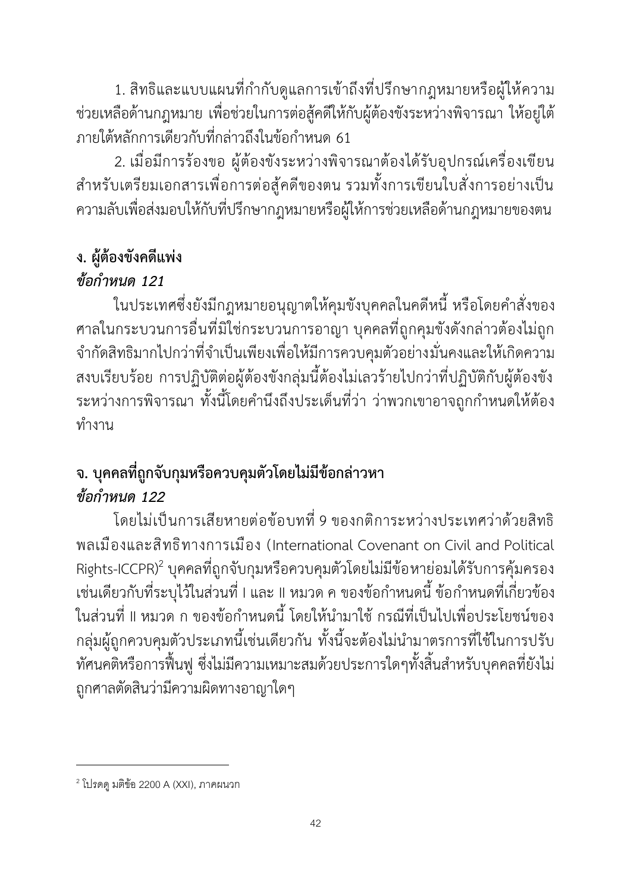1. สิทธิและแบบแผนที่กำกับดูแลการเข้าถึงที่ปรึกษากฎหมายหรือผู้ให้ความช่วยเหลือด้านกฎหมาย เพื่อช่วยในการต่อสู้คดีให้กับผู้ต้องขังระหว่างพิจารณา ให้อยู่ใต้ภายใต้หลักการเดียวกับที่กล่าวถึงในข้อกำหนด 61

2. เมื่อมีการร้องขอ ผู้ต้องขังระหว่างพิจารณาต้องได้รับอุปกรณ์เครื่องเขียนสำหรับเตรียมเอกสารเพื่อการต่อสู้คดีของตน รวมทั้งการเขียนใบสั่งการอย่างเป็นความลับเพื่อส่งมอบให้กับที่ปรึกษากฎหมายหรือผู้ให้การช่วยเหลือด้านกฎหมายของตน

## ง. ผู้ต้องขังคดีแพ่ง

### *ข้อกำหนด 121*

ในประเทศซึ่งยังมีกฎหมายอนุญาตให้คุมขังบุคคลในคดีหนี้ หรือโดยคำสั่งของศาลในกระบวนการอื่นที่มิใช่กระบวนการอาญา บุคคลที่ถูกคุมขังดังกล่าวต้องไม่ถูกจำกัดสิทธิมากไปกว่าที่จำเป็นเพียงเพื่อให้มีการควบคุมตัวอย่างมั่นคงและให้เกิดความสงบเรียบร้อย การปฏิบัติต่อผู้ต้องขังกลุ่มนี้ต้องไม่เลวร้ายไปกว่าที่ปฏิบัติกับผู้ต้องขังระหว่างการพิจารณา ทั้งนี้โดยคำนึงถึงประเด็นที่ว่า ว่าพวกเขาอาจถูกกำหนดให้ต้องทำงาน

## จ. บุคคลที่ถูกจับกุมหรือควบคุมตัวโดยไม่มีข้อกล่าวหา

### *ข้อกำหนด 122*

โดยไม่เป็นการเสียหายต่อข้อบทที่ 9 ของกติการะหว่างประเทศว่าด้วยสิทธิพลเมืองและสิทธิทางการเมือง (International Covenant on Civil and Political Rights-ICCPR)[2] บุคคลที่ถูกจับกุมหรือควบคุมตัวโดยไม่มีข้อหาย่อมได้รับการคุ้มครองเช่นเดียวกับที่ระบุไว้ในส่วนที่ I และ II หมวด ค ของข้อกำหนดนี้ ข้อกำหนดที่เกี่ยวข้องในส่วนที่ II หมวด ก ของข้อกำหนดนี้ โดยให้นำมาใช้ กรณีที่เป็นไปเพื่อประโยชน์ของกลุ่มผู้ถูกควบคุมตัวประเภทนี้เช่นเดียวกัน ทั้งนี้จะต้องไม่นำมาตรการที่ใช้ในการปรับทัศนคติหรือการฟื้นฟู ซึ่งไม่มีความเหมาะสมด้วยประการใดๆทั้งสิ้นสำหรับบุคคลที่ยังไม่ถูกศาลตัดสินว่ามีความผิดทางอาญาใดๆ

---

[2] โปรดดู มติข้อ 2200 A (XXI), ภาคผนวก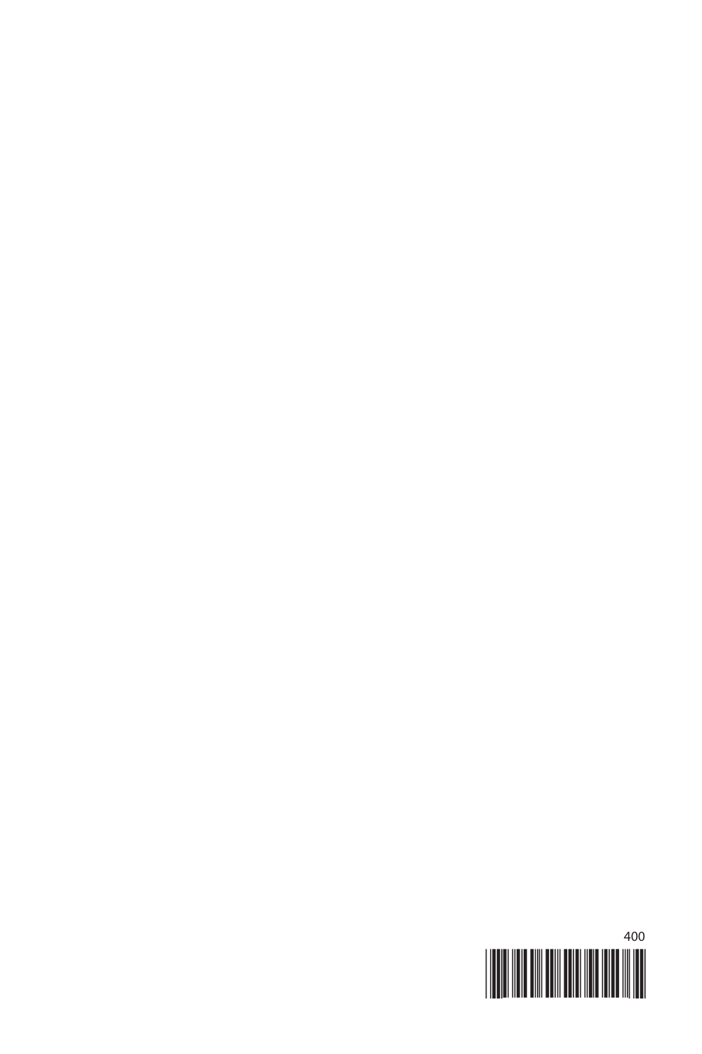400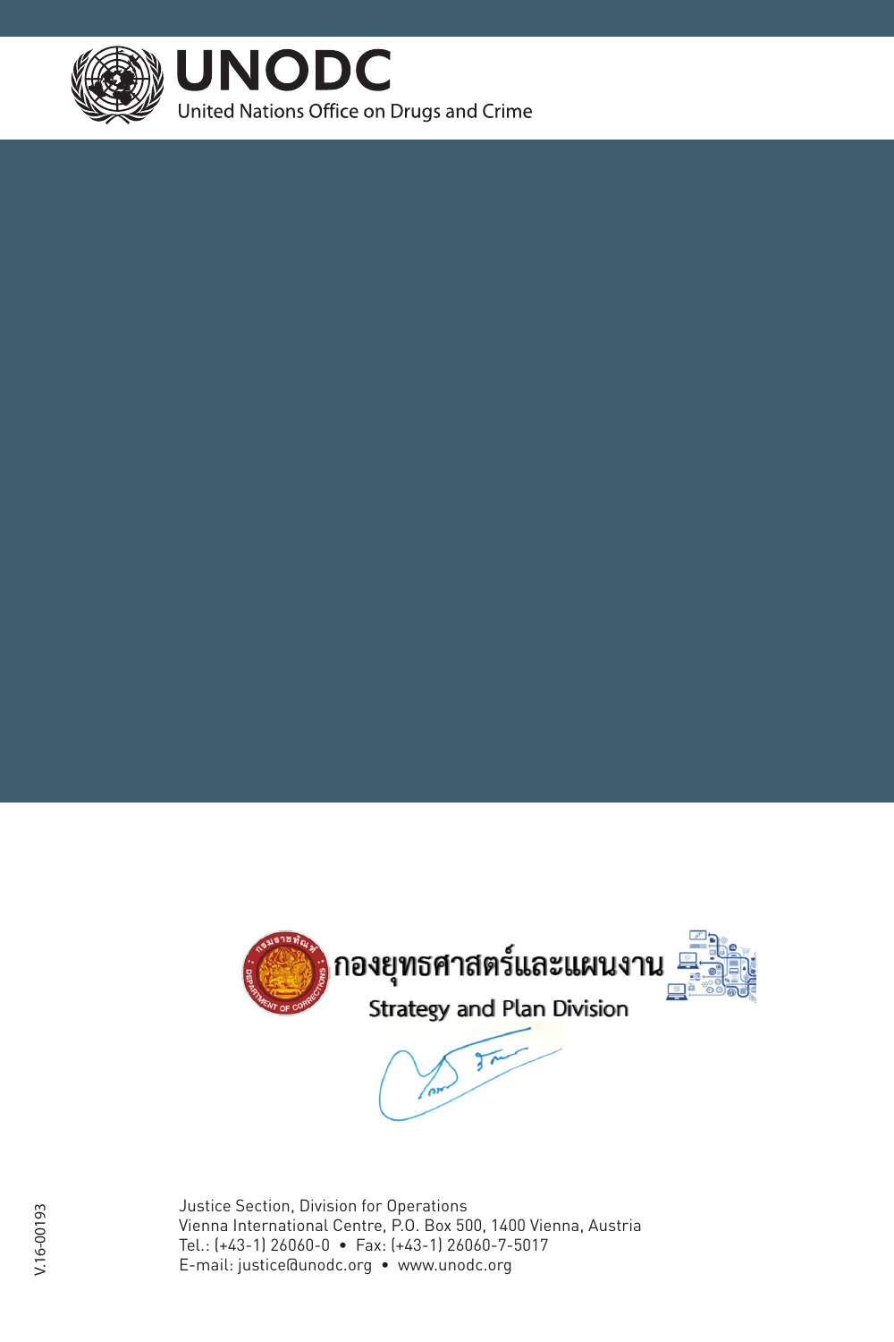UNODC

United Nations Office on Drugs and Crime

กองยุทธศาสตร์และแผนงาน

Strategy and Plan Division

Justice Section, Division for Operations
Vienna International Centre, P.O. Box 500, 1400 Vienna, Austria
Tel.: (+43-1) 26060-0 • Fax: (+43-1) 26060-7-5017
E-mail: justice@unodc.org • www.unodc.org

V.16-00193